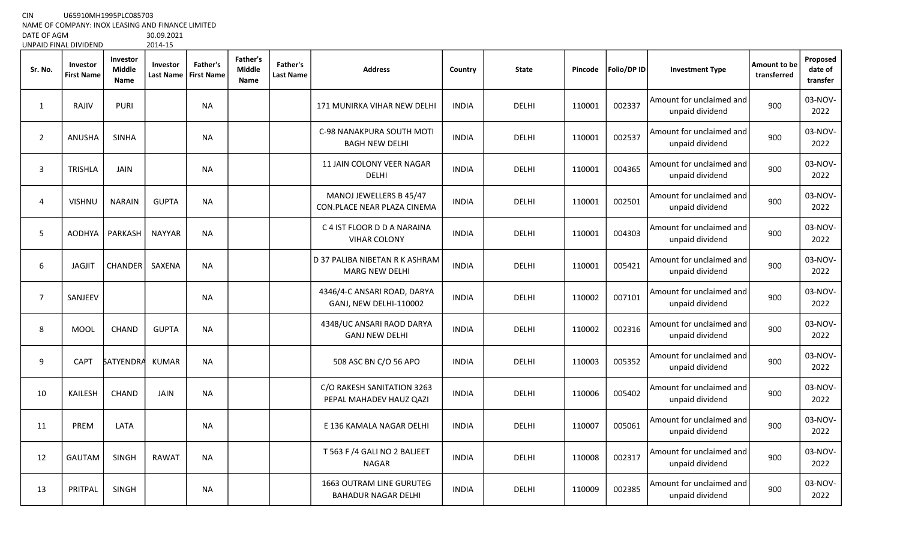CIN U65910MH1995PLC085703

NAME OF COMPANY: INOX LEASING AND FINANCE LIMITED

DATE OF AGM 30.09.2021

UNPAID FINAL DIVIDEND 2014-15

| Sr. No. | Investor First Name | Investor Middle Name | Investor Last Name | Father's First Name | Father's Middle Name | Father's Last Name | Address | Country | State | Pincode | Folio/DP ID | Investment Type | Amount to be transferred | Proposed date of transfer |
|---|---|---|---|---|---|---|---|---|---|---|---|---|---|---|
| 1 | RAJIV | PURI | | NA | | | 171 MUNIRKA VIHAR NEW DELHI | INDIA | DELHI | 110001 | 002337 | Amount for unclaimed and unpaid dividend | 900 | 03-NOV-2022 |
| 2 | ANUSHA | SINHA | | NA | | | C-98 NANAKPURA SOUTH MOTI BAGH NEW DELHI | INDIA | DELHI | 110001 | 002537 | Amount for unclaimed and unpaid dividend | 900 | 03-NOV-2022 |
| 3 | TRISHLA | JAIN | | NA | | | 11 JAIN COLONY VEER NAGAR DELHI | INDIA | DELHI | 110001 | 004365 | Amount for unclaimed and unpaid dividend | 900 | 03-NOV-2022 |
| 4 | VISHNU | NARAIN | GUPTA | NA | | | MANOJ JEWELLERS B 45/47 CON.PLACE NEAR PLAZA CINEMA | INDIA | DELHI | 110001 | 002501 | Amount for unclaimed and unpaid dividend | 900 | 03-NOV-2022 |
| 5 | AODHYA | PARKASH | NAYYAR | NA | | | C 4 IST FLOOR D D A NARAINA VIHAR COLONY | INDIA | DELHI | 110001 | 004303 | Amount for unclaimed and unpaid dividend | 900 | 03-NOV-2022 |
| 6 | JAGJIT | CHANDER | SAXENA | NA | | | D 37 PALIBA NIBETAN R K ASHRAM MARG NEW DELHI | INDIA | DELHI | 110001 | 005421 | Amount for unclaimed and unpaid dividend | 900 | 03-NOV-2022 |
| 7 | SANJEEV | | | NA | | | 4346/4-C ANSARI ROAD, DARYA GANJ, NEW DELHI-110002 | INDIA | DELHI | 110002 | 007101 | Amount for unclaimed and unpaid dividend | 900 | 03-NOV-2022 |
| 8 | MOOL | CHAND | GUPTA | NA | | | 4348/UC ANSARI RAOD DARYA GANJ NEW DELHI | INDIA | DELHI | 110002 | 002316 | Amount for unclaimed and unpaid dividend | 900 | 03-NOV-2022 |
| 9 | CAPT | SATYENDRA | KUMAR | NA | | | 508 ASC BN C/O 56 APO | INDIA | DELHI | 110003 | 005352 | Amount for unclaimed and unpaid dividend | 900 | 03-NOV-2022 |
| 10 | KAILESH | CHAND | JAIN | NA | | | C/O RAKESH SANITATION 3263 PEPAL MAHADEV HAUZ QAZI | INDIA | DELHI | 110006 | 005402 | Amount for unclaimed and unpaid dividend | 900 | 03-NOV-2022 |
| 11 | PREM | LATA | | NA | | | E 136 KAMALA NAGAR DELHI | INDIA | DELHI | 110007 | 005061 | Amount for unclaimed and unpaid dividend | 900 | 03-NOV-2022 |
| 12 | GAUTAM | SINGH | RAWAT | NA | | | T 563 F /4 GALI NO 2 BALJEET NAGAR | INDIA | DELHI | 110008 | 002317 | Amount for unclaimed and unpaid dividend | 900 | 03-NOV-2022 |
| 13 | PRITPAL | SINGH | | NA | | | 1663 OUTRAM LINE GURUTEG BAHADUR NAGAR DELHI | INDIA | DELHI | 110009 | 002385 | Amount for unclaimed and unpaid dividend | 900 | 03-NOV-2022 |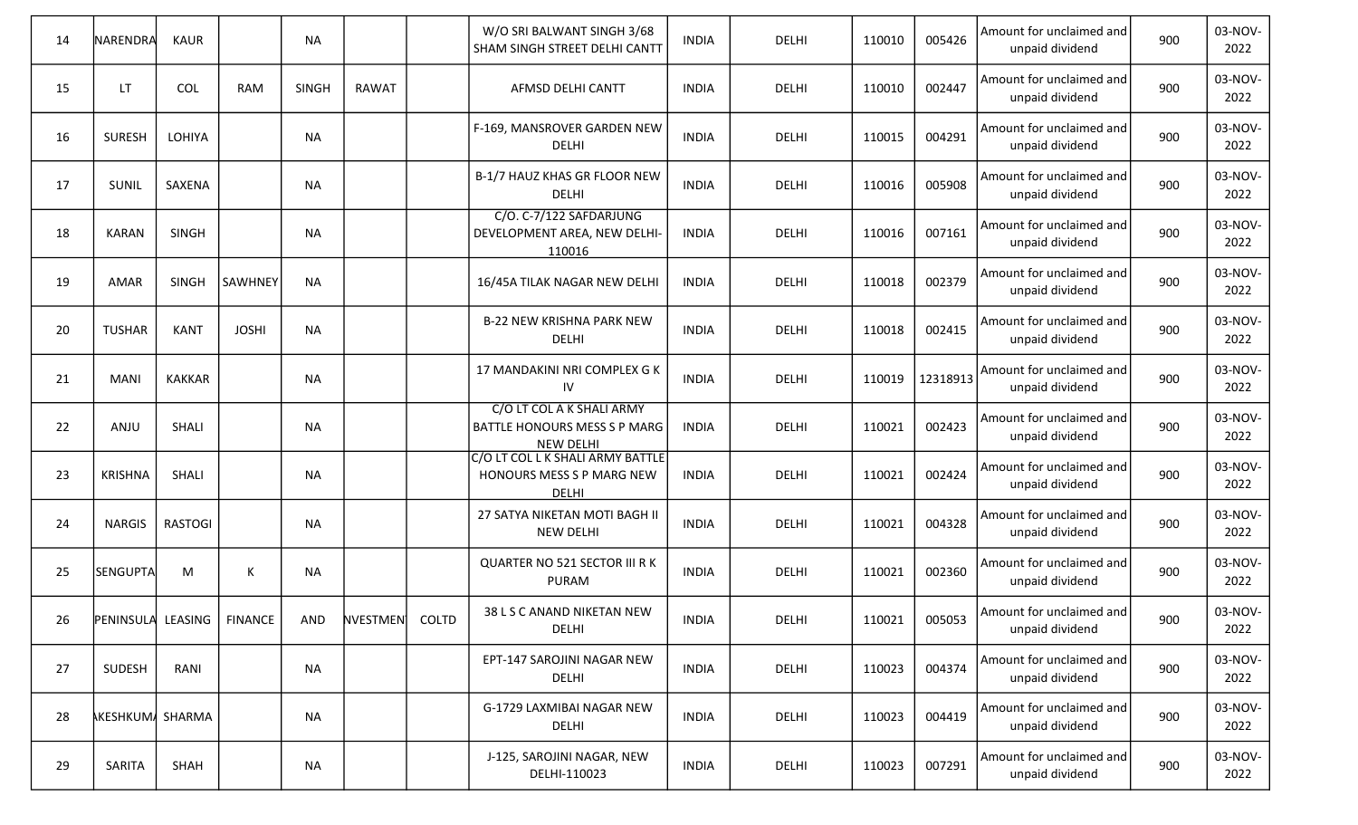| 14 | NARENDRA | KAUR | | NA | | | W/O SRI BALWANT SINGH 3/68 SHAM SINGH STREET DELHI CANTT | INDIA | DELHI | 110010 | 005426 | Amount for unclaimed and unpaid dividend | 900 | 03-NOV-2022 |
|---|---|---|---|---|---|---|---|---|---|---|---|---|---|---|
| 15 | LT | COL | RAM | SINGH | RAWAT | | AFMSD DELHI CANTT | INDIA | DELHI | 110010 | 002447 | Amount for unclaimed and unpaid dividend | 900 | 03-NOV-2022 |
| 16 | SURESH | LOHIYA | | NA | | | F-169, MANSROVER GARDEN NEW DELHI | INDIA | DELHI | 110015 | 004291 | Amount for unclaimed and unpaid dividend | 900 | 03-NOV-2022 |
| 17 | SUNIL | SAXENA | | NA | | | B-1/7 HAUZ KHAS GR FLOOR NEW DELHI | INDIA | DELHI | 110016 | 005908 | Amount for unclaimed and unpaid dividend | 900 | 03-NOV-2022 |
| 18 | KARAN | SINGH | | NA | | | C/O. C-7/122 SAFDARJUNG DEVELOPMENT AREA, NEW DELHI-110016 | INDIA | DELHI | 110016 | 007161 | Amount for unclaimed and unpaid dividend | 900 | 03-NOV-2022 |
| 19 | AMAR | SINGH | SAWHNEY | NA | | | 16/45A TILAK NAGAR NEW DELHI | INDIA | DELHI | 110018 | 002379 | Amount for unclaimed and unpaid dividend | 900 | 03-NOV-2022 |
| 20 | TUSHAR | KANT | JOSHI | NA | | | B-22 NEW KRISHNA PARK NEW DELHI | INDIA | DELHI | 110018 | 002415 | Amount for unclaimed and unpaid dividend | 900 | 03-NOV-2022 |
| 21 | MANI | KAKKAR | | NA | | | 17 MANDAKINI NRI COMPLEX G K IV | INDIA | DELHI | 110019 | 12318913 | Amount for unclaimed and unpaid dividend | 900 | 03-NOV-2022 |
| 22 | ANJU | SHALI | | NA | | | C/O LT COL A K SHALI ARMY BATTLE HONOURS MESS S P MARG NEW DELHI | INDIA | DELHI | 110021 | 002423 | Amount for unclaimed and unpaid dividend | 900 | 03-NOV-2022 |
| 23 | KRISHNA | SHALI | | NA | | | C/O LT COL L K SHALI ARMY BATTLE HONOURS MESS S P MARG NEW DELHI | INDIA | DELHI | 110021 | 002424 | Amount for unclaimed and unpaid dividend | 900 | 03-NOV-2022 |
| 24 | NARGIS | RASTOGI | | NA | | | 27 SATYA NIKETAN MOTI BAGH II NEW DELHI | INDIA | DELHI | 110021 | 004328 | Amount for unclaimed and unpaid dividend | 900 | 03-NOV-2022 |
| 25 | SENGUPTA | M | K | NA | | | QUARTER NO 521 SECTOR III R K PURAM | INDIA | DELHI | 110021 | 002360 | Amount for unclaimed and unpaid dividend | 900 | 03-NOV-2022 |
| 26 | PENINSULA | LEASING | FINANCE | AND | NVESTMEN | COLTD | 38 L S C ANAND NIKETAN NEW DELHI | INDIA | DELHI | 110021 | 005053 | Amount for unclaimed and unpaid dividend | 900 | 03-NOV-2022 |
| 27 | SUDESH | RANI | | NA | | | EPT-147 SAROJINI NAGAR NEW DELHI | INDIA | DELHI | 110023 | 004374 | Amount for unclaimed and unpaid dividend | 900 | 03-NOV-2022 |
| 28 | AKESHKUMA | SHARMA | | NA | | | G-1729 LAXMIBAI NAGAR NEW DELHI | INDIA | DELHI | 110023 | 004419 | Amount for unclaimed and unpaid dividend | 900 | 03-NOV-2022 |
| 29 | SARITA | SHAH | | NA | | | J-125, SAROJINI NAGAR, NEW DELHI-110023 | INDIA | DELHI | 110023 | 007291 | Amount for unclaimed and unpaid dividend | 900 | 03-NOV-2022 |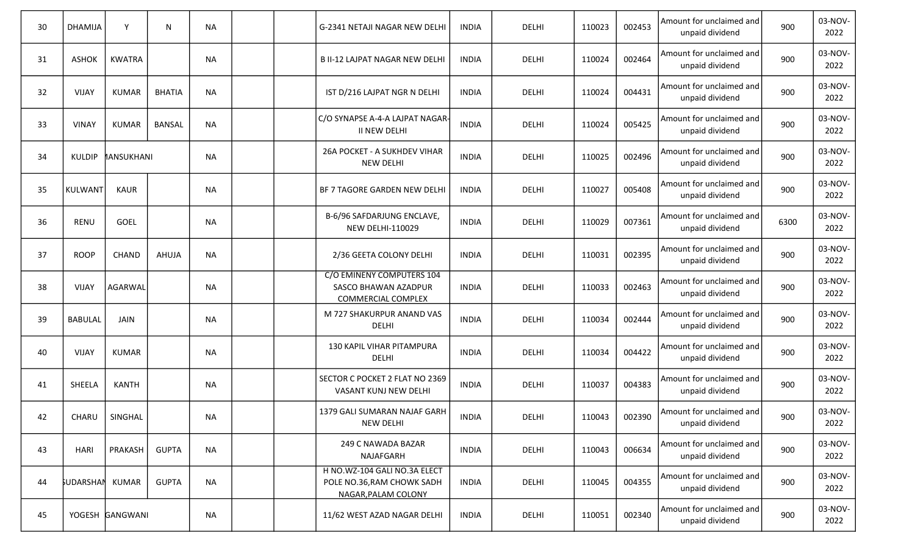| | | | | | | | | | | | | | | |
|---|---|---|---|---|---|---|---|---|---|---|---|---|---|---|
| 30 | DHAMIJA | Y | N | NA | | | G-2341 NETAJI NAGAR NEW DELHI | INDIA | DELHI | 110023 | 002453 | Amount for unclaimed and unpaid dividend | 900 | 03-NOV-2022 |
| 31 | ASHOK | KWATRA | | NA | | | B II-12 LAJPAT NAGAR NEW DELHI | INDIA | DELHI | 110024 | 002464 | Amount for unclaimed and unpaid dividend | 900 | 03-NOV-2022 |
| 32 | VIJAY | KUMAR | BHATIA | NA | | | IST D/216 LAJPAT NGR N DELHI | INDIA | DELHI | 110024 | 004431 | Amount for unclaimed and unpaid dividend | 900 | 03-NOV-2022 |
| 33 | VINAY | KUMAR | BANSAL | NA | | | C/O SYNAPSE A-4-A LAJPAT NAGAR-II NEW DELHI | INDIA | DELHI | 110024 | 005425 | Amount for unclaimed and unpaid dividend | 900 | 03-NOV-2022 |
| 34 | KULDIP | MANSUKHANI | | NA | | | 26A POCKET - A SUKHDEV VIHAR NEW DELHI | INDIA | DELHI | 110025 | 002496 | Amount for unclaimed and unpaid dividend | 900 | 03-NOV-2022 |
| 35 | KULWANT | KAUR | | NA | | | BF 7 TAGORE GARDEN NEW DELHI | INDIA | DELHI | 110027 | 005408 | Amount for unclaimed and unpaid dividend | 900 | 03-NOV-2022 |
| 36 | RENU | GOEL | | NA | | | B-6/96 SAFDARJUNG ENCLAVE, NEW DELHI-110029 | INDIA | DELHI | 110029 | 007361 | Amount for unclaimed and unpaid dividend | 6300 | 03-NOV-2022 |
| 37 | ROOP | CHAND | AHUJA | NA | | | 2/36 GEETA COLONY DELHI | INDIA | DELHI | 110031 | 002395 | Amount for unclaimed and unpaid dividend | 900 | 03-NOV-2022 |
| 38 | VIJAY | AGARWAL | | NA | | | C/O EMINENY COMPUTERS 104 SASCO BHAWAN AZADPUR COMMERCIAL COMPLEX | INDIA | DELHI | 110033 | 002463 | Amount for unclaimed and unpaid dividend | 900 | 03-NOV-2022 |
| 39 | BABULAL | JAIN | | NA | | | M 727 SHAKURPUR ANAND VAS DELHI | INDIA | DELHI | 110034 | 002444 | Amount for unclaimed and unpaid dividend | 900 | 03-NOV-2022 |
| 40 | VIJAY | KUMAR | | NA | | | 130 KAPIL VIHAR PITAMPURA DELHI | INDIA | DELHI | 110034 | 004422 | Amount for unclaimed and unpaid dividend | 900 | 03-NOV-2022 |
| 41 | SHEELA | KANTH | | NA | | | SECTOR C POCKET 2 FLAT NO 2369 VASANT KUNJ NEW DELHI | INDIA | DELHI | 110037 | 004383 | Amount for unclaimed and unpaid dividend | 900 | 03-NOV-2022 |
| 42 | CHARU | SINGHAL | | NA | | | 1379 GALI SUMARAN NAJAF GARH NEW DELHI | INDIA | DELHI | 110043 | 002390 | Amount for unclaimed and unpaid dividend | 900 | 03-NOV-2022 |
| 43 | HARI | PRAKASH | GUPTA | NA | | | 249 C NAWADA BAZAR NAJAFGARH | INDIA | DELHI | 110043 | 006634 | Amount for unclaimed and unpaid dividend | 900 | 03-NOV-2022 |
| 44 | SUDARSHAN | KUMAR | GUPTA | NA | | | H NO.WZ-104 GALI NO.3A ELECT POLE NO.36,RAM CHOWK SADH NAGAR,PALAM COLONY | INDIA | DELHI | 110045 | 004355 | Amount for unclaimed and unpaid dividend | 900 | 03-NOV-2022 |
| 45 | YOGESH | GANGWANI | | NA | | | 11/62 WEST AZAD NAGAR DELHI | INDIA | DELHI | 110051 | 002340 | Amount for unclaimed and unpaid dividend | 900 | 03-NOV-2022 |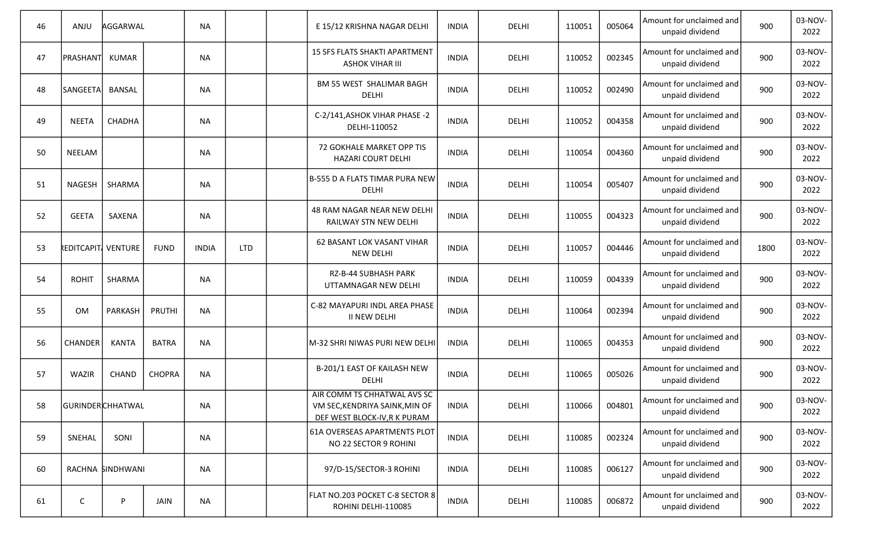| 46 | ANJU | AGGARWAL | | NA | | | E 15/12 KRISHNA NAGAR DELHI | INDIA | DELHI | 110051 | 005064 | Amount for unclaimed and unpaid dividend | 900 | 03-NOV-2022 |
|---|---|---|---|---|---|---|---|---|---|---|---|---|---|---|
| 47 | PRASHANT | KUMAR | | NA | | | 15 SFS FLATS SHAKTI APARTMENT ASHOK VIHAR III | INDIA | DELHI | 110052 | 002345 | Amount for unclaimed and unpaid dividend | 900 | 03-NOV-2022 |
| 48 | SANGEETA | BANSAL | | NA | | | BM 55 WEST SHALIMAR BAGH DELHI | INDIA | DELHI | 110052 | 002490 | Amount for unclaimed and unpaid dividend | 900 | 03-NOV-2022 |
| 49 | NEETA | CHADHA | | NA | | | C-2/141,ASHOK VIHAR PHASE -2 DELHI-110052 | INDIA | DELHI | 110052 | 004358 | Amount for unclaimed and unpaid dividend | 900 | 03-NOV-2022 |
| 50 | NEELAM | | | NA | | | 72 GOKHALE MARKET OPP TIS HAZARI COURT DELHI | INDIA | DELHI | 110054 | 004360 | Amount for unclaimed and unpaid dividend | 900 | 03-NOV-2022 |
| 51 | NAGESH | SHARMA | | NA | | | B-555 D A FLATS TIMAR PURA NEW DELHI | INDIA | DELHI | 110054 | 005407 | Amount for unclaimed and unpaid dividend | 900 | 03-NOV-2022 |
| 52 | GEETA | SAXENA | | NA | | | 48 RAM NAGAR NEAR NEW DELHI RAILWAY STN NEW DELHI | INDIA | DELHI | 110055 | 004323 | Amount for unclaimed and unpaid dividend | 900 | 03-NOV-2022 |
| 53 | REDITCAPITA | VENTURE | FUND | INDIA | LTD | | 62 BASANT LOK VASANT VIHAR NEW DELHI | INDIA | DELHI | 110057 | 004446 | Amount for unclaimed and unpaid dividend | 1800 | 03-NOV-2022 |
| 54 | ROHIT | SHARMA | | NA | | | RZ-B-44 SUBHASH PARK UTTAMNAGAR NEW DELHI | INDIA | DELHI | 110059 | 004339 | Amount for unclaimed and unpaid dividend | 900 | 03-NOV-2022 |
| 55 | OM | PARKASH | PRUTHI | NA | | | C-82 MAYAPURI INDL AREA PHASE II NEW DELHI | INDIA | DELHI | 110064 | 002394 | Amount for unclaimed and unpaid dividend | 900 | 03-NOV-2022 |
| 56 | CHANDER | KANTA | BATRA | NA | | | M-32 SHRI NIWAS PURI NEW DELHI | INDIA | DELHI | 110065 | 004353 | Amount for unclaimed and unpaid dividend | 900 | 03-NOV-2022 |
| 57 | WAZIR | CHAND | CHOPRA | NA | | | B-201/1 EAST OF KAILASH NEW DELHI | INDIA | DELHI | 110065 | 005026 | Amount for unclaimed and unpaid dividend | 900 | 03-NOV-2022 |
| 58 | GURINDER | CHHATWAL | | NA | | | AIR COMM TS CHHATWAL AVS SC VM SEC,KENDRIYA SAINK,MIN OF DEF WEST BLOCK-IV,R K PURAM | INDIA | DELHI | 110066 | 004801 | Amount for unclaimed and unpaid dividend | 900 | 03-NOV-2022 |
| 59 | SNEHAL | SONI | | NA | | | 61A OVERSEAS APARTMENTS PLOT NO 22 SECTOR 9 ROHINI | INDIA | DELHI | 110085 | 002324 | Amount for unclaimed and unpaid dividend | 900 | 03-NOV-2022 |
| 60 | RACHNA | SINDHWANI | | NA | | | 97/D-15/SECTOR-3 ROHINI | INDIA | DELHI | 110085 | 006127 | Amount for unclaimed and unpaid dividend | 900 | 03-NOV-2022 |
| 61 | C | P | JAIN | NA | | | FLAT NO.203 POCKET C-8 SECTOR 8 ROHINI DELHI-110085 | INDIA | DELHI | 110085 | 006872 | Amount for unclaimed and unpaid dividend | 900 | 03-NOV-2022 |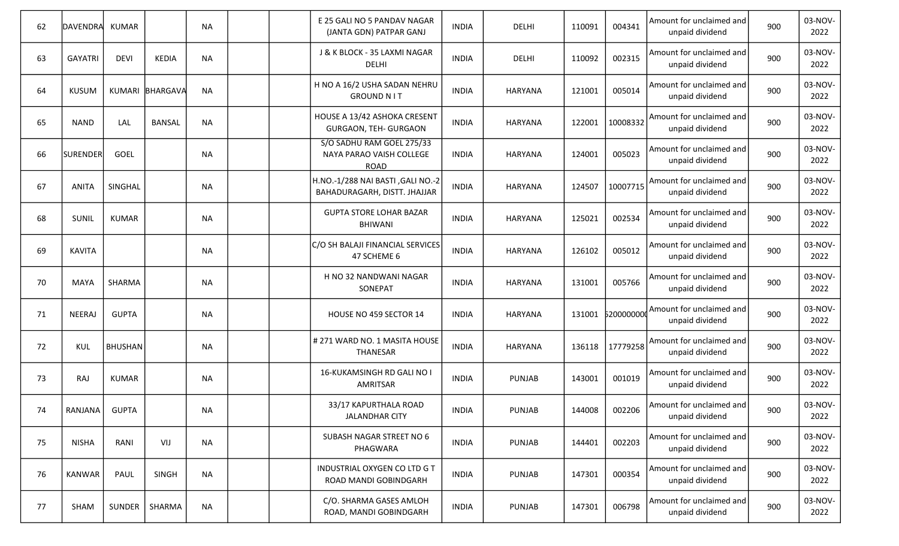| | | | | | | | | | | | | | | |
|---|---|---|---|---|---|---|---|---|---|---|---|---|---|---|
| 62 | DAVENDRA | KUMAR | | NA | | | E 25 GALI NO 5 PANDAV NAGAR (JANTA GDN) PATPAR GANJ | INDIA | DELHI | 110091 | 004341 | Amount for unclaimed and unpaid dividend | 900 | 03-NOV-2022 |
| 63 | GAYATRI | DEVI | KEDIA | NA | | | J & K BLOCK - 35 LAXMI NAGAR DELHI | INDIA | DELHI | 110092 | 002315 | Amount for unclaimed and unpaid dividend | 900 | 03-NOV-2022 |
| 64 | KUSUM | KUMARI | BHARGAVA | NA | | | H NO A 16/2 USHA SADAN NEHRU GROUND N I T | INDIA | HARYANA | 121001 | 005014 | Amount for unclaimed and unpaid dividend | 900 | 03-NOV-2022 |
| 65 | NAND | LAL | BANSAL | NA | | | HOUSE A 13/42 ASHOKA CRESENT GURGAON, TEH- GURGAON | INDIA | HARYANA | 122001 | 10008332 | Amount for unclaimed and unpaid dividend | 900 | 03-NOV-2022 |
| 66 | SURENDER | GOEL | | NA | | | S/O SADHU RAM GOEL 275/33 NAYA PARAO VAISH COLLEGE ROAD | INDIA | HARYANA | 124001 | 005023 | Amount for unclaimed and unpaid dividend | 900 | 03-NOV-2022 |
| 67 | ANITA | SINGHAL | | NA | | | H.NO.-1/288 NAI BASTI ,GALI NO.-2 BAHADURAGARH, DISTT. JHAJJAR | INDIA | HARYANA | 124507 | 10007715 | Amount for unclaimed and unpaid dividend | 900 | 03-NOV-2022 |
| 68 | SUNIL | KUMAR | | NA | | | GUPTA STORE LOHAR BAZAR BHIWANI | INDIA | HARYANA | 125021 | 002534 | Amount for unclaimed and unpaid dividend | 900 | 03-NOV-2022 |
| 69 | KAVITA | | | NA | | | C/O SH BALAJI FINANCIAL SERVICES 47 SCHEME 6 | INDIA | HARYANA | 126102 | 005012 | Amount for unclaimed and unpaid dividend | 900 | 03-NOV-2022 |
| 70 | MAYA | SHARMA | | NA | | | H NO 32 NANDWANI NAGAR SONEPAT | INDIA | HARYANA | 131001 | 005766 | Amount for unclaimed and unpaid dividend | 900 | 03-NOV-2022 |
| 71 | NEERAJ | GUPTA | | NA | | | HOUSE NO 459 SECTOR 14 | INDIA | HARYANA | 131001 | 6200000000 | Amount for unclaimed and unpaid dividend | 900 | 03-NOV-2022 |
| 72 | KUL | BHUSHAN | | NA | | | # 271 WARD NO. 1 MASITA HOUSE THANESAR | INDIA | HARYANA | 136118 | 17779258 | Amount for unclaimed and unpaid dividend | 900 | 03-NOV-2022 |
| 73 | RAJ | KUMAR | | NA | | | 16-KUKAMSINGH RD GALI NO I AMRITSAR | INDIA | PUNJAB | 143001 | 001019 | Amount for unclaimed and unpaid dividend | 900 | 03-NOV-2022 |
| 74 | RANJANA | GUPTA | | NA | | | 33/17 KAPURTHALA ROAD JALANDHAR CITY | INDIA | PUNJAB | 144008 | 002206 | Amount for unclaimed and unpaid dividend | 900 | 03-NOV-2022 |
| 75 | NISHA | RANI | VIJ | NA | | | SUBASH NAGAR STREET NO 6 PHAGWARA | INDIA | PUNJAB | 144401 | 002203 | Amount for unclaimed and unpaid dividend | 900 | 03-NOV-2022 |
| 76 | KANWAR | PAUL | SINGH | NA | | | INDUSTRIAL OXYGEN CO LTD G T ROAD MANDI GOBINDGARH | INDIA | PUNJAB | 147301 | 000354 | Amount for unclaimed and unpaid dividend | 900 | 03-NOV-2022 |
| 77 | SHAM | SUNDER | SHARMA | NA | | | C/O. SHARMA GASES AMLOH ROAD, MANDI GOBINDGARH | INDIA | PUNJAB | 147301 | 006798 | Amount for unclaimed and unpaid dividend | 900 | 03-NOV-2022 |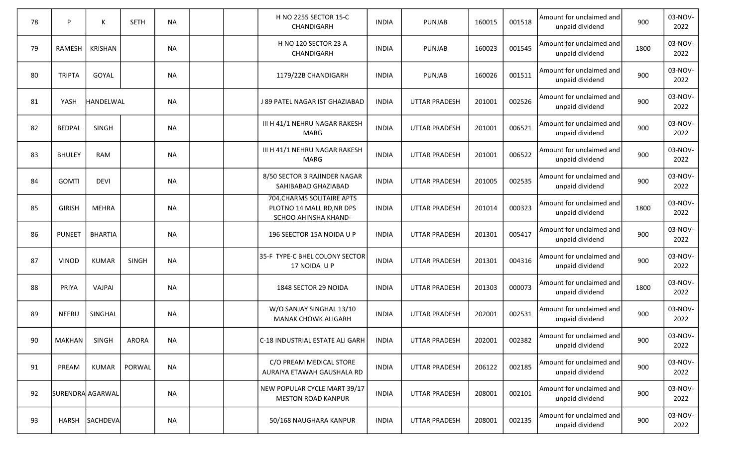| 78 | P | K | SETH | NA | | | H NO 2255 SECTOR 15-C CHANDIGARH | INDIA | PUNJAB | 160015 | 001518 | Amount for unclaimed and unpaid dividend | 900 | 03-NOV-2022 |
|---|---|---|---|---|---|---|---|---|---|---|---|---|---|---|
| 79 | RAMESH | KRISHAN | | NA | | | H NO 120 SECTOR 23 A CHANDIGARH | INDIA | PUNJAB | 160023 | 001545 | Amount for unclaimed and unpaid dividend | 1800 | 03-NOV-2022 |
| 80 | TRIPTA | GOYAL | | NA | | | 1179/22B CHANDIGARH | INDIA | PUNJAB | 160026 | 001511 | Amount for unclaimed and unpaid dividend | 900 | 03-NOV-2022 |
| 81 | YASH | HANDELWAL | | NA | | | J 89 PATEL NAGAR IST GHAZIABAD | INDIA | UTTAR PRADESH | 201001 | 002526 | Amount for unclaimed and unpaid dividend | 900 | 03-NOV-2022 |
| 82 | BEDPAL | SINGH | | NA | | | III H 41/1 NEHRU NAGAR RAKESH MARG | INDIA | UTTAR PRADESH | 201001 | 006521 | Amount for unclaimed and unpaid dividend | 900 | 03-NOV-2022 |
| 83 | BHULEY | RAM | | NA | | | III H 41/1 NEHRU NAGAR RAKESH MARG | INDIA | UTTAR PRADESH | 201001 | 006522 | Amount for unclaimed and unpaid dividend | 900 | 03-NOV-2022 |
| 84 | GOMTI | DEVI | | NA | | | 8/50 SECTOR 3 RAJINDER NAGAR SAHIBABAD GHAZIABAD | INDIA | UTTAR PRADESH | 201005 | 002535 | Amount for unclaimed and unpaid dividend | 900 | 03-NOV-2022 |
| 85 | GIRISH | MEHRA | | NA | | | 704,CHARMS SOLITAIRE APTS PLOTNO 14 MALL RD,NR DPS SCHOO AHINSHA KHAND- | INDIA | UTTAR PRADESH | 201014 | 000323 | Amount for unclaimed and unpaid dividend | 1800 | 03-NOV-2022 |
| 86 | PUNEET | BHARTIA | | NA | | | 196 SEECTOR 15A NOIDA U P | INDIA | UTTAR PRADESH | 201301 | 005417 | Amount for unclaimed and unpaid dividend | 900 | 03-NOV-2022 |
| 87 | VINOD | KUMAR | SINGH | NA | | | 35-F TYPE-C BHEL COLONY SECTOR 17 NOIDA U P | INDIA | UTTAR PRADESH | 201301 | 004316 | Amount for unclaimed and unpaid dividend | 900 | 03-NOV-2022 |
| 88 | PRIYA | VAJPAI | | NA | | | 1848 SECTOR 29 NOIDA | INDIA | UTTAR PRADESH | 201303 | 000073 | Amount for unclaimed and unpaid dividend | 1800 | 03-NOV-2022 |
| 89 | NEERU | SINGHAL | | NA | | | W/O SANJAY SINGHAL 13/10 MANAK CHOWK ALIGARH | INDIA | UTTAR PRADESH | 202001 | 002531 | Amount for unclaimed and unpaid dividend | 900 | 03-NOV-2022 |
| 90 | MAKHAN | SINGH | ARORA | NA | | | C-18 INDUSTRIAL ESTATE ALI GARH | INDIA | UTTAR PRADESH | 202001 | 002382 | Amount for unclaimed and unpaid dividend | 900 | 03-NOV-2022 |
| 91 | PREAM | KUMAR | PORWAL | NA | | | C/O PREAM MEDICAL STORE AURAIYA ETAWAH GAUSHALA RD | INDIA | UTTAR PRADESH | 206122 | 002185 | Amount for unclaimed and unpaid dividend | 900 | 03-NOV-2022 |
| 92 | SURENDRA | AGARWAL | | NA | | | NEW POPULAR CYCLE MART 39/17 MESTON ROAD KANPUR | INDIA | UTTAR PRADESH | 208001 | 002101 | Amount for unclaimed and unpaid dividend | 900 | 03-NOV-2022 |
| 93 | HARSH | SACHDEVA | | NA | | | 50/168 NAUGHARA KANPUR | INDIA | UTTAR PRADESH | 208001 | 002135 | Amount for unclaimed and unpaid dividend | 900 | 03-NOV-2022 |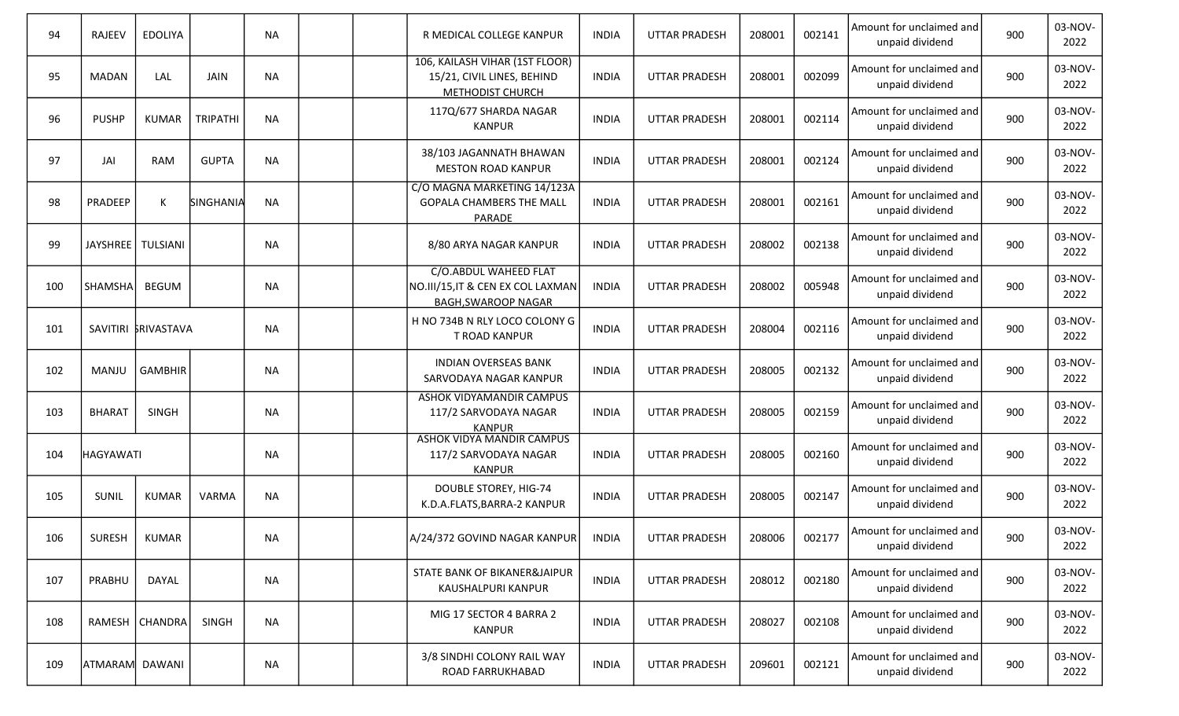| 94 | RAJEEV | EDOLIYA | | NA | | | R MEDICAL COLLEGE KANPUR | INDIA | UTTAR PRADESH | 208001 | 002141 | Amount for unclaimed and unpaid dividend | 900 | 03-NOV-2022 |
|---|---|---|---|---|---|---|---|---|---|---|---|---|---|---|
| 95 | MADAN | LAL | JAIN | NA | | | 106, KAILASH VIHAR (1ST FLOOR) 15/21, CIVIL LINES, BEHIND METHODIST CHURCH | INDIA | UTTAR PRADESH | 208001 | 002099 | Amount for unclaimed and unpaid dividend | 900 | 03-NOV-2022 |
| 96 | PUSHP | KUMAR | TRIPATHI | NA | | | 117Q/677 SHARDA NAGAR KANPUR | INDIA | UTTAR PRADESH | 208001 | 002114 | Amount for unclaimed and unpaid dividend | 900 | 03-NOV-2022 |
| 97 | JAI | RAM | GUPTA | NA | | | 38/103 JAGANNATH BHAWAN MESTON ROAD KANPUR | INDIA | UTTAR PRADESH | 208001 | 002124 | Amount for unclaimed and unpaid dividend | 900 | 03-NOV-2022 |
| 98 | PRADEEP | K | SINGHANIA | NA | | | C/O MAGNA MARKETING 14/123A GOPALA CHAMBERS THE MALL PARADE | INDIA | UTTAR PRADESH | 208001 | 002161 | Amount for unclaimed and unpaid dividend | 900 | 03-NOV-2022 |
| 99 | JAYSHREE | TULSIANI | | NA | | | 8/80 ARYA NAGAR KANPUR | INDIA | UTTAR PRADESH | 208002 | 002138 | Amount for unclaimed and unpaid dividend | 900 | 03-NOV-2022 |
| 100 | SHAMSHA | BEGUM | | NA | | | C/O.ABDUL WAHEED FLAT NO.III/15,IT & CEN EX COL LAXMAN BAGH,SWAROOP NAGAR | INDIA | UTTAR PRADESH | 208002 | 005948 | Amount for unclaimed and unpaid dividend | 900 | 03-NOV-2022 |
| 101 | SAVITIRI | SRIVASTAVA | | NA | | | H NO 734B N RLY LOCO COLONY G T ROAD KANPUR | INDIA | UTTAR PRADESH | 208004 | 002116 | Amount for unclaimed and unpaid dividend | 900 | 03-NOV-2022 |
| 102 | MANJU | GAMBHIR | | NA | | | INDIAN OVERSEAS BANK SARVODAYA NAGAR KANPUR | INDIA | UTTAR PRADESH | 208005 | 002132 | Amount for unclaimed and unpaid dividend | 900 | 03-NOV-2022 |
| 103 | BHARAT | SINGH | | NA | | | ASHOK VIDYAMANDIR CAMPUS 117/2 SARVODAYA NAGAR KANPUR | INDIA | UTTAR PRADESH | 208005 | 002159 | Amount for unclaimed and unpaid dividend | 900 | 03-NOV-2022 |
| 104 | BHAGYAWATI | | | NA | | | ASHOK VIDYA MANDIR CAMPUS 117/2 SARVODAYA NAGAR KANPUR | INDIA | UTTAR PRADESH | 208005 | 002160 | Amount for unclaimed and unpaid dividend | 900 | 03-NOV-2022 |
| 105 | SUNIL | KUMAR | VARMA | NA | | | DOUBLE STOREY, HIG-74 K.D.A.FLATS,BARRA-2 KANPUR | INDIA | UTTAR PRADESH | 208005 | 002147 | Amount for unclaimed and unpaid dividend | 900 | 03-NOV-2022 |
| 106 | SURESH | KUMAR | | NA | | | A/24/372 GOVIND NAGAR KANPUR | INDIA | UTTAR PRADESH | 208006 | 002177 | Amount for unclaimed and unpaid dividend | 900 | 03-NOV-2022 |
| 107 | PRABHU | DAYAL | | NA | | | STATE BANK OF BIKANER&JAIPUR KAUSHALPURI KANPUR | INDIA | UTTAR PRADESH | 208012 | 002180 | Amount for unclaimed and unpaid dividend | 900 | 03-NOV-2022 |
| 108 | RAMESH | CHANDRA | SINGH | NA | | | MIG 17 SECTOR 4 BARRA 2 KANPUR | INDIA | UTTAR PRADESH | 208027 | 002108 | Amount for unclaimed and unpaid dividend | 900 | 03-NOV-2022 |
| 109 | ATMARAM | DAWANI | | NA | | | 3/8 SINDHI COLONY RAIL WAY ROAD FARRUKHABAD | INDIA | UTTAR PRADESH | 209601 | 002121 | Amount for unclaimed and unpaid dividend | 900 | 03-NOV-2022 |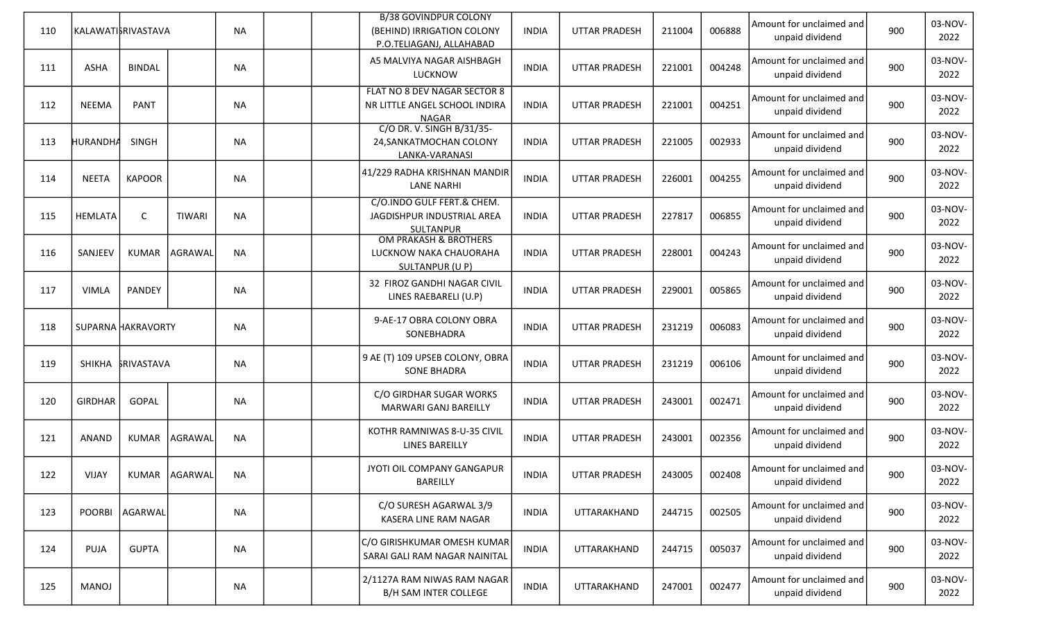| 110 | KALAWATI | SRIVASTAVA | | NA | | | B/38 GOVINDPUR COLONY (BEHIND) IRRIGATION COLONY P.O.TELIAGANJ, ALLAHABAD | INDIA | UTTAR PRADESH | 211004 | 006888 | Amount for unclaimed and unpaid dividend | 900 | 03-NOV-2022 |
|---|---|---|---|---|---|---|---|---|---|---|---|---|---|---|
| 111 | ASHA | BINDAL | | NA | | | A5 MALVIYA NAGAR AISHBAGH LUCKNOW | INDIA | UTTAR PRADESH | 221001 | 004248 | Amount for unclaimed and unpaid dividend | 900 | 03-NOV-2022 |
| 112 | NEEMA | PANT | | NA | | | FLAT NO 8 DEV NAGAR SECTOR 8 NR LITTLE ANGEL SCHOOL INDIRA NAGAR | INDIA | UTTAR PRADESH | 221001 | 004251 | Amount for unclaimed and unpaid dividend | 900 | 03-NOV-2022 |
| 113 | HURANDHA | SINGH | | NA | | | C/O DR. V. SINGH B/31/35-24,SANKATMOCHAN COLONY LANKA-VARANASI | INDIA | UTTAR PRADESH | 221005 | 002933 | Amount for unclaimed and unpaid dividend | 900 | 03-NOV-2022 |
| 114 | NEETA | KAPOOR | | NA | | | 41/229 RADHA KRISHNAN MANDIR LANE NARHI | INDIA | UTTAR PRADESH | 226001 | 004255 | Amount for unclaimed and unpaid dividend | 900 | 03-NOV-2022 |
| 115 | HEMLATA | C | TIWARI | NA | | | C/O.INDO GULF FERT.& CHEM. JAGDISHPUR INDUSTRIAL AREA SULTANPUR | INDIA | UTTAR PRADESH | 227817 | 006855 | Amount for unclaimed and unpaid dividend | 900 | 03-NOV-2022 |
| 116 | SANJEEV | KUMAR | AGRAWAL | NA | | | OM PRAKASH & BROTHERS LUCKNOW NAKA CHAUORAHA SULTANPUR (U P) | INDIA | UTTAR PRADESH | 228001 | 004243 | Amount for unclaimed and unpaid dividend | 900 | 03-NOV-2022 |
| 117 | VIMLA | PANDEY | | NA | | | 32 FIROZ GANDHI NAGAR CIVIL LINES RAEBARELI (U.P) | INDIA | UTTAR PRADESH | 229001 | 005865 | Amount for unclaimed and unpaid dividend | 900 | 03-NOV-2022 |
| 118 | SUPARNA | HAKRAVORTY | | NA | | | 9-AE-17 OBRA COLONY OBRA SONEBHADRA | INDIA | UTTAR PRADESH | 231219 | 006083 | Amount for unclaimed and unpaid dividend | 900 | 03-NOV-2022 |
| 119 | SHIKHA | SRIVASTAVA | | NA | | | 9 AE (T) 109 UPSEB COLONY, OBRA SONE BHADRA | INDIA | UTTAR PRADESH | 231219 | 006106 | Amount for unclaimed and unpaid dividend | 900 | 03-NOV-2022 |
| 120 | GIRDHAR | GOPAL | | NA | | | C/O GIRDHAR SUGAR WORKS MARWARI GANJ BAREILLY | INDIA | UTTAR PRADESH | 243001 | 002471 | Amount for unclaimed and unpaid dividend | 900 | 03-NOV-2022 |
| 121 | ANAND | KUMAR | AGRAWAL | NA | | | KOTHR RAMNIWAS 8-U-35 CIVIL LINES BAREILLY | INDIA | UTTAR PRADESH | 243001 | 002356 | Amount for unclaimed and unpaid dividend | 900 | 03-NOV-2022 |
| 122 | VIJAY | KUMAR | AGARWAL | NA | | | JYOTI OIL COMPANY GANGAPUR BAREILLY | INDIA | UTTAR PRADESH | 243005 | 002408 | Amount for unclaimed and unpaid dividend | 900 | 03-NOV-2022 |
| 123 | POORBI | AGARWAL | | NA | | | C/O SURESH AGARWAL 3/9 KASERA LINE RAM NAGAR | INDIA | UTTARAKHAND | 244715 | 002505 | Amount for unclaimed and unpaid dividend | 900 | 03-NOV-2022 |
| 124 | PUJA | GUPTA | | NA | | | C/O GIRISHKUMAR OMESH KUMAR SARAI GALI RAM NAGAR NAINITAL | INDIA | UTTARAKHAND | 244715 | 005037 | Amount for unclaimed and unpaid dividend | 900 | 03-NOV-2022 |
| 125 | MANOJ | | | NA | | | 2/1127A RAM NIWAS RAM NAGAR B/H SAM INTER COLLEGE | INDIA | UTTARAKHAND | 247001 | 002477 | Amount for unclaimed and unpaid dividend | 900 | 03-NOV-2022 |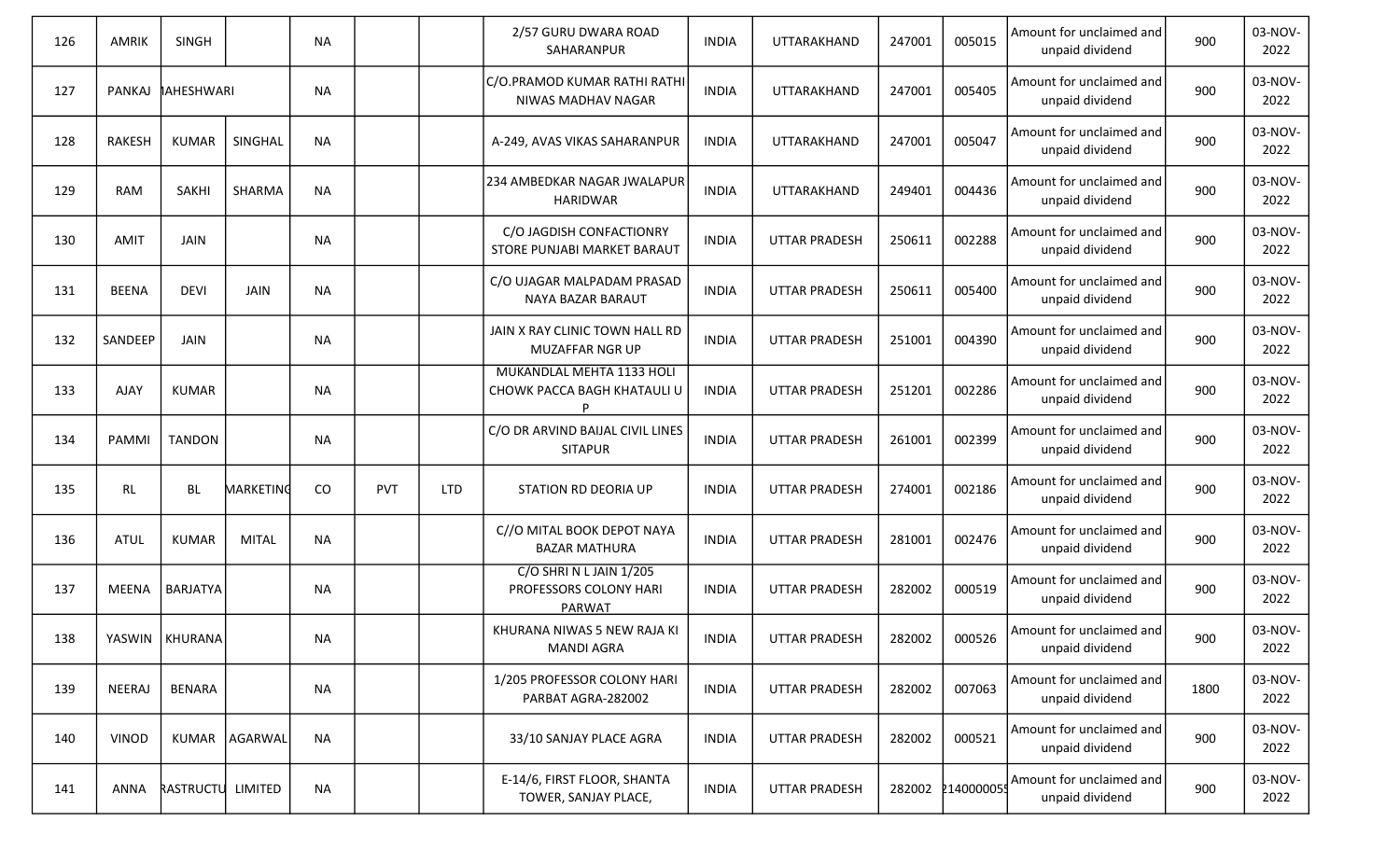| 126 | AMRIK | SINGH | | NA | | | 2/57 GURU DWARA ROAD SAHARANPUR | INDIA | UTTARAKHAND | 247001 | 005015 | Amount for unclaimed and unpaid dividend | 900 | 03-NOV-2022 |
|---|---|---|---|---|---|---|---|---|---|---|---|---|---|---|
| 127 | PANKAJ | IAHESHWARI | | NA | | | C/O.PRAMOD KUMAR RATHI RATHI NIWAS MADHAV NAGAR | INDIA | UTTARAKHAND | 247001 | 005405 | Amount for unclaimed and unpaid dividend | 900 | 03-NOV-2022 |
| 128 | RAKESH | KUMAR | SINGHAL | NA | | | A-249, AVAS VIKAS SAHARANPUR | INDIA | UTTARAKHAND | 247001 | 005047 | Amount for unclaimed and unpaid dividend | 900 | 03-NOV-2022 |
| 129 | RAM | SAKHI | SHARMA | NA | | | 234 AMBEDKAR NAGAR JWALAPUR HARIDWAR | INDIA | UTTARAKHAND | 249401 | 004436 | Amount for unclaimed and unpaid dividend | 900 | 03-NOV-2022 |
| 130 | AMIT | JAIN | | NA | | | C/O JAGDISH CONFACTIONRY STORE PUNJABI MARKET BARAUT | INDIA | UTTAR PRADESH | 250611 | 002288 | Amount for unclaimed and unpaid dividend | 900 | 03-NOV-2022 |
| 131 | BEENA | DEVI | JAIN | NA | | | C/O UJAGAR MALPADAM PRASAD NAYA BAZAR BARAUT | INDIA | UTTAR PRADESH | 250611 | 005400 | Amount for unclaimed and unpaid dividend | 900 | 03-NOV-2022 |
| 132 | SANDEEP | JAIN | | NA | | | JAIN X RAY CLINIC TOWN HALL RD MUZAFFAR NGR UP | INDIA | UTTAR PRADESH | 251001 | 004390 | Amount for unclaimed and unpaid dividend | 900 | 03-NOV-2022 |
| 133 | AJAY | KUMAR | | NA | | | MUKANDLAL MEHTA 1133 HOLI CHOWK PACCA BAGH KHATAULI U P | INDIA | UTTAR PRADESH | 251201 | 002286 | Amount for unclaimed and unpaid dividend | 900 | 03-NOV-2022 |
| 134 | PAMMI | TANDON | | NA | | | C/O DR ARVIND BAIJAL CIVIL LINES SITAPUR | INDIA | UTTAR PRADESH | 261001 | 002399 | Amount for unclaimed and unpaid dividend | 900 | 03-NOV-2022 |
| 135 | RL | BL | MARKETING | CO | PVT | LTD | STATION RD DEORIA UP | INDIA | UTTAR PRADESH | 274001 | 002186 | Amount for unclaimed and unpaid dividend | 900 | 03-NOV-2022 |
| 136 | ATUL | KUMAR | MITAL | NA | | | C//O MITAL BOOK DEPOT NAYA BAZAR MATHURA | INDIA | UTTAR PRADESH | 281001 | 002476 | Amount for unclaimed and unpaid dividend | 900 | 03-NOV-2022 |
| 137 | MEENA | BARJATYA | | NA | | | C/O SHRI N L JAIN 1/205 PROFESSORS COLONY HARI PARWAT | INDIA | UTTAR PRADESH | 282002 | 000519 | Amount for unclaimed and unpaid dividend | 900 | 03-NOV-2022 |
| 138 | YASWIN | KHURANA | | NA | | | KHURANA NIWAS 5 NEW RAJA KI MANDI AGRA | INDIA | UTTAR PRADESH | 282002 | 000526 | Amount for unclaimed and unpaid dividend | 900 | 03-NOV-2022 |
| 139 | NEERAJ | BENARA | | NA | | | 1/205 PROFESSOR COLONY HARI PARBAT AGRA-282002 | INDIA | UTTAR PRADESH | 282002 | 007063 | Amount for unclaimed and unpaid dividend | 1800 | 03-NOV-2022 |
| 140 | VINOD | KUMAR | AGARWAL | NA | | | 33/10 SANJAY PLACE AGRA | INDIA | UTTAR PRADESH | 282002 | 000521 | Amount for unclaimed and unpaid dividend | 900 | 03-NOV-2022 |
| 141 | ANNA | RASTRUCTU | LIMITED | NA | | | E-14/6, FIRST FLOOR, SHANTA TOWER, SANJAY PLACE, | INDIA | UTTAR PRADESH | 282002 | 2140000059 | Amount for unclaimed and unpaid dividend | 900 | 03-NOV-2022 |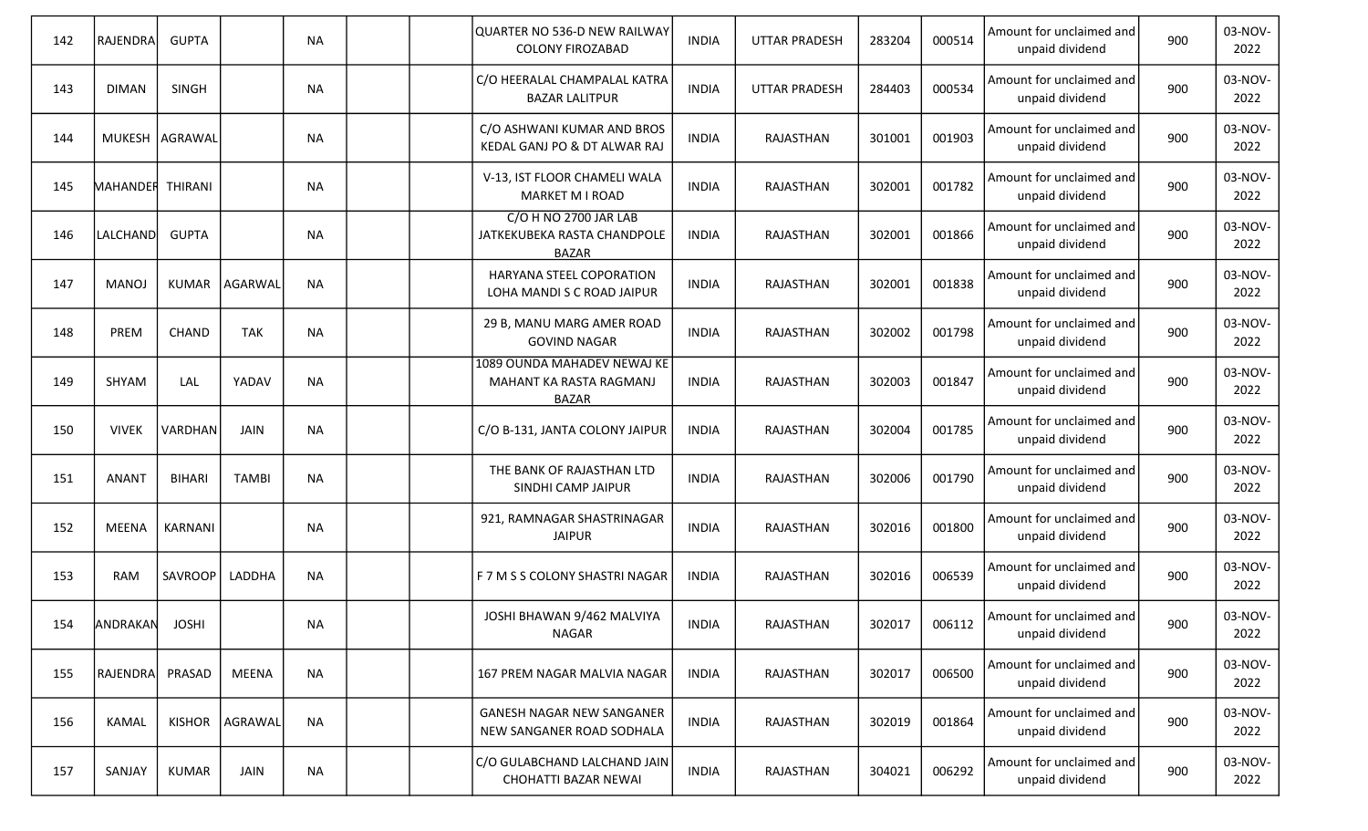| 142 | RAJENDRA | GUPTA | | NA | | | QUARTER NO 536-D NEW RAILWAY COLONY FIROZABAD | INDIA | UTTAR PRADESH | 283204 | 000514 | Amount for unclaimed and unpaid dividend | 900 | 03-NOV-2022 |
|---|---|---|---|---|---|---|---|---|---|---|---|---|---|---|
| 143 | DIMAN | SINGH | | NA | | | C/O HEERALAL CHAMPALAL KATRA BAZAR LALITPUR | INDIA | UTTAR PRADESH | 284403 | 000534 | Amount for unclaimed and unpaid dividend | 900 | 03-NOV-2022 |
| 144 | MUKESH | AGRAWAL | | NA | | | C/O ASHWANI KUMAR AND BROS KEDAL GANJ PO & DT ALWAR RAJ | INDIA | RAJASTHAN | 301001 | 001903 | Amount for unclaimed and unpaid dividend | 900 | 03-NOV-2022 |
| 145 | MAHANDER | THIRANI | | NA | | | V-13, IST FLOOR CHAMELI WALA MARKET M I ROAD | INDIA | RAJASTHAN | 302001 | 001782 | Amount for unclaimed and unpaid dividend | 900 | 03-NOV-2022 |
| 146 | LALCHAND | GUPTA | | NA | | | C/O H NO 2700 JAR LAB JATKEKUBEKA RASTA CHANDPOLE BAZAR | INDIA | RAJASTHAN | 302001 | 001866 | Amount for unclaimed and unpaid dividend | 900 | 03-NOV-2022 |
| 147 | MANOJ | KUMAR | AGARWAL | NA | | | HARYANA STEEL COPORATION LOHA MANDI S C ROAD JAIPUR | INDIA | RAJASTHAN | 302001 | 001838 | Amount for unclaimed and unpaid dividend | 900 | 03-NOV-2022 |
| 148 | PREM | CHAND | TAK | NA | | | 29 B, MANU MARG AMER ROAD GOVIND NAGAR | INDIA | RAJASTHAN | 302002 | 001798 | Amount for unclaimed and unpaid dividend | 900 | 03-NOV-2022 |
| 149 | SHYAM | LAL | YADAV | NA | | | 1089 OUNDA MAHADEV NEWAJ KE MAHANT KA RASTA RAGMANJ BAZAR | INDIA | RAJASTHAN | 302003 | 001847 | Amount for unclaimed and unpaid dividend | 900 | 03-NOV-2022 |
| 150 | VIVEK | VARDHAN | JAIN | NA | | | C/O B-131, JANTA COLONY JAIPUR | INDIA | RAJASTHAN | 302004 | 001785 | Amount for unclaimed and unpaid dividend | 900 | 03-NOV-2022 |
| 151 | ANANT | BIHARI | TAMBI | NA | | | THE BANK OF RAJASTHAN LTD SINDHI CAMP JAIPUR | INDIA | RAJASTHAN | 302006 | 001790 | Amount for unclaimed and unpaid dividend | 900 | 03-NOV-2022 |
| 152 | MEENA | KARNANI | | NA | | | 921, RAMNAGAR SHASTRINAGAR JAIPUR | INDIA | RAJASTHAN | 302016 | 001800 | Amount for unclaimed and unpaid dividend | 900 | 03-NOV-2022 |
| 153 | RAM | SAVROOP | LADDHA | NA | | | F 7 M S S COLONY SHASTRI NAGAR | INDIA | RAJASTHAN | 302016 | 006539 | Amount for unclaimed and unpaid dividend | 900 | 03-NOV-2022 |
| 154 | ANDRAKAN | JOSHI | | NA | | | JOSHI BHAWAN 9/462 MALVIYA NAGAR | INDIA | RAJASTHAN | 302017 | 006112 | Amount for unclaimed and unpaid dividend | 900 | 03-NOV-2022 |
| 155 | RAJENDRA | PRASAD | MEENA | NA | | | 167 PREM NAGAR MALVIA NAGAR | INDIA | RAJASTHAN | 302017 | 006500 | Amount for unclaimed and unpaid dividend | 900 | 03-NOV-2022 |
| 156 | KAMAL | KISHOR | AGRAWAL | NA | | | GANESH NAGAR NEW SANGANER NEW SANGANER ROAD SODHALA | INDIA | RAJASTHAN | 302019 | 001864 | Amount for unclaimed and unpaid dividend | 900 | 03-NOV-2022 |
| 157 | SANJAY | KUMAR | JAIN | NA | | | C/O GULABCHAND LALCHAND JAIN CHOHATTI BAZAR NEWAI | INDIA | RAJASTHAN | 304021 | 006292 | Amount for unclaimed and unpaid dividend | 900 | 03-NOV-2022 |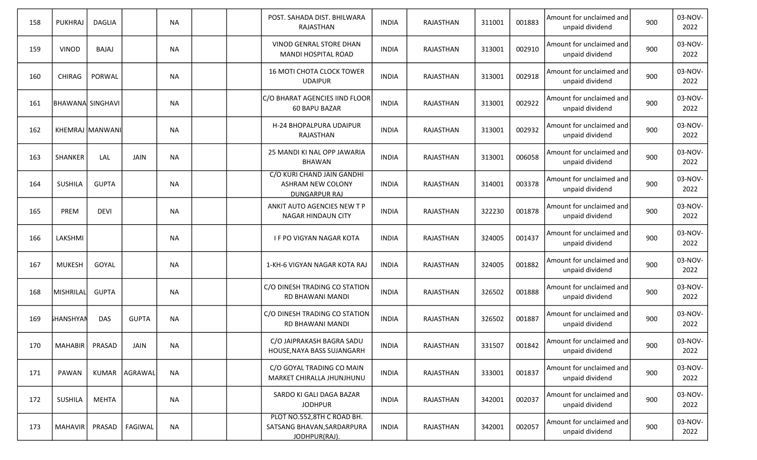| | | | | | | | | | | | | | | |
|---|---|---|---|---|---|---|---|---|---|---|---|---|---|---|
| 158 | PUKHRAJ | DAGLIA | | NA | | | POST. SAHADA DIST. BHILWARA RAJASTHAN | INDIA | RAJASTHAN | 311001 | 001883 | Amount for unclaimed and unpaid dividend | 900 | 03-NOV-2022 |
| 159 | VINOD | BAJAJ | | NA | | | VINOD GENRAL STORE DHAN MANDI HOSPITAL ROAD | INDIA | RAJASTHAN | 313001 | 002910 | Amount for unclaimed and unpaid dividend | 900 | 03-NOV-2022 |
| 160 | CHIRAG | PORWAL | | NA | | | 16 MOTI CHOTA CLOCK TOWER UDAIPUR | INDIA | RAJASTHAN | 313001 | 002918 | Amount for unclaimed and unpaid dividend | 900 | 03-NOV-2022 |
| 161 | BHAWANA | SINGHAVI | | NA | | | C/O BHARAT AGENCIES IIND FLOOR 60 BAPU BAZAR | INDIA | RAJASTHAN | 313001 | 002922 | Amount for unclaimed and unpaid dividend | 900 | 03-NOV-2022 |
| 162 | KHEMRAJ | MANWANI | | NA | | | H-24 BHOPALPURA UDAIPUR RAJASTHAN | INDIA | RAJASTHAN | 313001 | 002932 | Amount for unclaimed and unpaid dividend | 900 | 03-NOV-2022 |
| 163 | SHANKER | LAL | JAIN | NA | | | 25 MANDI KI NAL OPP JAWARIA BHAWAN | INDIA | RAJASTHAN | 313001 | 006058 | Amount for unclaimed and unpaid dividend | 900 | 03-NOV-2022 |
| 164 | SUSHILA | GUPTA | | NA | | | C/O KURI CHAND JAIN GANDHI ASHRAM NEW COLONY DUNGARPUR RAJ | INDIA | RAJASTHAN | 314001 | 003378 | Amount for unclaimed and unpaid dividend | 900 | 03-NOV-2022 |
| 165 | PREM | DEVI | | NA | | | ANKIT AUTO AGENCIES NEW T P NAGAR HINDAUN CITY | INDIA | RAJASTHAN | 322230 | 001878 | Amount for unclaimed and unpaid dividend | 900 | 03-NOV-2022 |
| 166 | LAKSHMI | | | NA | | | I F PO VIGYAN NAGAR KOTA | INDIA | RAJASTHAN | 324005 | 001437 | Amount for unclaimed and unpaid dividend | 900 | 03-NOV-2022 |
| 167 | MUKESH | GOYAL | | NA | | | 1-KH-6 VIGYAN NAGAR KOTA RAJ | INDIA | RAJASTHAN | 324005 | 001882 | Amount for unclaimed and unpaid dividend | 900 | 03-NOV-2022 |
| 168 | MISHRILAL | GUPTA | | NA | | | C/O DINESH TRADING CO STATION RD BHAWANI MANDI | INDIA | RAJASTHAN | 326502 | 001888 | Amount for unclaimed and unpaid dividend | 900 | 03-NOV-2022 |
| 169 | GHANSHYAM | DAS | GUPTA | NA | | | C/O DINESH TRADING CO STATION RD BHAWANI MANDI | INDIA | RAJASTHAN | 326502 | 001887 | Amount for unclaimed and unpaid dividend | 900 | 03-NOV-2022 |
| 170 | MAHABIR | PRASAD | JAIN | NA | | | C/O JAIPRAKASH BAGRA SADU HOUSE,NAYA BASS SUJANGARH | INDIA | RAJASTHAN | 331507 | 001842 | Amount for unclaimed and unpaid dividend | 900 | 03-NOV-2022 |
| 171 | PAWAN | KUMAR | AGRAWAL | NA | | | C/O GOYAL TRADING CO MAIN MARKET CHIRALLA JHUNJHUNU | INDIA | RAJASTHAN | 333001 | 001837 | Amount for unclaimed and unpaid dividend | 900 | 03-NOV-2022 |
| 172 | SUSHILA | MEHTA | | NA | | | SARDO KI GALI DAGA BAZAR JODHPUR | INDIA | RAJASTHAN | 342001 | 002037 | Amount for unclaimed and unpaid dividend | 900 | 03-NOV-2022 |
| 173 | MAHAVIR | PRASAD | FAGIWAL | NA | | | PLOT NO.552,8TH C ROAD BH. SATSANG BHAVAN,SARDARPURA JODHPUR(RAJ). | INDIA | RAJASTHAN | 342001 | 002057 | Amount for unclaimed and unpaid dividend | 900 | 03-NOV-2022 |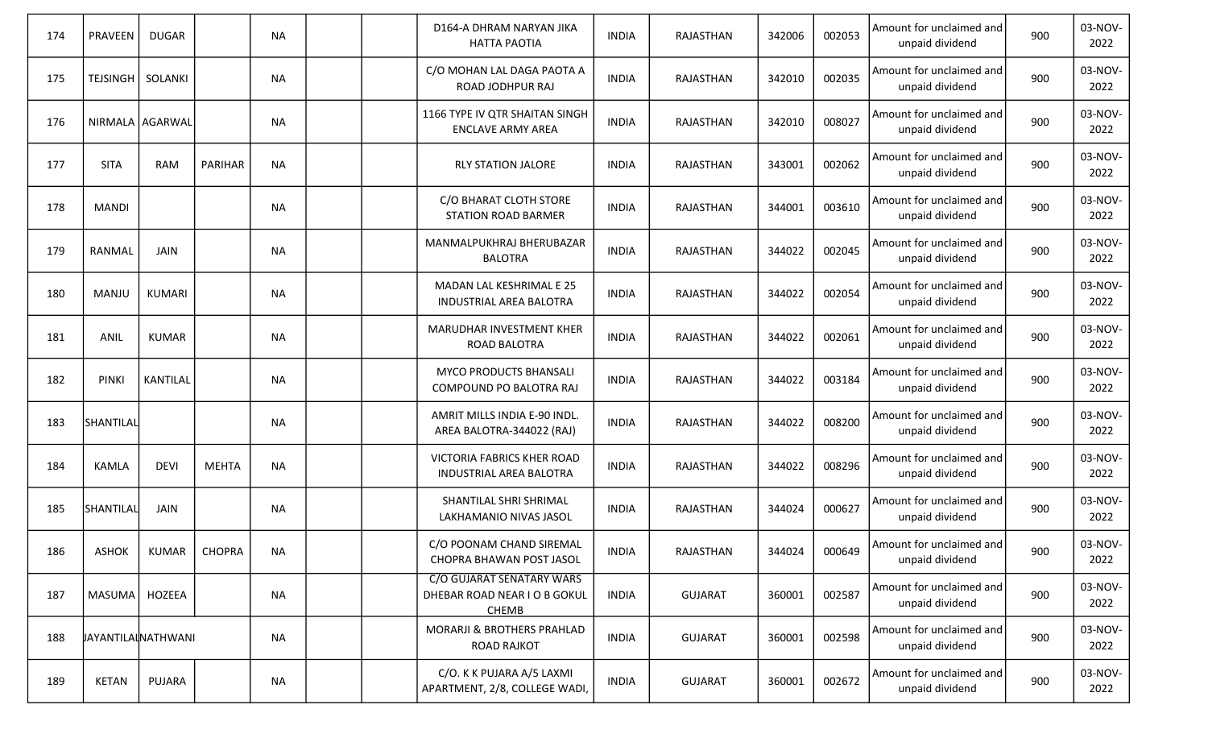| 174 | PRAVEEN | DUGAR | | NA | | | D164-A DHRAM NARYAN JIKA HATTA PAOTIA | INDIA | RAJASTHAN | 342006 | 002053 | Amount for unclaimed and unpaid dividend | 900 | 03-NOV-2022 |
|---|---|---|---|---|---|---|---|---|---|---|---|---|---|---|
| 175 | TEJSINGH | SOLANKI | | NA | | | C/O MOHAN LAL DAGA PAOTA A ROAD JODHPUR RAJ | INDIA | RAJASTHAN | 342010 | 002035 | Amount for unclaimed and unpaid dividend | 900 | 03-NOV-2022 |
| 176 | NIRMALA | AGARWAL | | NA | | | 1166 TYPE IV QTR SHAITAN SINGH ENCLAVE ARMY AREA | INDIA | RAJASTHAN | 342010 | 008027 | Amount for unclaimed and unpaid dividend | 900 | 03-NOV-2022 |
| 177 | SITA | RAM | PARIHAR | NA | | | RLY STATION JALORE | INDIA | RAJASTHAN | 343001 | 002062 | Amount for unclaimed and unpaid dividend | 900 | 03-NOV-2022 |
| 178 | MANDI | | | NA | | | C/O BHARAT CLOTH STORE STATION ROAD BARMER | INDIA | RAJASTHAN | 344001 | 003610 | Amount for unclaimed and unpaid dividend | 900 | 03-NOV-2022 |
| 179 | RANMAL | JAIN | | NA | | | MANMALPUKHRAJ BHERUBAZAR BALOTRA | INDIA | RAJASTHAN | 344022 | 002045 | Amount for unclaimed and unpaid dividend | 900 | 03-NOV-2022 |
| 180 | MANJU | KUMARI | | NA | | | MADAN LAL KESHRIMAL E 25 INDUSTRIAL AREA BALOTRA | INDIA | RAJASTHAN | 344022 | 002054 | Amount for unclaimed and unpaid dividend | 900 | 03-NOV-2022 |
| 181 | ANIL | KUMAR | | NA | | | MARUDHAR INVESTMENT KHER ROAD BALOTRA | INDIA | RAJASTHAN | 344022 | 002061 | Amount for unclaimed and unpaid dividend | 900 | 03-NOV-2022 |
| 182 | PINKI | KANTILAL | | NA | | | MYCO PRODUCTS BHANSALI COMPOUND PO BALOTRA RAJ | INDIA | RAJASTHAN | 344022 | 003184 | Amount for unclaimed and unpaid dividend | 900 | 03-NOV-2022 |
| 183 | SHANTILAL | | | NA | | | AMRIT MILLS INDIA E-90 INDL. AREA BALOTRA-344022 (RAJ) | INDIA | RAJASTHAN | 344022 | 008200 | Amount for unclaimed and unpaid dividend | 900 | 03-NOV-2022 |
| 184 | KAMLA | DEVI | MEHTA | NA | | | VICTORIA FABRICS KHER ROAD INDUSTRIAL AREA BALOTRA | INDIA | RAJASTHAN | 344022 | 008296 | Amount for unclaimed and unpaid dividend | 900 | 03-NOV-2022 |
| 185 | SHANTILAL | JAIN | | NA | | | SHANTILAL SHRI SHRIMAL LAKHAMANIO NIVAS JASOL | INDIA | RAJASTHAN | 344024 | 000627 | Amount for unclaimed and unpaid dividend | 900 | 03-NOV-2022 |
| 186 | ASHOK | KUMAR | CHOPRA | NA | | | C/O POONAM CHAND SIREMAL CHOPRA BHAWAN POST JASOL | INDIA | RAJASTHAN | 344024 | 000649 | Amount for unclaimed and unpaid dividend | 900 | 03-NOV-2022 |
| 187 | MASUMA | HOZEEA | | NA | | | C/O GUJARAT SENATARY WARS DHEBAR ROAD NEAR I O B GOKUL CHEMB | INDIA | GUJARAT | 360001 | 002587 | Amount for unclaimed and unpaid dividend | 900 | 03-NOV-2022 |
| 188 | JAYANTILAL | NATHWANI | | NA | | | MORARJI & BROTHERS PRAHLAD ROAD RAJKOT | INDIA | GUJARAT | 360001 | 002598 | Amount for unclaimed and unpaid dividend | 900 | 03-NOV-2022 |
| 189 | KETAN | PUJARA | | NA | | | C/O. K K PUJARA A/5 LAXMI APARTMENT, 2/8, COLLEGE WADI, | INDIA | GUJARAT | 360001 | 002672 | Amount for unclaimed and unpaid dividend | 900 | 03-NOV-2022 |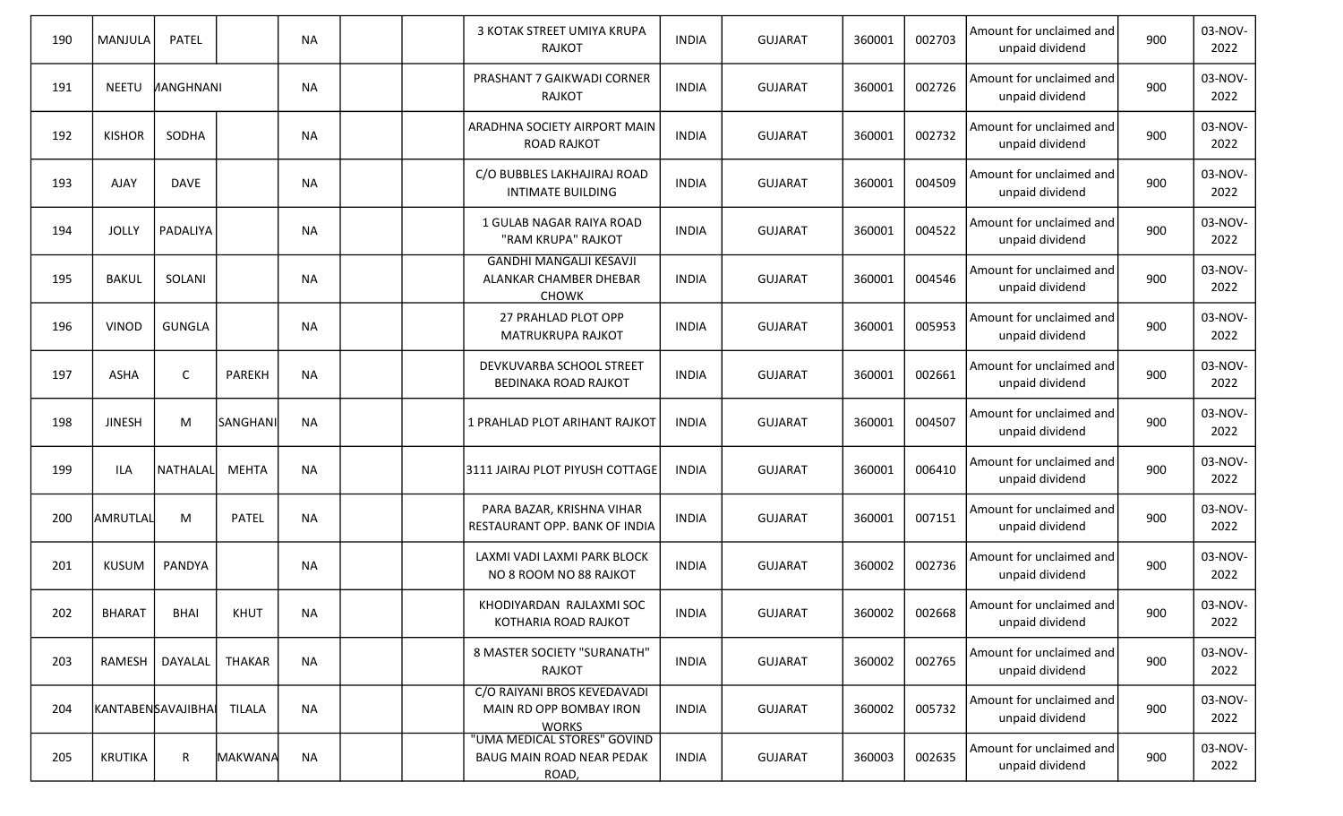| 190 | MANJULA | PATEL | | NA | | | 3 KOTAK STREET UMIYA KRUPA RAJKOT | INDIA | GUJARAT | 360001 | 002703 | Amount for unclaimed and unpaid dividend | 900 | 03-NOV-2022 |
|---|---|---|---|---|---|---|---|---|---|---|---|---|---|---|
| 191 | NEETU | MANGHNANI | | NA | | | PRASHANT 7 GAIKWADI CORNER RAJKOT | INDIA | GUJARAT | 360001 | 002726 | Amount for unclaimed and unpaid dividend | 900 | 03-NOV-2022 |
| 192 | KISHOR | SODHA | | NA | | | ARADHNA SOCIETY AIRPORT MAIN ROAD RAJKOT | INDIA | GUJARAT | 360001 | 002732 | Amount for unclaimed and unpaid dividend | 900 | 03-NOV-2022 |
| 193 | AJAY | DAVE | | NA | | | C/O BUBBLES LAKHAJIRAJ ROAD INTIMATE BUILDING | INDIA | GUJARAT | 360001 | 004509 | Amount for unclaimed and unpaid dividend | 900 | 03-NOV-2022 |
| 194 | JOLLY | PADALIYA | | NA | | | 1 GULAB NAGAR RAIYA ROAD "RAM KRUPA" RAJKOT | INDIA | GUJARAT | 360001 | 004522 | Amount for unclaimed and unpaid dividend | 900 | 03-NOV-2022 |
| 195 | BAKUL | SOLANI | | NA | | | GANDHI MANGALJI KESAVJI ALANKAR CHAMBER DHEBAR CHOWK | INDIA | GUJARAT | 360001 | 004546 | Amount for unclaimed and unpaid dividend | 900 | 03-NOV-2022 |
| 196 | VINOD | GUNGLA | | NA | | | 27 PRAHLAD PLOT OPP MATRUKRUPA RAJKOT | INDIA | GUJARAT | 360001 | 005953 | Amount for unclaimed and unpaid dividend | 900 | 03-NOV-2022 |
| 197 | ASHA | C | PAREKH | NA | | | DEVKUVARBA SCHOOL STREET BEDINAKA ROAD RAJKOT | INDIA | GUJARAT | 360001 | 002661 | Amount for unclaimed and unpaid dividend | 900 | 03-NOV-2022 |
| 198 | JINESH | M | SANGHANI | NA | | | 1 PRAHLAD PLOT ARIHANT RAJKOT | INDIA | GUJARAT | 360001 | 004507 | Amount for unclaimed and unpaid dividend | 900 | 03-NOV-2022 |
| 199 | ILA | NATHALAL | MEHTA | NA | | | 3111 JAIRAJ PLOT PIYUSH COTTAGE | INDIA | GUJARAT | 360001 | 006410 | Amount for unclaimed and unpaid dividend | 900 | 03-NOV-2022 |
| 200 | AMRUTLAL | M | PATEL | NA | | | PARA BAZAR, KRISHNA VIHAR RESTAURANT OPP. BANK OF INDIA | INDIA | GUJARAT | 360001 | 007151 | Amount for unclaimed and unpaid dividend | 900 | 03-NOV-2022 |
| 201 | KUSUM | PANDYA | | NA | | | LAXMI VADI LAXMI PARK BLOCK NO 8 ROOM NO 88 RAJKOT | INDIA | GUJARAT | 360002 | 002736 | Amount for unclaimed and unpaid dividend | 900 | 03-NOV-2022 |
| 202 | BHARAT | BHAI | KHUT | NA | | | KHODIYARDAN RAJLAXMI SOC KOTHARIA ROAD RAJKOT | INDIA | GUJARAT | 360002 | 002668 | Amount for unclaimed and unpaid dividend | 900 | 03-NOV-2022 |
| 203 | RAMESH | DAYALAL | THAKAR | NA | | | 8 MASTER SOCIETY "SURANATH" RAJKOT | INDIA | GUJARAT | 360002 | 002765 | Amount for unclaimed and unpaid dividend | 900 | 03-NOV-2022 |
| 204 | KANTABEN | SAVAJIBHAI | TILALA | NA | | | C/O RAIYANI BROS KEVEDAVADI MAIN RD OPP BOMBAY IRON WORKS | INDIA | GUJARAT | 360002 | 005732 | Amount for unclaimed and unpaid dividend | 900 | 03-NOV-2022 |
| 205 | KRUTIKA | R | MAKWANA | NA | | | "UMA MEDICAL STORES" GOVIND BAUG MAIN ROAD NEAR PEDAK ROAD, | INDIA | GUJARAT | 360003 | 002635 | Amount for unclaimed and unpaid dividend | 900 | 03-NOV-2022 |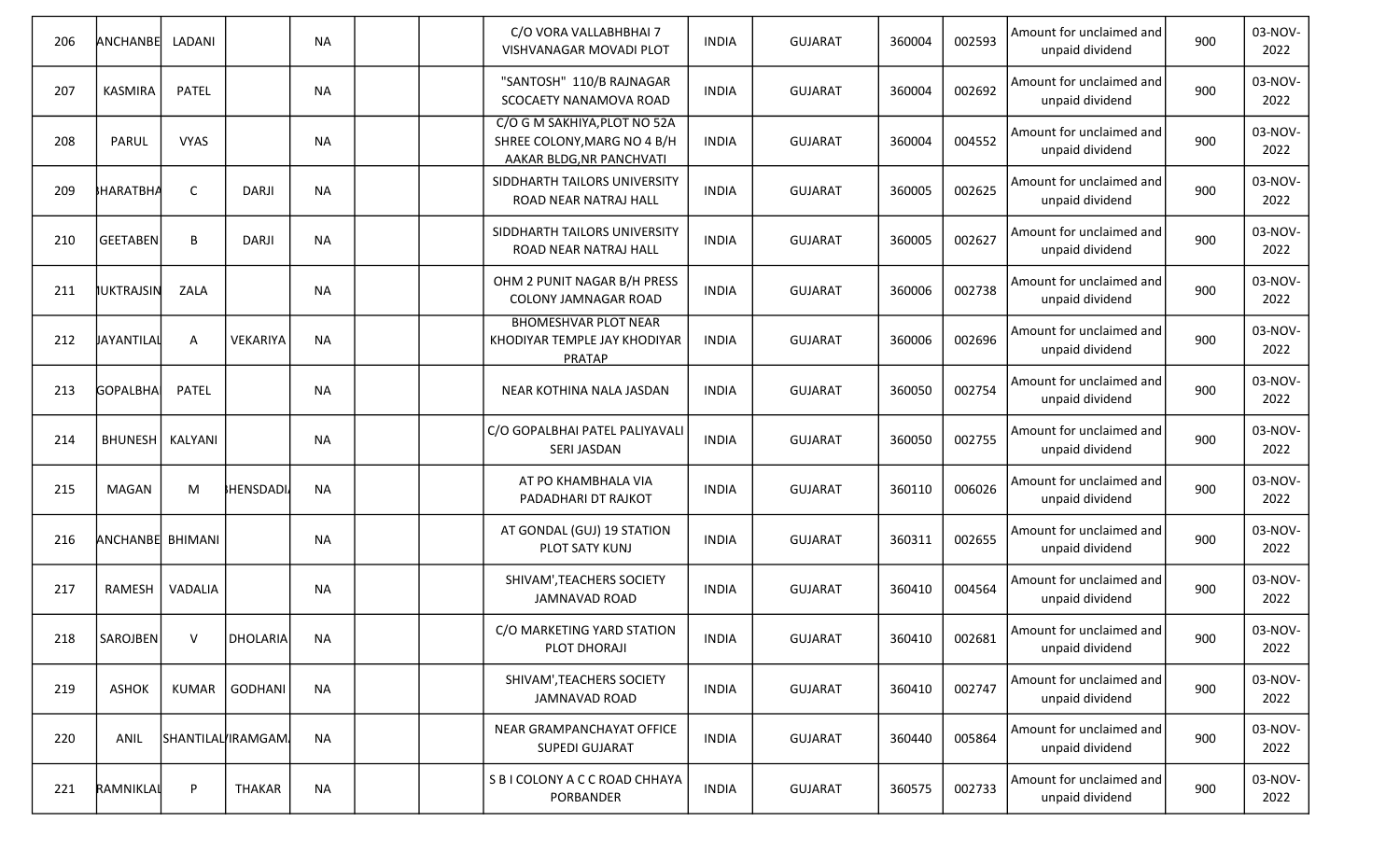| 206 | ANCHANBE | LADANI | | NA | | | C/O VORA VALLABHBHAI 7 VISHVANAGAR MOVADI PLOT | INDIA | GUJARAT | 360004 | 002593 | Amount for unclaimed and unpaid dividend | 900 | 03-NOV-2022 |
|---|---|---|---|---|---|---|---|---|---|---|---|---|---|---|
| 207 | KASMIRA | PATEL | | NA | | | "SANTOSH" 110/B RAJNAGAR SCOCAETY NANAMOVA ROAD | INDIA | GUJARAT | 360004 | 002692 | Amount for unclaimed and unpaid dividend | 900 | 03-NOV-2022 |
| 208 | PARUL | VYAS | | NA | | | C/O G M SAKHIYA,PLOT NO 52A SHREE COLONY,MARG NO 4 B/H AAKAR BLDG,NR PANCHVATI | INDIA | GUJARAT | 360004 | 004552 | Amount for unclaimed and unpaid dividend | 900 | 03-NOV-2022 |
| 209 | BHARATBHA | C | DARJI | NA | | | SIDDHARTH TAILORS UNIVERSITY ROAD NEAR NATRAJ HALL | INDIA | GUJARAT | 360005 | 002625 | Amount for unclaimed and unpaid dividend | 900 | 03-NOV-2022 |
| 210 | GEETABEN | B | DARJI | NA | | | SIDDHARTH TAILORS UNIVERSITY ROAD NEAR NATRAJ HALL | INDIA | GUJARAT | 360005 | 002627 | Amount for unclaimed and unpaid dividend | 900 | 03-NOV-2022 |
| 211 | MUKTRAJSIN | ZALA | | NA | | | OHM 2 PUNIT NAGAR B/H PRESS COLONY JAMNAGAR ROAD | INDIA | GUJARAT | 360006 | 002738 | Amount for unclaimed and unpaid dividend | 900 | 03-NOV-2022 |
| 212 | JAYANTILAL | A | VEKARIYA | NA | | | BHOMESHVAR PLOT NEAR KHODIYAR TEMPLE JAY KHODIYAR PRATAP | INDIA | GUJARAT | 360006 | 002696 | Amount for unclaimed and unpaid dividend | 900 | 03-NOV-2022 |
| 213 | GOPALBHAI | PATEL | | NA | | | NEAR KOTHINA NALA JASDAN | INDIA | GUJARAT | 360050 | 002754 | Amount for unclaimed and unpaid dividend | 900 | 03-NOV-2022 |
| 214 | BHUNESH | KALYANI | | NA | | | C/O GOPALBHAI PATEL PALIYAVALI SERI JASDAN | INDIA | GUJARAT | 360050 | 002755 | Amount for unclaimed and unpaid dividend | 900 | 03-NOV-2022 |
| 215 | MAGAN | M | BHENSDADIA | NA | | | AT PO KHAMBHALA VIA PADADHARI DT RAJKOT | INDIA | GUJARAT | 360110 | 006026 | Amount for unclaimed and unpaid dividend | 900 | 03-NOV-2022 |
| 216 | ANCHANBE | BHIMANI | | NA | | | AT GONDAL (GUJ) 19 STATION PLOT SATY KUNJ | INDIA | GUJARAT | 360311 | 002655 | Amount for unclaimed and unpaid dividend | 900 | 03-NOV-2022 |
| 217 | RAMESH | VADALIA | | NA | | | SHIVAM',TEACHERS SOCIETY JAMNAVAD ROAD | INDIA | GUJARAT | 360410 | 004564 | Amount for unclaimed and unpaid dividend | 900 | 03-NOV-2022 |
| 218 | SAROJBEN | V | DHOLARIA | NA | | | C/O MARKETING YARD STATION PLOT DHORAJI | INDIA | GUJARAT | 360410 | 002681 | Amount for unclaimed and unpaid dividend | 900 | 03-NOV-2022 |
| 219 | ASHOK | KUMAR | GODHANI | NA | | | SHIVAM',TEACHERS SOCIETY JAMNAVAD ROAD | INDIA | GUJARAT | 360410 | 002747 | Amount for unclaimed and unpaid dividend | 900 | 03-NOV-2022 |
| 220 | ANIL | SHANTILAL | VIRAMGAM | NA | | | NEAR GRAMPANCHAYAT OFFICE SUPEDI GUJARAT | INDIA | GUJARAT | 360440 | 005864 | Amount for unclaimed and unpaid dividend | 900 | 03-NOV-2022 |
| 221 | RAMNIKLAL | P | THAKAR | NA | | | S B I COLONY A C C ROAD CHHAYA PORBANDER | INDIA | GUJARAT | 360575 | 002733 | Amount for unclaimed and unpaid dividend | 900 | 03-NOV-2022 |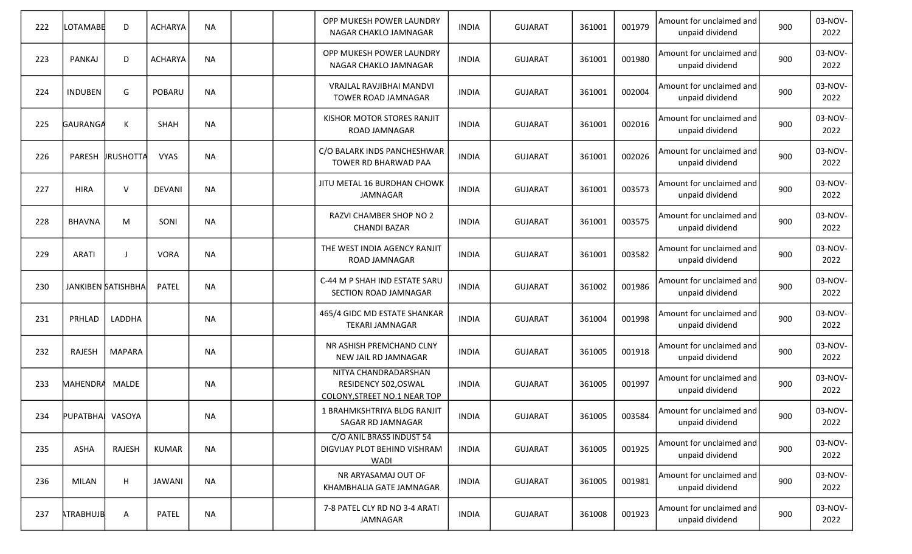| 222 | LOTAMABE | D | ACHARYA | NA | | | OPP MUKESH POWER LAUNDRY NAGAR CHAKLO JAMNAGAR | INDIA | GUJARAT | 361001 | 001979 | Amount for unclaimed and unpaid dividend | 900 | 03-NOV-2022 |
|---|---|---|---|---|---|---|---|---|---|---|---|---|---|---|
| 223 | PANKAJ | D | ACHARYA | NA | | | OPP MUKESH POWER LAUNDRY NAGAR CHAKLO JAMNAGAR | INDIA | GUJARAT | 361001 | 001980 | Amount for unclaimed and unpaid dividend | 900 | 03-NOV-2022 |
| 224 | INDUBEN | G | POBARU | NA | | | VRAJLAL RAVJIBHAI MANDVI TOWER ROAD JAMNAGAR | INDIA | GUJARAT | 361001 | 002004 | Amount for unclaimed and unpaid dividend | 900 | 03-NOV-2022 |
| 225 | GAURANGA | K | SHAH | NA | | | KISHOR MOTOR STORES RANJIT ROAD JAMNAGAR | INDIA | GUJARAT | 361001 | 002016 | Amount for unclaimed and unpaid dividend | 900 | 03-NOV-2022 |
| 226 | PARESH | JRUSHOTTA | VYAS | NA | | | C/O BALARK INDS PANCHESHWAR TOWER RD BHARWAD PAA | INDIA | GUJARAT | 361001 | 002026 | Amount for unclaimed and unpaid dividend | 900 | 03-NOV-2022 |
| 227 | HIRA | V | DEVANI | NA | | | JITU METAL 16 BURDHAN CHOWK JAMNAGAR | INDIA | GUJARAT | 361001 | 003573 | Amount for unclaimed and unpaid dividend | 900 | 03-NOV-2022 |
| 228 | BHAVNA | M | SONI | NA | | | RAZVI CHAMBER SHOP NO 2 CHANDI BAZAR | INDIA | GUJARAT | 361001 | 003575 | Amount for unclaimed and unpaid dividend | 900 | 03-NOV-2022 |
| 229 | ARATI | J | VORA | NA | | | THE WEST INDIA AGENCY RANJIT ROAD JAMNAGAR | INDIA | GUJARAT | 361001 | 003582 | Amount for unclaimed and unpaid dividend | 900 | 03-NOV-2022 |
| 230 | JANKIBEN | SATISHBHA | PATEL | NA | | | C-44 M P SHAH IND ESTATE SARU SECTION ROAD JAMNAGAR | INDIA | GUJARAT | 361002 | 001986 | Amount for unclaimed and unpaid dividend | 900 | 03-NOV-2022 |
| 231 | PRHLAD | LADDHA | | NA | | | 465/4 GIDC MD ESTATE SHANKAR TEKARI JAMNAGAR | INDIA | GUJARAT | 361004 | 001998 | Amount for unclaimed and unpaid dividend | 900 | 03-NOV-2022 |
| 232 | RAJESH | MAPARA | | NA | | | NR ASHISH PREMCHAND CLNY NEW JAIL RD JAMNAGAR | INDIA | GUJARAT | 361005 | 001918 | Amount for unclaimed and unpaid dividend | 900 | 03-NOV-2022 |
| 233 | MAHENDRA | MALDE | | NA | | | NITYA CHANDRADARSHAN RESIDENCY 502,OSWAL COLONY,STREET NO.1 NEAR TOP | INDIA | GUJARAT | 361005 | 001997 | Amount for unclaimed and unpaid dividend | 900 | 03-NOV-2022 |
| 234 | PUPATBHAI | VASOYA | | NA | | | 1 BRAHMKSHTRIYA BLDG RANJIT SAGAR RD JAMNAGAR | INDIA | GUJARAT | 361005 | 003584 | Amount for unclaimed and unpaid dividend | 900 | 03-NOV-2022 |
| 235 | ASHA | RAJESH | KUMAR | NA | | | C/O ANIL BRASS INDUST 54 DIGVIJAY PLOT BEHIND VISHRAM WADI | INDIA | GUJARAT | 361005 | 001925 | Amount for unclaimed and unpaid dividend | 900 | 03-NOV-2022 |
| 236 | MILAN | H | JAWANI | NA | | | NR ARYASAMAJ OUT OF KHAMBHALIA GATE JAMNAGAR | INDIA | GUJARAT | 361005 | 001981 | Amount for unclaimed and unpaid dividend | 900 | 03-NOV-2022 |
| 237 | ATRABHUJB | A | PATEL | NA | | | 7-8 PATEL CLY RD NO 3-4 ARATI JAMNAGAR | INDIA | GUJARAT | 361008 | 001923 | Amount for unclaimed and unpaid dividend | 900 | 03-NOV-2022 |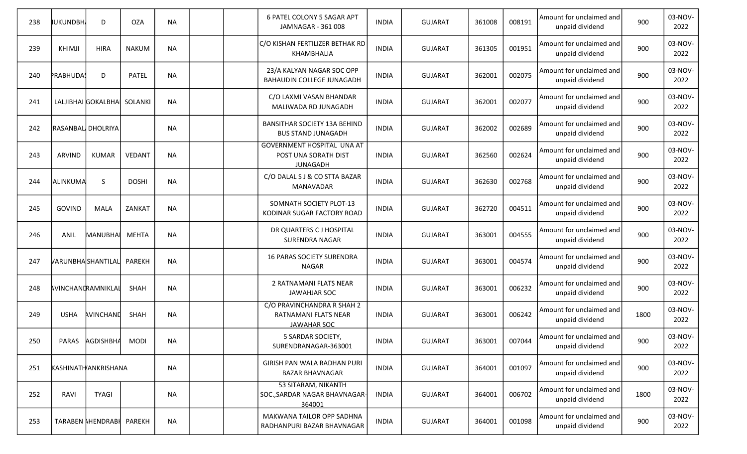| 238 | IUKUNDBH | D | OZA | NA | | | 6 PATEL COLONY 5 SAGAR APT JAMNAGAR - 361 008 | INDIA | GUJARAT | 361008 | 008191 | Amount for unclaimed and unpaid dividend | 900 | 03-NOV-2022 |
|---|---|---|---|---|---|---|---|---|---|---|---|---|---|---|
| 239 | KHIMJI | HIRA | NAKUM | NA | | | C/O KISHAN FERTILIZER BETHAK RD KHAMBHALIA | INDIA | GUJARAT | 361305 | 001951 | Amount for unclaimed and unpaid dividend | 900 | 03-NOV-2022 |
| 240 | PRABHUDAS | D | PATEL | NA | | | 23/A KALYAN NAGAR SOC OPP BAHAUDIN COLLEGE JUNAGADH | INDIA | GUJARAT | 362001 | 002075 | Amount for unclaimed and unpaid dividend | 900 | 03-NOV-2022 |
| 241 | LALJIBHAI | GOKALBHAI | SOLANKI | NA | | | C/O LAXMI VASAN BHANDAR MALIWADA RD JUNAGADH | INDIA | GUJARAT | 362001 | 002077 | Amount for unclaimed and unpaid dividend | 900 | 03-NOV-2022 |
| 242 | RASANBAL | DHOLRIYA | | NA | | | BANSITHAR SOCIETY 13A BEHIND BUS STAND JUNAGADH | INDIA | GUJARAT | 362002 | 002689 | Amount for unclaimed and unpaid dividend | 900 | 03-NOV-2022 |
| 243 | ARVIND | KUMAR | VEDANT | NA | | | GOVERNMENT HOSPITAL UNA AT POST UNA SORATH DIST JUNAGADH | INDIA | GUJARAT | 362560 | 002624 | Amount for unclaimed and unpaid dividend | 900 | 03-NOV-2022 |
| 244 | IALINKUMA | S | DOSHI | NA | | | C/O DALAL S J & CO STTA BAZAR MANAVADAR | INDIA | GUJARAT | 362630 | 002768 | Amount for unclaimed and unpaid dividend | 900 | 03-NOV-2022 |
| 245 | GOVIND | MALA | ZANKAT | NA | | | SOMNATH SOCIETY PLOT-13 KODINAR SUGAR FACTORY ROAD | INDIA | GUJARAT | 362720 | 004511 | Amount for unclaimed and unpaid dividend | 900 | 03-NOV-2022 |
| 246 | ANIL | MANUBHAI | MEHTA | NA | | | DR QUARTERS C J HOSPITAL SURENDRA NAGAR | INDIA | GUJARAT | 363001 | 004555 | Amount for unclaimed and unpaid dividend | 900 | 03-NOV-2022 |
| 247 | VARUNBHA | SHANTILAL | PAREKH | NA | | | 16 PARAS SOCIETY SURENDRA NAGAR | INDIA | GUJARAT | 363001 | 004574 | Amount for unclaimed and unpaid dividend | 900 | 03-NOV-2022 |
| 248 | AVINCHAND | RAMNIKLAL | SHAH | NA | | | 2 RATNAMANI FLATS NEAR JAWAHJAR SOC | INDIA | GUJARAT | 363001 | 006232 | Amount for unclaimed and unpaid dividend | 900 | 03-NOV-2022 |
| 249 | USHA | AVINCHAND | SHAH | NA | | | C/O PRAVINCHANDRA R SHAH 2 RATNAMANI FLATS NEAR JAWAHAR SOC | INDIA | GUJARAT | 363001 | 006242 | Amount for unclaimed and unpaid dividend | 1800 | 03-NOV-2022 |
| 250 | PARAS | AGDISHBHA | MODI | NA | | | 5 SARDAR SOCIETY, SURENDRANAGAR-363001 | INDIA | GUJARAT | 363001 | 007044 | Amount for unclaimed and unpaid dividend | 900 | 03-NOV-2022 |
| 251 | KASHINATH | YANKRISHANA | | NA | | | GIRISH PAN WALA RADHAN PURI BAZAR BHAVNAGAR | INDIA | GUJARAT | 364001 | 001097 | Amount for unclaimed and unpaid dividend | 900 | 03-NOV-2022 |
| 252 | RAVI | TYAGI | | NA | | | 53 SITARAM, NIKANTH SOC.,SARDAR NAGAR BHAVNAGAR-364001 | INDIA | GUJARAT | 364001 | 006702 | Amount for unclaimed and unpaid dividend | 1800 | 03-NOV-2022 |
| 253 | TARABEN | AHENDRABH | PAREKH | NA | | | MAKWANA TAILOR OPP SADHNA RADHANPURI BAZAR BHAVNAGAR | INDIA | GUJARAT | 364001 | 001098 | Amount for unclaimed and unpaid dividend | 900 | 03-NOV-2022 |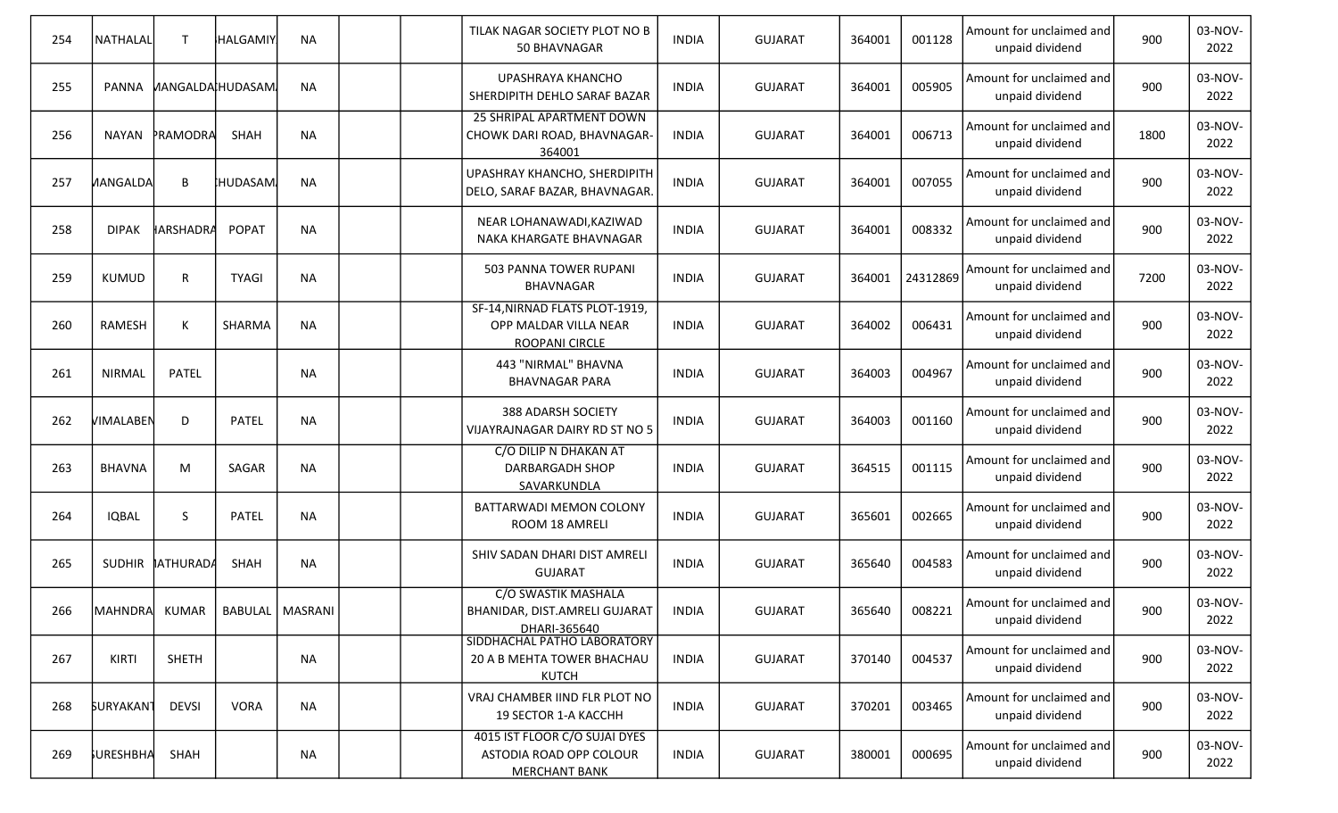| | | | | | | | | | | | | | | |
|---|---|---|---|---|---|---|---|---|---|---|---|---|---|---|
| 254 | NATHALAL | T | HALGAMIY | NA | | | TILAK NAGAR SOCIETY PLOT NO B 50 BHAVNAGAR | INDIA | GUJARAT | 364001 | 001128 | Amount for unclaimed and unpaid dividend | 900 | 03-NOV-2022 |
| 255 | PANNA | MANGALDA | HUDASAM | NA | | | UPASHRAYA KHANCHO SHERDIPITH DEHLO SARAF BAZAR | INDIA | GUJARAT | 364001 | 005905 | Amount for unclaimed and unpaid dividend | 900 | 03-NOV-2022 |
| 256 | NAYAN | PRAMODRA | SHAH | NA | | | 25 SHRIPAL APARTMENT DOWN CHOWK DARI ROAD, BHAVNAGAR-364001 | INDIA | GUJARAT | 364001 | 006713 | Amount for unclaimed and unpaid dividend | 1800 | 03-NOV-2022 |
| 257 | MANGALDA | B | HUDASAM | NA | | | UPASHRAY KHANCHO, SHERDIPITH DELO, SARAF BAZAR, BHAVNAGAR. | INDIA | GUJARAT | 364001 | 007055 | Amount for unclaimed and unpaid dividend | 900 | 03-NOV-2022 |
| 258 | DIPAK | HARSHADRA | POPAT | NA | | | NEAR LOHANAWADI,KAZIWAD NAKA KHARGATE BHAVNAGAR | INDIA | GUJARAT | 364001 | 008332 | Amount for unclaimed and unpaid dividend | 900 | 03-NOV-2022 |
| 259 | KUMUD | R | TYAGI | NA | | | 503 PANNA TOWER RUPANI BHAVNAGAR | INDIA | GUJARAT | 364001 | 24312869 | Amount for unclaimed and unpaid dividend | 7200 | 03-NOV-2022 |
| 260 | RAMESH | K | SHARMA | NA | | | SF-14,NIRNAD FLATS PLOT-1919, OPP MALDAR VILLA NEAR ROOPANI CIRCLE | INDIA | GUJARAT | 364002 | 006431 | Amount for unclaimed and unpaid dividend | 900 | 03-NOV-2022 |
| 261 | NIRMAL | PATEL | | NA | | | 443 "NIRMAL" BHAVNA BHAVNAGAR PARA | INDIA | GUJARAT | 364003 | 004967 | Amount for unclaimed and unpaid dividend | 900 | 03-NOV-2022 |
| 262 | VIMALABEN | D | PATEL | NA | | | 388 ADARSH SOCIETY VIJAYRAJNAGAR DAIRY RD ST NO 5 | INDIA | GUJARAT | 364003 | 001160 | Amount for unclaimed and unpaid dividend | 900 | 03-NOV-2022 |
| 263 | BHAVNA | M | SAGAR | NA | | | C/O DILIP N DHAKAN AT DARBARGADH SHOP SAVARKUNDLA | INDIA | GUJARAT | 364515 | 001115 | Amount for unclaimed and unpaid dividend | 900 | 03-NOV-2022 |
| 264 | IQBAL | S | PATEL | NA | | | BATTARWADI MEMON COLONY ROOM 18 AMRELI | INDIA | GUJARAT | 365601 | 002665 | Amount for unclaimed and unpaid dividend | 900 | 03-NOV-2022 |
| 265 | SUDHIR | MATHURADA | SHAH | NA | | | SHIV SADAN DHARI DIST AMRELI GUJARAT | INDIA | GUJARAT | 365640 | 004583 | Amount for unclaimed and unpaid dividend | 900 | 03-NOV-2022 |
| 266 | MAHNDRA | KUMAR | BABULAL | MASRANI | | | C/O SWASTIK MASHALA BHANIDAR, DIST.AMRELI GUJARAT DHARI-365640 | INDIA | GUJARAT | 365640 | 008221 | Amount for unclaimed and unpaid dividend | 900 | 03-NOV-2022 |
| 267 | KIRTI | SHETH | | NA | | | SIDDHACHAL PATHO LABORATORY 20 A B MEHTA TOWER BHACHAU KUTCH | INDIA | GUJARAT | 370140 | 004537 | Amount for unclaimed and unpaid dividend | 900 | 03-NOV-2022 |
| 268 | SURYAKANT | DEVSI | VORA | NA | | | VRAJ CHAMBER IIND FLR PLOT NO 19 SECTOR 1-A KACCHH | INDIA | GUJARAT | 370201 | 003465 | Amount for unclaimed and unpaid dividend | 900 | 03-NOV-2022 |
| 269 | SURESHBHA | SHAH | | NA | | | 4015 IST FLOOR C/O SUJAI DYES ASTODIA ROAD OPP COLOUR MERCHANT BANK | INDIA | GUJARAT | 380001 | 000695 | Amount for unclaimed and unpaid dividend | 900 | 03-NOV-2022 |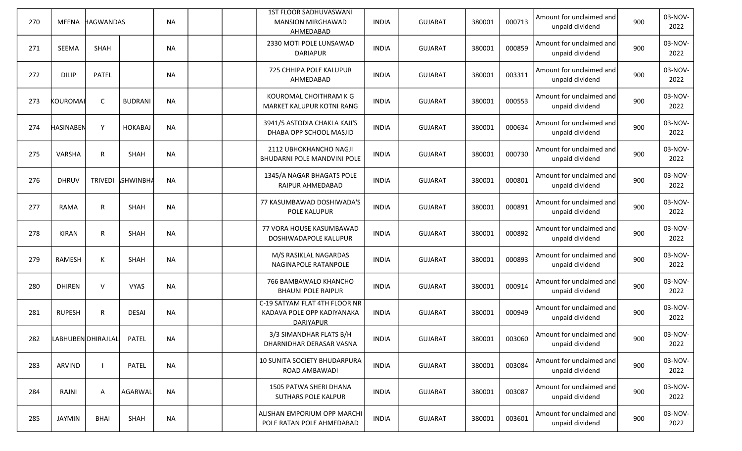| 270 | MEENA | HAGWANDAS | | NA | | | 1ST FLOOR SADHUVASWANI MANSION MIRGHAWAD AHMEDABAD | INDIA | GUJARAT | 380001 | 000713 | Amount for unclaimed and unpaid dividend | 900 | 03-NOV-2022 |
|---|---|---|---|---|---|---|---|---|---|---|---|---|---|---|
| 271 | SEEMA | SHAH | | NA | | | 2330 MOTI POLE LUNSAWAD DARIAPUR | INDIA | GUJARAT | 380001 | 000859 | Amount for unclaimed and unpaid dividend | 900 | 03-NOV-2022 |
| 272 | DILIP | PATEL | | NA | | | 725 CHHIPA POLE KALUPUR AHMEDABAD | INDIA | GUJARAT | 380001 | 003311 | Amount for unclaimed and unpaid dividend | 900 | 03-NOV-2022 |
| 273 | KOUROMAL | C | BUDRANI | NA | | | KOUROMAL CHOITHRAM K G MARKET KALUPUR KOTNI RANG | INDIA | GUJARAT | 380001 | 000553 | Amount for unclaimed and unpaid dividend | 900 | 03-NOV-2022 |
| 274 | HASINABEN | Y | HOKABAJ | NA | | | 3941/5 ASTODIA CHAKLA KAJI'S DHABA OPP SCHOOL MASJID | INDIA | GUJARAT | 380001 | 000634 | Amount for unclaimed and unpaid dividend | 900 | 03-NOV-2022 |
| 275 | VARSHA | R | SHAH | NA | | | 2112 UBHOKHANCHO NAGJI BHUDARNI POLE MANDVINI POLE | INDIA | GUJARAT | 380001 | 000730 | Amount for unclaimed and unpaid dividend | 900 | 03-NOV-2022 |
| 276 | DHRUV | TRIVEDI | ASHWINBHA | NA | | | 1345/A NAGAR BHAGATS POLE RAIPUR AHMEDABAD | INDIA | GUJARAT | 380001 | 000801 | Amount for unclaimed and unpaid dividend | 900 | 03-NOV-2022 |
| 277 | RAMA | R | SHAH | NA | | | 77 KASUMBAWAD DOSHIWADA'S POLE KALUPUR | INDIA | GUJARAT | 380001 | 000891 | Amount for unclaimed and unpaid dividend | 900 | 03-NOV-2022 |
| 278 | KIRAN | R | SHAH | NA | | | 77 VORA HOUSE KASUMBAWAD DOSHIWADAPOLE KALUPUR | INDIA | GUJARAT | 380001 | 000892 | Amount for unclaimed and unpaid dividend | 900 | 03-NOV-2022 |
| 279 | RAMESH | K | SHAH | NA | | | M/S RASIKLAL NAGARDAS NAGINAPOLE RATANPOLE | INDIA | GUJARAT | 380001 | 000893 | Amount for unclaimed and unpaid dividend | 900 | 03-NOV-2022 |
| 280 | DHIREN | V | VYAS | NA | | | 766 BAMBAWALO KHANCHO BHAUNI POLE RAIPUR | INDIA | GUJARAT | 380001 | 000914 | Amount for unclaimed and unpaid dividend | 900 | 03-NOV-2022 |
| 281 | RUPESH | R | DESAI | NA | | | C-19 SATYAM FLAT 4TH FLOOR NR KADAVA POLE OPP KADIYANAKA DARIYAPUR | INDIA | GUJARAT | 380001 | 000949 | Amount for unclaimed and unpaid dividend | 900 | 03-NOV-2022 |
| 282 | LABHUBEN | DHIRAJLAL | PATEL | NA | | | 3/3 SIMANDHAR FLATS B/H DHARNIDHAR DERASAR VASNA | INDIA | GUJARAT | 380001 | 003060 | Amount for unclaimed and unpaid dividend | 900 | 03-NOV-2022 |
| 283 | ARVIND | I | PATEL | NA | | | 10 SUNITA SOCIETY BHUDARPURA ROAD AMBAWADI | INDIA | GUJARAT | 380001 | 003084 | Amount for unclaimed and unpaid dividend | 900 | 03-NOV-2022 |
| 284 | RAJNI | A | AGARWAL | NA | | | 1505 PATWA SHERI DHANA SUTHARS POLE KALPUR | INDIA | GUJARAT | 380001 | 003087 | Amount for unclaimed and unpaid dividend | 900 | 03-NOV-2022 |
| 285 | JAYMIN | BHAI | SHAH | NA | | | ALISHAN EMPORIUM OPP MARCHI POLE RATAN POLE AHMEDABAD | INDIA | GUJARAT | 380001 | 003601 | Amount for unclaimed and unpaid dividend | 900 | 03-NOV-2022 |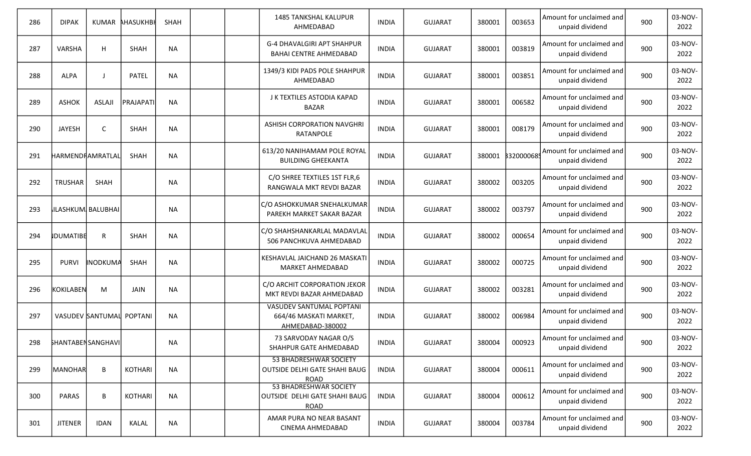| 286 | DIPAK | KUMAR | AHASUKHBH | SHAH | | | 1485 TANKSHAL KALUPUR AHMEDABAD | INDIA | GUJARAT | 380001 | 003653 | Amount for unclaimed and unpaid dividend | 900 | 03-NOV-2022 |
|---|---|---|---|---|---|---|---|---|---|---|---|---|---|---|
| 287 | VARSHA | H | SHAH | NA | | | G-4 DHAVALGIRI APT SHAHPUR BAHAI CENTRE AHMEDABAD | INDIA | GUJARAT | 380001 | 003819 | Amount for unclaimed and unpaid dividend | 900 | 03-NOV-2022 |
| 288 | ALPA | J | PATEL | NA | | | 1349/3 KIDI PADS POLE SHAHPUR AHMEDABAD | INDIA | GUJARAT | 380001 | 003851 | Amount for unclaimed and unpaid dividend | 900 | 03-NOV-2022 |
| 289 | ASHOK | ASLAJI | PRAJAPATI | NA | | | J K TEXTILES ASTODIA KAPAD BAZAR | INDIA | GUJARAT | 380001 | 006582 | Amount for unclaimed and unpaid dividend | 900 | 03-NOV-2022 |
| 290 | JAYESH | C | SHAH | NA | | | ASHISH CORPORATION NAVGHRI RATANPOLE | INDIA | GUJARAT | 380001 | 008179 | Amount for unclaimed and unpaid dividend | 900 | 03-NOV-2022 |
| 291 | HARMENDR | AMRATLAL | SHAH | NA | | | 613/20 NANIHAMAM POLE ROYAL BUILDING GHEEKANTA | INDIA | GUJARAT | 380001 | 3320000689 | Amount for unclaimed and unpaid dividend | 900 | 03-NOV-2022 |
| 292 | TRUSHAR | SHAH | | NA | | | C/O SHREE TEXTILES 1ST FLR,6 RANGWALA MKT REVDI BAZAR | INDIA | GUJARAT | 380002 | 003205 | Amount for unclaimed and unpaid dividend | 900 | 03-NOV-2022 |
| 293 | ILASHKUM | BALUBHAI | | NA | | | C/O ASHOKKUMAR SNEHALKUMAR PAREKH MARKET SAKAR BAZAR | INDIA | GUJARAT | 380002 | 003797 | Amount for unclaimed and unpaid dividend | 900 | 03-NOV-2022 |
| 294 | IDUMATIBE | R | SHAH | NA | | | C/O SHAHSHANKARLAL MADAVLAL 506 PANCHKUVA AHMEDABAD | INDIA | GUJARAT | 380002 | 000654 | Amount for unclaimed and unpaid dividend | 900 | 03-NOV-2022 |
| 295 | PURVI | INODKUMA | SHAH | NA | | | KESHAVLAL JAICHAND 26 MASKATI MARKET AHMEDABAD | INDIA | GUJARAT | 380002 | 000725 | Amount for unclaimed and unpaid dividend | 900 | 03-NOV-2022 |
| 296 | KOKILABEN | M | JAIN | NA | | | C/O ARCHIT CORPORATION JEKOR MKT REVDI BAZAR AHMEDABAD | INDIA | GUJARAT | 380002 | 003281 | Amount for unclaimed and unpaid dividend | 900 | 03-NOV-2022 |
| 297 | VASUDEV | SANTUMAL | POPTANI | NA | | | VASUDEV SANTUMAL POPTANI 664/46 MASKATI MARKET, AHMEDABAD-380002 | INDIA | GUJARAT | 380002 | 006984 | Amount for unclaimed and unpaid dividend | 900 | 03-NOV-2022 |
| 298 | SHANTABEN | SANGHAVI | | NA | | | 73 SARVODAY NAGAR O/S SHAHPUR GATE AHMEDABAD | INDIA | GUJARAT | 380004 | 000923 | Amount for unclaimed and unpaid dividend | 900 | 03-NOV-2022 |
| 299 | MANOHAR | B | KOTHARI | NA | | | 53 BHADRESHWAR SOCIETY OUTSIDE DELHI GATE SHAHI BAUG ROAD | INDIA | GUJARAT | 380004 | 000611 | Amount for unclaimed and unpaid dividend | 900 | 03-NOV-2022 |
| 300 | PARAS | B | KOTHARI | NA | | | 53 BHADRESHWAR SOCIETY OUTSIDE DELHI GATE SHAHI BAUG ROAD | INDIA | GUJARAT | 380004 | 000612 | Amount for unclaimed and unpaid dividend | 900 | 03-NOV-2022 |
| 301 | JITENER | IDAN | KALAL | NA | | | AMAR PURA NO NEAR BASANT CINEMA AHMEDABAD | INDIA | GUJARAT | 380004 | 003784 | Amount for unclaimed and unpaid dividend | 900 | 03-NOV-2022 |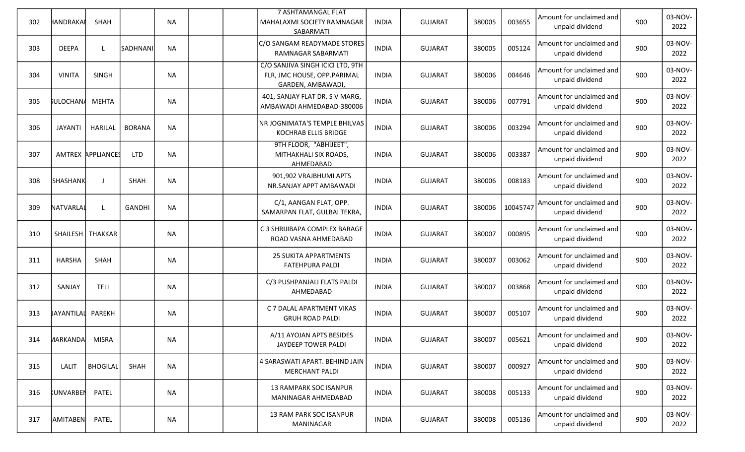| | | | | | | | | | | | | | | |
|---|---|---|---|---|---|---|---|---|---|---|---|---|---|---|
| 302 | HANDRAKAI | SHAH | | NA | | | 7 ASHTAMANGAL FLAT MAHALAXMI SOCIETY RAMNAGAR SABARMATI | INDIA | GUJARAT | 380005 | 003655 | Amount for unclaimed and unpaid dividend | 900 | 03-NOV-2022 |
| 303 | DEEPA | L | SADHNANI | NA | | | C/O SANGAM READYMADE STORES RAMNAGAR SABARMATI | INDIA | GUJARAT | 380005 | 005124 | Amount for unclaimed and unpaid dividend | 900 | 03-NOV-2022 |
| 304 | VINITA | SINGH | | NA | | | C/O SANJIVA SINGH ICICI LTD, 9TH FLR, JMC HOUSE, OPP.PARIMAL GARDEN, AMBAWADI, | INDIA | GUJARAT | 380006 | 004646 | Amount for unclaimed and unpaid dividend | 900 | 03-NOV-2022 |
| 305 | SULOCHANA | MEHTA | | NA | | | 401, SANJAY FLAT DR. S V MARG, AMBAWADI AHMEDABAD-380006 | INDIA | GUJARAT | 380006 | 007791 | Amount for unclaimed and unpaid dividend | 900 | 03-NOV-2022 |
| 306 | JAYANTI | HARILAL | BORANA | NA | | | NR JOGNIMATA'S TEMPLE BHILVAS KOCHRAB ELLIS BRIDGE | INDIA | GUJARAT | 380006 | 003294 | Amount for unclaimed and unpaid dividend | 900 | 03-NOV-2022 |
| 307 | AMTREX | APPLIANCES | LTD | NA | | | 9TH FLOOR, "ABHIJEET", MITHAKHALI SIX ROADS, AHMEDABAD | INDIA | GUJARAT | 380006 | 003387 | Amount for unclaimed and unpaid dividend | 900 | 03-NOV-2022 |
| 308 | SHASHANK | J | SHAH | NA | | | 901,902 VRAJBHUMI APTS NR.SANJAY APPT AMBAWADI | INDIA | GUJARAT | 380006 | 008183 | Amount for unclaimed and unpaid dividend | 900 | 03-NOV-2022 |
| 309 | NATVARLAL | L | GANDHI | NA | | | C/1, AANGAN FLAT, OPP. SAMARPAN FLAT, GULBAI TEKRA, | INDIA | GUJARAT | 380006 | 10045747 | Amount for unclaimed and unpaid dividend | 900 | 03-NOV-2022 |
| 310 | SHAILESH | THAKKAR | | NA | | | C 3 SHRIJIBAPA COMPLEX BARAGE ROAD VASNA AHMEDABAD | INDIA | GUJARAT | 380007 | 000895 | Amount for unclaimed and unpaid dividend | 900 | 03-NOV-2022 |
| 311 | HARSHA | SHAH | | NA | | | 25 SUKITA APPARTMENTS FATEHPURA PALDI | INDIA | GUJARAT | 380007 | 003062 | Amount for unclaimed and unpaid dividend | 900 | 03-NOV-2022 |
| 312 | SANJAY | TELI | | NA | | | C/3 PUSHPANJALI FLATS PALDI AHMEDABAD | INDIA | GUJARAT | 380007 | 003868 | Amount for unclaimed and unpaid dividend | 900 | 03-NOV-2022 |
| 313 | JAYANTILAL | PAREKH | | NA | | | C 7 DALAL APARTMENT VIKAS GRUH ROAD PALDI | INDIA | GUJARAT | 380007 | 005107 | Amount for unclaimed and unpaid dividend | 900 | 03-NOV-2022 |
| 314 | MARKANDA | MISRA | | NA | | | A/11 AYOJAN APTS BESIDES JAYDEEP TOWER PALDI | INDIA | GUJARAT | 380007 | 005621 | Amount for unclaimed and unpaid dividend | 900 | 03-NOV-2022 |
| 315 | LALIT | BHOGILAL | SHAH | NA | | | 4 SARASWATI APART. BEHIND JAIN MERCHANT PALDI | INDIA | GUJARAT | 380007 | 000927 | Amount for unclaimed and unpaid dividend | 900 | 03-NOV-2022 |
| 316 | KUNVARBEN | PATEL | | NA | | | 13 RAMPARK SOC ISANPUR MANINAGAR AHMEDABAD | INDIA | GUJARAT | 380008 | 005133 | Amount for unclaimed and unpaid dividend | 900 | 03-NOV-2022 |
| 317 | AMITABEN | PATEL | | NA | | | 13 RAM PARK SOC ISANPUR MANINAGAR | INDIA | GUJARAT | 380008 | 005136 | Amount for unclaimed and unpaid dividend | 900 | 03-NOV-2022 |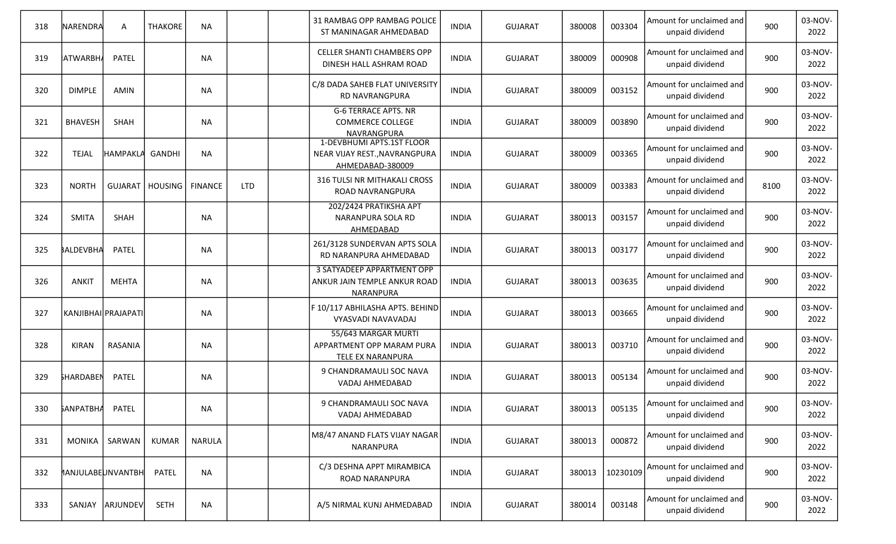| 318 | NARENDRA | A | THAKORE | NA | | | 31 RAMBAG OPP RAMBAG POLICE ST MANINAGAR AHMEDABAD | INDIA | GUJARAT | 380008 | 003304 | Amount for unclaimed and unpaid dividend | 900 | 03-NOV-2022 |
|---|---|---|---|---|---|---|---|---|---|---|---|---|---|---|
| 319 | ATWARBH/ | PATEL | | NA | | | CELLER SHANTI CHAMBERS OPP DINESH HALL ASHRAM ROAD | INDIA | GUJARAT | 380009 | 000908 | Amount for unclaimed and unpaid dividend | 900 | 03-NOV-2022 |
| 320 | DIMPLE | AMIN | | NA | | | C/8 DADA SAHEB FLAT UNIVERSITY RD NAVRANGPURA | INDIA | GUJARAT | 380009 | 003152 | Amount for unclaimed and unpaid dividend | 900 | 03-NOV-2022 |
| 321 | BHAVESH | SHAH | | NA | | | G-6 TERRACE APTS. NR COMMERCE COLLEGE NAVRANGPURA | INDIA | GUJARAT | 380009 | 003890 | Amount for unclaimed and unpaid dividend | 900 | 03-NOV-2022 |
| 322 | TEJAL | HAMPAKLA | GANDHI | NA | | | 1-DEVBHUMI APTS.1ST FLOOR NEAR VIJAY REST.,NAVRANGPURA AHMEDABAD-380009 | INDIA | GUJARAT | 380009 | 003365 | Amount for unclaimed and unpaid dividend | 900 | 03-NOV-2022 |
| 323 | NORTH | GUJARAT | HOUSING | FINANCE | LTD | | 316 TULSI NR MITHAKALI CROSS ROAD NAVRANGPURA | INDIA | GUJARAT | 380009 | 003383 | Amount for unclaimed and unpaid dividend | 8100 | 03-NOV-2022 |
| 324 | SMITA | SHAH | | NA | | | 202/2424 PRATIKSHA APT NARANPURA SOLA RD AHMEDABAD | INDIA | GUJARAT | 380013 | 003157 | Amount for unclaimed and unpaid dividend | 900 | 03-NOV-2022 |
| 325 | BALDEVBHA | PATEL | | NA | | | 261/3128 SUNDERVAN APTS SOLA RD NARANPURA AHMEDABAD | INDIA | GUJARAT | 380013 | 003177 | Amount for unclaimed and unpaid dividend | 900 | 03-NOV-2022 |
| 326 | ANKIT | MEHTA | | NA | | | 3 SATYADEEP APPARTMENT OPP ANKUR JAIN TEMPLE ANKUR ROAD NARANPURA | INDIA | GUJARAT | 380013 | 003635 | Amount for unclaimed and unpaid dividend | 900 | 03-NOV-2022 |
| 327 | KANJIBHAI | PRAJAPATI | | NA | | | F 10/117 ABHILASHA APTS. BEHIND VYASVADI NAVAVADAJ | INDIA | GUJARAT | 380013 | 003665 | Amount for unclaimed and unpaid dividend | 900 | 03-NOV-2022 |
| 328 | KIRAN | RASANIA | | NA | | | 55/643 MARGAR MURTI APPARTMENT OPP MARAM PURA TELE EX NARANPURA | INDIA | GUJARAT | 380013 | 003710 | Amount for unclaimed and unpaid dividend | 900 | 03-NOV-2022 |
| 329 | SHARDABEN | PATEL | | NA | | | 9 CHANDRAMAULI SOC NAVA VADAJ AHMEDABAD | INDIA | GUJARAT | 380013 | 005134 | Amount for unclaimed and unpaid dividend | 900 | 03-NOV-2022 |
| 330 | GANPATBHA | PATEL | | NA | | | 9 CHANDRAMAULI SOC NAVA VADAJ AHMEDABAD | INDIA | GUJARAT | 380013 | 005135 | Amount for unclaimed and unpaid dividend | 900 | 03-NOV-2022 |
| 331 | MONIKA | SARWAN | KUMAR | NARULA | | | M8/47 ANAND FLATS VIJAY NAGAR NARANPURA | INDIA | GUJARAT | 380013 | 000872 | Amount for unclaimed and unpaid dividend | 900 | 03-NOV-2022 |
| 332 | MANJULABE | UNVANTBH | PATEL | NA | | | C/3 DESHNA APPT MIRAMBICA ROAD NARANPURA | INDIA | GUJARAT | 380013 | 10230109 | Amount for unclaimed and unpaid dividend | 900 | 03-NOV-2022 |
| 333 | SANJAY | ARJUNDEV | SETH | NA | | | A/5 NIRMAL KUNJ AHMEDABAD | INDIA | GUJARAT | 380014 | 003148 | Amount for unclaimed and unpaid dividend | 900 | 03-NOV-2022 |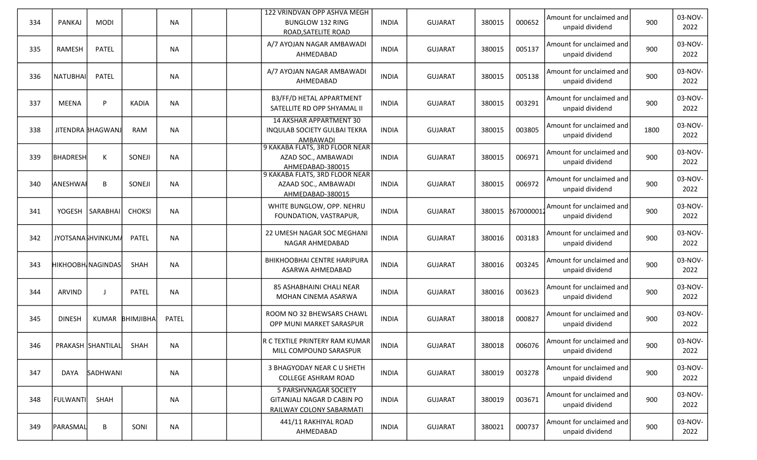| 334 | PANKAJ | MODI | | NA | | | 122 VRINDVAN OPP ASHVA MEGH BUNGLOW 132 RING ROAD,SATELITE ROAD | INDIA | GUJARAT | 380015 | 000652 | Amount for unclaimed and unpaid dividend | 900 | 03-NOV-2022 |
|---|---|---|---|---|---|---|---|---|---|---|---|---|---|---|
| 335 | RAMESH | PATEL | | NA | | | A/7 AYOJAN NAGAR AMBAWADI AHMEDABAD | INDIA | GUJARAT | 380015 | 005137 | Amount for unclaimed and unpaid dividend | 900 | 03-NOV-2022 |
| 336 | NATUBHAI | PATEL | | NA | | | A/7 AYOJAN NAGAR AMBAWADI AHMEDABAD | INDIA | GUJARAT | 380015 | 005138 | Amount for unclaimed and unpaid dividend | 900 | 03-NOV-2022 |
| 337 | MEENA | P | KADIA | NA | | | B3/FF/D HETAL APPARTMENT SATELLITE RD OPP SHYAMAL II | INDIA | GUJARAT | 380015 | 003291 | Amount for unclaimed and unpaid dividend | 900 | 03-NOV-2022 |
| 338 | JITENDRA | BHAGWANJ | RAM | NA | | | 14 AKSHAR APPARTMENT 30 INQULAB SOCIETY GULBAI TEKRA AMBAWADI | INDIA | GUJARAT | 380015 | 003805 | Amount for unclaimed and unpaid dividend | 1800 | 03-NOV-2022 |
| 339 | BHADRESH | K | SONEJI | NA | | | 9 KAKABA FLATS, 3RD FLOOR NEAR AZAD SOC., AMBAWADI AHMEDABAD-380015 | INDIA | GUJARAT | 380015 | 006971 | Amount for unclaimed and unpaid dividend | 900 | 03-NOV-2022 |
| 340 | ANESHWAF | B | SONEJI | NA | | | 9 KAKABA FLATS, 3RD FLOOR NEAR AZAAD SOC., AMBAWADI AHMEDABAD-380015 | INDIA | GUJARAT | 380015 | 006972 | Amount for unclaimed and unpaid dividend | 900 | 03-NOV-2022 |
| 341 | YOGESH | SARABHAI | CHOKSI | NA | | | WHITE BUNGLOW, OPP. NEHRU FOUNDATION, VASTRAPUR, | INDIA | GUJARAT | 380015 | 2670000012 | Amount for unclaimed and unpaid dividend | 900 | 03-NOV-2022 |
| 342 | JYOTSANA | SHVINKUMA | PATEL | NA | | | 22 UMESH NAGAR SOC MEGHANI NAGAR AHMEDABAD | INDIA | GUJARAT | 380016 | 003183 | Amount for unclaimed and unpaid dividend | 900 | 03-NOV-2022 |
| 343 | HIKHOOBH | NAGINDAS | SHAH | NA | | | BHIKHOOBHAI CENTRE HARIPURA ASARWA AHMEDABAD | INDIA | GUJARAT | 380016 | 003245 | Amount for unclaimed and unpaid dividend | 900 | 03-NOV-2022 |
| 344 | ARVIND | J | PATEL | NA | | | 85 ASHABHAINI CHALI NEAR MOHAN CINEMA ASARWA | INDIA | GUJARAT | 380016 | 003623 | Amount for unclaimed and unpaid dividend | 900 | 03-NOV-2022 |
| 345 | DINESH | KUMAR | BHIMJIBHA | PATEL | | | ROOM NO 32 BHEWSARS CHAWL OPP MUNI MARKET SARASPUR | INDIA | GUJARAT | 380018 | 000827 | Amount for unclaimed and unpaid dividend | 900 | 03-NOV-2022 |
| 346 | PRAKASH | SHANTILAL | SHAH | NA | | | R C TEXTILE PRINTERY RAM KUMAR MILL COMPOUND SARASPUR | INDIA | GUJARAT | 380018 | 006076 | Amount for unclaimed and unpaid dividend | 900 | 03-NOV-2022 |
| 347 | DAYA | SADHWANI | | NA | | | 3 BHAGYODAY NEAR C U SHETH COLLEGE ASHRAM ROAD | INDIA | GUJARAT | 380019 | 003278 | Amount for unclaimed and unpaid dividend | 900 | 03-NOV-2022 |
| 348 | FULWANTI | SHAH | | NA | | | 5 PARSHVNAGAR SOCIETY GITANJALI NAGAR D CABIN PO RAILWAY COLONY SABARMATI | INDIA | GUJARAT | 380019 | 003671 | Amount for unclaimed and unpaid dividend | 900 | 03-NOV-2022 |
| 349 | PARASMAL | B | SONI | NA | | | 441/11 RAKHIYAL ROAD AHMEDABAD | INDIA | GUJARAT | 380021 | 000737 | Amount for unclaimed and unpaid dividend | 900 | 03-NOV-2022 |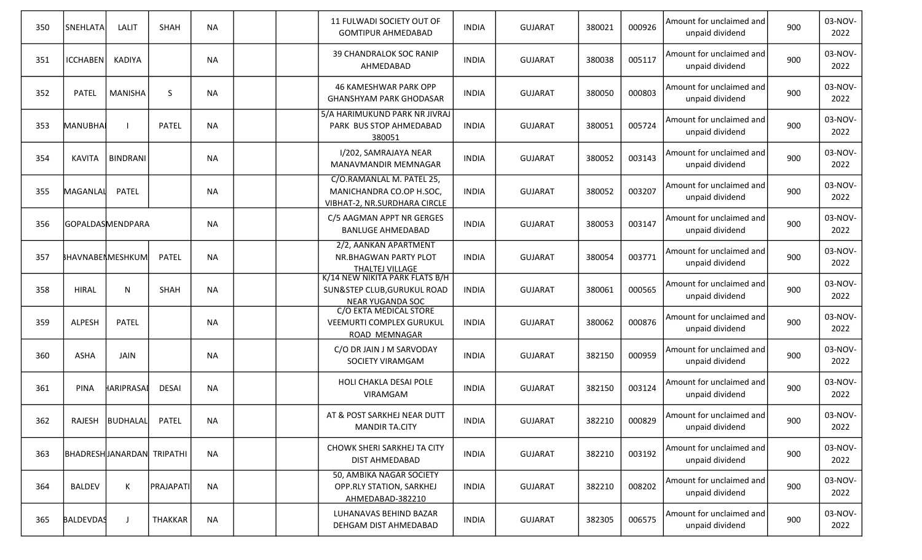| 350 | SNEHLATA | LALIT | SHAH | NA | | | 11 FULWADI SOCIETY OUT OF GOMTIPUR AHMEDABAD | INDIA | GUJARAT | 380021 | 000926 | Amount for unclaimed and unpaid dividend | 900 | 03-NOV-2022 |
|---|---|---|---|---|---|---|---|---|---|---|---|---|---|---|
| 351 | ICCHABEN | KADIYA | | NA | | | 39 CHANDRALOK SOC RANIP AHMEDABAD | INDIA | GUJARAT | 380038 | 005117 | Amount for unclaimed and unpaid dividend | 900 | 03-NOV-2022 |
| 352 | PATEL | MANISHA | S | NA | | | 46 KAMESHWAR PARK OPP GHANSHYAM PARK GHODASAR | INDIA | GUJARAT | 380050 | 000803 | Amount for unclaimed and unpaid dividend | 900 | 03-NOV-2022 |
| 353 | MANUBHAI | I | PATEL | NA | | | 5/A HARIMUKUND PARK NR JIVRAJ PARK BUS STOP AHMEDABAD 380051 | INDIA | GUJARAT | 380051 | 005724 | Amount for unclaimed and unpaid dividend | 900 | 03-NOV-2022 |
| 354 | KAVITA | BINDRANI | | NA | | | I/202, SAMRAJAYA NEAR MANAVMANDIR MEMNAGAR | INDIA | GUJARAT | 380052 | 003143 | Amount for unclaimed and unpaid dividend | 900 | 03-NOV-2022 |
| 355 | MAGANLAL | PATEL | | NA | | | C/O.RAMANLAL M. PATEL 25, MANICHANDRA CO.OP H.SOC, VIBHAT-2, NR.SURDHARA CIRCLE | INDIA | GUJARAT | 380052 | 003207 | Amount for unclaimed and unpaid dividend | 900 | 03-NOV-2022 |
| 356 | GOPALDAS | MENDPARA | | NA | | | C/5 AAGMAN APPT NR GERGES BANLUGE AHMEDABAD | INDIA | GUJARAT | 380053 | 003147 | Amount for unclaimed and unpaid dividend | 900 | 03-NOV-2022 |
| 357 | BHAVNABEN | MESHKUM | PATEL | NA | | | 2/2, AANKAN APARTMENT NR.BHAGWAN PARTY PLOT THALTEJ VILLAGE | INDIA | GUJARAT | 380054 | 003771 | Amount for unclaimed and unpaid dividend | 900 | 03-NOV-2022 |
| 358 | HIRAL | N | SHAH | NA | | | K/14 NEW NIKITA PARK FLATS B/H SUN&STEP CLUB,GURUKUL ROAD NEAR YUGANDA SOC | INDIA | GUJARAT | 380061 | 000565 | Amount for unclaimed and unpaid dividend | 900 | 03-NOV-2022 |
| 359 | ALPESH | PATEL | | NA | | | C/O EKTA MEDICAL STORE VEEMURTI COMPLEX GURUKUL ROAD MEMNAGAR | INDIA | GUJARAT | 380062 | 000876 | Amount for unclaimed and unpaid dividend | 900 | 03-NOV-2022 |
| 360 | ASHA | JAIN | | NA | | | C/O DR JAIN J M SARVODAY SOCIETY VIRAMGAM | INDIA | GUJARAT | 382150 | 000959 | Amount for unclaimed and unpaid dividend | 900 | 03-NOV-2022 |
| 361 | PINA | HARIPRASAD | DESAI | NA | | | HOLI CHAKLA DESAI POLE VIRAMGAM | INDIA | GUJARAT | 382150 | 003124 | Amount for unclaimed and unpaid dividend | 900 | 03-NOV-2022 |
| 362 | RAJESH | BUDHALAL | PATEL | NA | | | AT & POST SARKHEJ NEAR DUTT MANDIR TA.CITY | INDIA | GUJARAT | 382210 | 000829 | Amount for unclaimed and unpaid dividend | 900 | 03-NOV-2022 |
| 363 | BHADRESH | JANARDAN | TRIPATHI | NA | | | CHOWK SHERI SARKHEJ TA CITY DIST AHMEDABAD | INDIA | GUJARAT | 382210 | 003192 | Amount for unclaimed and unpaid dividend | 900 | 03-NOV-2022 |
| 364 | BALDEV | K | PRAJAPATI | NA | | | 50, AMBIKA NAGAR SOCIETY OPP.RLY STATION, SARKHEJ AHMEDABAD-382210 | INDIA | GUJARAT | 382210 | 008202 | Amount for unclaimed and unpaid dividend | 900 | 03-NOV-2022 |
| 365 | BALDEVDAS | J | THAKKAR | NA | | | LUHANAVAS BEHIND BAZAR DEHGAM DIST AHMEDABAD | INDIA | GUJARAT | 382305 | 006575 | Amount for unclaimed and unpaid dividend | 900 | 03-NOV-2022 |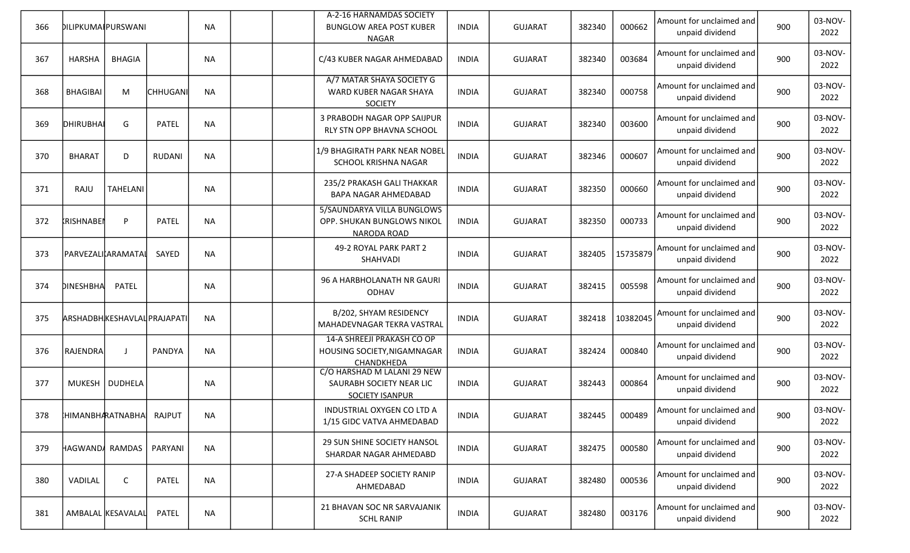| 366 | DILIPKUMAI | PURSWANI | | NA | | | A-2-16 HARNAMDAS SOCIETY BUNGLOW AREA POST KUBER NAGAR | INDIA | GUJARAT | 382340 | 000662 | Amount for unclaimed and unpaid dividend | 900 | 03-NOV-2022 |
|---|---|---|---|---|---|---|---|---|---|---|---|---|---|---|
| 367 | HARSHA | BHAGIA | | NA | | | C/43 KUBER NAGAR AHMEDABAD | INDIA | GUJARAT | 382340 | 003684 | Amount for unclaimed and unpaid dividend | 900 | 03-NOV-2022 |
| 368 | BHAGIBAI | M | CHHUGANI | NA | | | A/7 MATAR SHAYA SOCIETY G WARD KUBER NAGAR SHAYA SOCIETY | INDIA | GUJARAT | 382340 | 000758 | Amount for unclaimed and unpaid dividend | 900 | 03-NOV-2022 |
| 369 | DHIRUBHAI | G | PATEL | NA | | | 3 PRABODH NAGAR OPP SAIJPUR RLY STN OPP BHAVNA SCHOOL | INDIA | GUJARAT | 382340 | 003600 | Amount for unclaimed and unpaid dividend | 900 | 03-NOV-2022 |
| 370 | BHARAT | D | RUDANI | NA | | | 1/9 BHAGIRATH PARK NEAR NOBEL SCHOOL KRISHNA NAGAR | INDIA | GUJARAT | 382346 | 000607 | Amount for unclaimed and unpaid dividend | 900 | 03-NOV-2022 |
| 371 | RAJU | TAHELANI | | NA | | | 235/2 PRAKASH GALI THAKKAR BAPA NAGAR AHMEDABAD | INDIA | GUJARAT | 382350 | 000660 | Amount for unclaimed and unpaid dividend | 900 | 03-NOV-2022 |
| 372 | KRISHNABEN | P | PATEL | NA | | | 5/SAUNDARYA VILLA BUNGLOWS OPP. SHUKAN BUNGLOWS NIKOL NARODA ROAD | INDIA | GUJARAT | 382350 | 000733 | Amount for unclaimed and unpaid dividend | 900 | 03-NOV-2022 |
| 373 | PARVEZALI | KARAMATAL | SAYED | NA | | | 49-2 ROYAL PARK PART 2 SHAHVADI | INDIA | GUJARAT | 382405 | 15735879 | Amount for unclaimed and unpaid dividend | 900 | 03-NOV-2022 |
| 374 | DINESHBHA | PATEL | | NA | | | 96 A HARBHOLANATH NR GAURI ODHAV | INDIA | GUJARAT | 382415 | 005598 | Amount for unclaimed and unpaid dividend | 900 | 03-NOV-2022 |
| 375 | ARSHADBH | KESHAVLAL | PRAJAPATI | NA | | | B/202, SHYAM RESIDENCY MAHADEVNAGAR TEKRA VASTRAL | INDIA | GUJARAT | 382418 | 10382045 | Amount for unclaimed and unpaid dividend | 900 | 03-NOV-2022 |
| 376 | RAJENDRA | J | PANDYA | NA | | | 14-A SHREEJI PRAKASH CO OP HOUSING SOCIETY,NIGAMNAGAR CHANDKHEDA | INDIA | GUJARAT | 382424 | 000840 | Amount for unclaimed and unpaid dividend | 900 | 03-NOV-2022 |
| 377 | MUKESH | DUDHELA | | NA | | | C/O HARSHAD M LALANI 29 NEW SAURABH SOCIETY NEAR LIC SOCIETY ISANPUR | INDIA | GUJARAT | 382443 | 000864 | Amount for unclaimed and unpaid dividend | 900 | 03-NOV-2022 |
| 378 | HIMANBHA | RATNABHA | RAJPUT | NA | | | INDUSTRIAL OXYGEN CO LTD A 1/15 GIDC VATVA AHMEDABAD | INDIA | GUJARAT | 382445 | 000489 | Amount for unclaimed and unpaid dividend | 900 | 03-NOV-2022 |
| 379 | HAGWAND | RAMDAS | PARYANI | NA | | | 29 SUN SHINE SOCIETY HANSOL SHARDAR NAGAR AHMEDABD | INDIA | GUJARAT | 382475 | 000580 | Amount for unclaimed and unpaid dividend | 900 | 03-NOV-2022 |
| 380 | VADILAL | C | PATEL | NA | | | 27-A SHADEEP SOCIETY RANIP AHMEDABAD | INDIA | GUJARAT | 382480 | 000536 | Amount for unclaimed and unpaid dividend | 900 | 03-NOV-2022 |
| 381 | AMBALAL | KESAVALAL | PATEL | NA | | | 21 BHAVAN SOC NR SARVAJANIK SCHL RANIP | INDIA | GUJARAT | 382480 | 003176 | Amount for unclaimed and unpaid dividend | 900 | 03-NOV-2022 |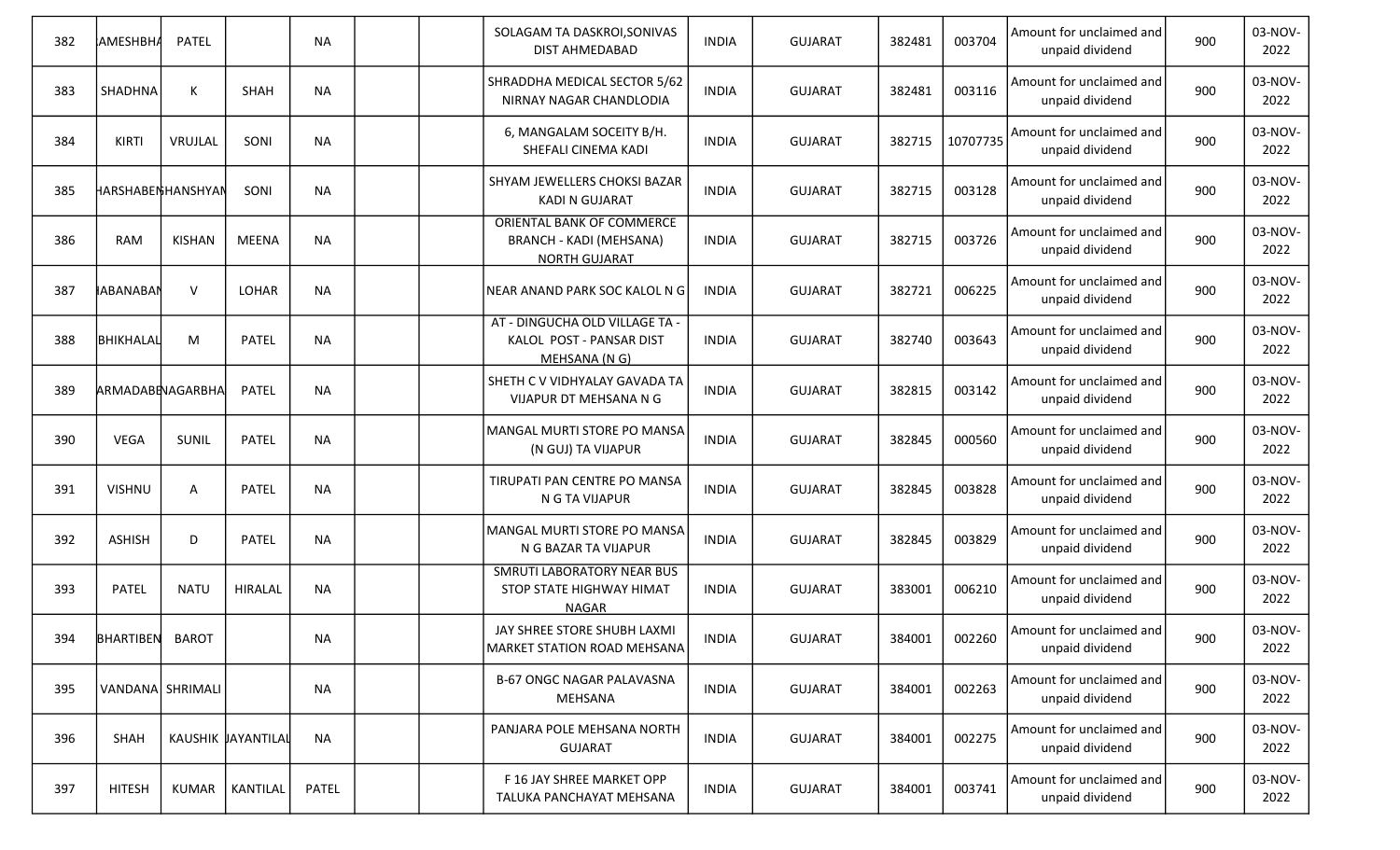| 382 | AMESHBHA | PATEL | | NA | | | SOLAGAM TA DASKROI,SONIVAS DIST AHMEDABAD | INDIA | GUJARAT | 382481 | 003704 | Amount for unclaimed and unpaid dividend | 900 | 03-NOV-2022 |
|---|---|---|---|---|---|---|---|---|---|---|---|---|---|---|
| 383 | SHADHNA | K | SHAH | NA | | | SHRADDHA MEDICAL SECTOR 5/62 NIRNAY NAGAR CHANDLODIA | INDIA | GUJARAT | 382481 | 003116 | Amount for unclaimed and unpaid dividend | 900 | 03-NOV-2022 |
| 384 | KIRTI | VRUJLAL | SONI | NA | | | 6, MANGALAM SOCEITY B/H. SHEFALI CINEMA KADI | INDIA | GUJARAT | 382715 | 10707735 | Amount for unclaimed and unpaid dividend | 900 | 03-NOV-2022 |
| 385 | HARSHABEN | HANSHYAM | SONI | NA | | | SHYAM JEWELLERS CHOKSI BAZAR KADI N GUJARAT | INDIA | GUJARAT | 382715 | 003128 | Amount for unclaimed and unpaid dividend | 900 | 03-NOV-2022 |
| 386 | RAM | KISHAN | MEENA | NA | | | ORIENTAL BANK OF COMMERCE BRANCH - KADI (MEHSANA) NORTH GUJARAT | INDIA | GUJARAT | 382715 | 003726 | Amount for unclaimed and unpaid dividend | 900 | 03-NOV-2022 |
| 387 | IABANABAN | V | LOHAR | NA | | | NEAR ANAND PARK SOC KALOL N G | INDIA | GUJARAT | 382721 | 006225 | Amount for unclaimed and unpaid dividend | 900 | 03-NOV-2022 |
| 388 | BHIKHALAL | M | PATEL | NA | | | AT - DINGUCHA OLD VILLAGE TA - KALOL POST - PANSAR DIST MEHSANA (N G) | INDIA | GUJARAT | 382740 | 003643 | Amount for unclaimed and unpaid dividend | 900 | 03-NOV-2022 |
| 389 | ARMADABE | NAGARBHA | PATEL | NA | | | SHETH C V VIDHYALAY GAVADA TA VIJAPUR DT MEHSANA N G | INDIA | GUJARAT | 382815 | 003142 | Amount for unclaimed and unpaid dividend | 900 | 03-NOV-2022 |
| 390 | VEGA | SUNIL | PATEL | NA | | | MANGAL MURTI STORE PO MANSA (N GUJ) TA VIJAPUR | INDIA | GUJARAT | 382845 | 000560 | Amount for unclaimed and unpaid dividend | 900 | 03-NOV-2022 |
| 391 | VISHNU | A | PATEL | NA | | | TIRUPATI PAN CENTRE PO MANSA N G TA VIJAPUR | INDIA | GUJARAT | 382845 | 003828 | Amount for unclaimed and unpaid dividend | 900 | 03-NOV-2022 |
| 392 | ASHISH | D | PATEL | NA | | | MANGAL MURTI STORE PO MANSA N G BAZAR TA VIJAPUR | INDIA | GUJARAT | 382845 | 003829 | Amount for unclaimed and unpaid dividend | 900 | 03-NOV-2022 |
| 393 | PATEL | NATU | HIRALAL | NA | | | SMRUTI LABORATORY NEAR BUS STOP STATE HIGHWAY HIMAT NAGAR | INDIA | GUJARAT | 383001 | 006210 | Amount for unclaimed and unpaid dividend | 900 | 03-NOV-2022 |
| 394 | BHARTIBEN | BAROT | | NA | | | JAY SHREE STORE SHUBH LAXMI MARKET STATION ROAD MEHSANA | INDIA | GUJARAT | 384001 | 002260 | Amount for unclaimed and unpaid dividend | 900 | 03-NOV-2022 |
| 395 | VANDANA | SHRIMALI | | NA | | | B-67 ONGC NAGAR PALAVASNA MEHSANA | INDIA | GUJARAT | 384001 | 002263 | Amount for unclaimed and unpaid dividend | 900 | 03-NOV-2022 |
| 396 | SHAH | KAUSHIK | JAYANTILAL | NA | | | PANJARA POLE MEHSANA NORTH GUJARAT | INDIA | GUJARAT | 384001 | 002275 | Amount for unclaimed and unpaid dividend | 900 | 03-NOV-2022 |
| 397 | HITESH | KUMAR | KANTILAL | PATEL | | | F 16 JAY SHREE MARKET OPP TALUKA PANCHAYAT MEHSANA | INDIA | GUJARAT | 384001 | 003741 | Amount for unclaimed and unpaid dividend | 900 | 03-NOV-2022 |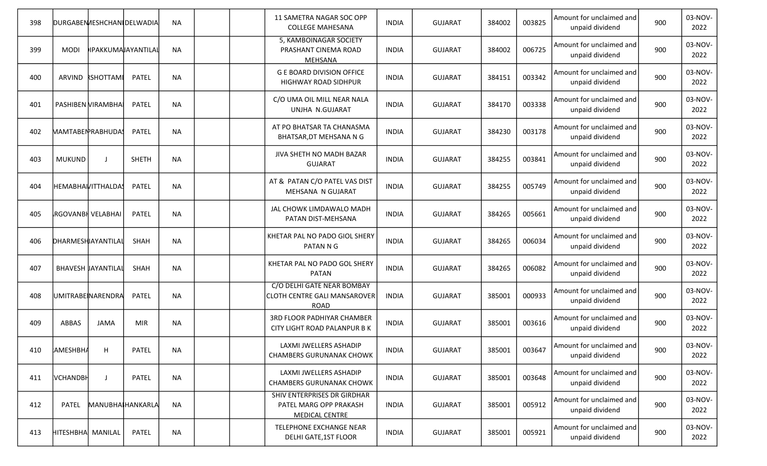| 398 | DURGABEN | MESHCHANI | DELWADIA | NA | | | 11 SAMETRA NAGAR SOC OPP COLLEGE MAHESANA | INDIA | GUJARAT | 384002 | 003825 | Amount for unclaimed and unpaid dividend | 900 | 03-NOV-2022 |
|---|---|---|---|---|---|---|---|---|---|---|---|---|---|---|
| 399 | MODI | IPAKKUMA | JAYANTILAL | NA | | | 5, KAMBOINAGAR SOCIETY PRASHANT CINEMA ROAD MEHSANA | INDIA | GUJARAT | 384002 | 006725 | Amount for unclaimed and unpaid dividend | 900 | 03-NOV-2022 |
| 400 | ARVIND | RSHOTTAM | PATEL | NA | | | G E BOARD DIVISION OFFICE HIGHWAY ROAD SIDHPUR | INDIA | GUJARAT | 384151 | 003342 | Amount for unclaimed and unpaid dividend | 900 | 03-NOV-2022 |
| 401 | PASHIBEN | VIRAMBHAI | PATEL | NA | | | C/O UMA OIL MILL NEAR NALA UNJHA N.GUJARAT | INDIA | GUJARAT | 384170 | 003338 | Amount for unclaimed and unpaid dividend | 900 | 03-NOV-2022 |
| 402 | MAMTABEN | PRABHUDAS | PATEL | NA | | | AT PO BHATSAR TA CHANASMA BHATSAR,DT MEHSANA N G | INDIA | GUJARAT | 384230 | 003178 | Amount for unclaimed and unpaid dividend | 900 | 03-NOV-2022 |
| 403 | MUKUND | J | SHETH | NA | | | JIVA SHETH NO MADH BAZAR GUJARAT | INDIA | GUJARAT | 384255 | 003841 | Amount for unclaimed and unpaid dividend | 900 | 03-NOV-2022 |
| 404 | HEMABHAI | VITTHALDAS | PATEL | NA | | | AT & PATAN C/O PATEL VAS DIST MEHSANA N GUJARAT | INDIA | GUJARAT | 384255 | 005749 | Amount for unclaimed and unpaid dividend | 900 | 03-NOV-2022 |
| 405 | RGOVANBH | VELABHAI | PATEL | NA | | | JAL CHOWK LIMDAWALO MADH PATAN DIST-MEHSANA | INDIA | GUJARAT | 384265 | 005661 | Amount for unclaimed and unpaid dividend | 900 | 03-NOV-2022 |
| 406 | DHARMESH | JAYANTILAL | SHAH | NA | | | KHETAR PAL NO PADO GIOL SHERY PATAN N G | INDIA | GUJARAT | 384265 | 006034 | Amount for unclaimed and unpaid dividend | 900 | 03-NOV-2022 |
| 407 | BHAVESH | JAYANTILAL | SHAH | NA | | | KHETAR PAL NO PADO GOL SHERY PATAN | INDIA | GUJARAT | 384265 | 006082 | Amount for unclaimed and unpaid dividend | 900 | 03-NOV-2022 |
| 408 | UMITRABE | NARENDRA | PATEL | NA | | | C/O DELHI GATE NEAR BOMBAY CLOTH CENTRE GALI MANSAROVER ROAD | INDIA | GUJARAT | 385001 | 000933 | Amount for unclaimed and unpaid dividend | 900 | 03-NOV-2022 |
| 409 | ABBAS | JAMA | MIR | NA | | | 3RD FLOOR PADHIYAR CHAMBER CITY LIGHT ROAD PALANPUR B K | INDIA | GUJARAT | 385001 | 003616 | Amount for unclaimed and unpaid dividend | 900 | 03-NOV-2022 |
| 410 | AMESHBHA | H | PATEL | NA | | | LAXMI JWELLERS ASHADIP CHAMBERS GURUNANAK CHOWK | INDIA | GUJARAT | 385001 | 003647 | Amount for unclaimed and unpaid dividend | 900 | 03-NOV-2022 |
| 411 | VCHANDBH | J | PATEL | NA | | | LAXMI JWELLERS ASHADIP CHAMBERS GURUNANAK CHOWK | INDIA | GUJARAT | 385001 | 003648 | Amount for unclaimed and unpaid dividend | 900 | 03-NOV-2022 |
| 412 | PATEL | MANUBHAI | HANKARLA | NA | | | SHIV ENTERPRISES DR GIRDHAR PATEL MARG OPP PRAKASH MEDICAL CENTRE | INDIA | GUJARAT | 385001 | 005912 | Amount for unclaimed and unpaid dividend | 900 | 03-NOV-2022 |
| 413 | HITESHBHA | MANILAL | PATEL | NA | | | TELEPHONE EXCHANGE NEAR DELHI GATE,1ST FLOOR | INDIA | GUJARAT | 385001 | 005921 | Amount for unclaimed and unpaid dividend | 900 | 03-NOV-2022 |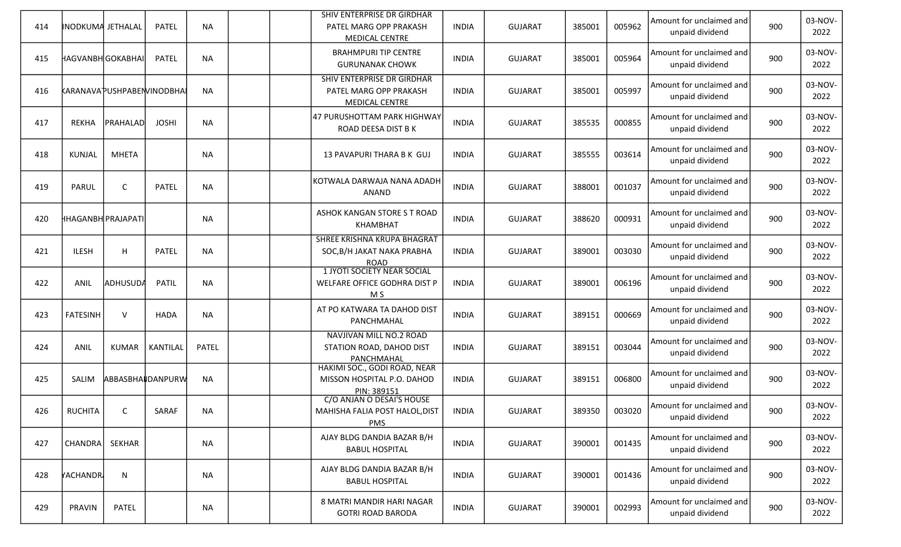| | | | | | | | | | | | | | | |
|---|---|---|---|---|---|---|---|---|---|---|---|---|---|---|
| 414 | INODKUMA | JETHALAL | PATEL | NA | | | SHIV ENTERPRISE DR GIRDHAR PATEL MARG OPP PRAKASH MEDICAL CENTRE | INDIA | GUJARAT | 385001 | 005962 | Amount for unclaimed and unpaid dividend | 900 | 03-NOV-2022 |
| 415 | HAGVANBH | GOKABHAI | PATEL | NA | | | BRAHMPURI TIP CENTRE GURUNANAK CHOWK | INDIA | GUJARAT | 385001 | 005964 | Amount for unclaimed and unpaid dividend | 900 | 03-NOV-2022 |
| 416 | KARANAVA | PUSHPABEN | VINODBHAI | NA | | | SHIV ENTERPRISE DR GIRDHAR PATEL MARG OPP PRAKASH MEDICAL CENTRE | INDIA | GUJARAT | 385001 | 005997 | Amount for unclaimed and unpaid dividend | 900 | 03-NOV-2022 |
| 417 | REKHA | PRAHALAD | JOSHI | NA | | | 47 PURUSHOTTAM PARK HIGHWAY ROAD DEESA DIST B K | INDIA | GUJARAT | 385535 | 000855 | Amount for unclaimed and unpaid dividend | 900 | 03-NOV-2022 |
| 418 | KUNJAL | MHETA | | NA | | | 13 PAVAPURI THARA B K GUJ | INDIA | GUJARAT | 385555 | 003614 | Amount for unclaimed and unpaid dividend | 900 | 03-NOV-2022 |
| 419 | PARUL | C | PATEL | NA | | | KOTWALA DARWAJA NANA ADADH ANAND | INDIA | GUJARAT | 388001 | 001037 | Amount for unclaimed and unpaid dividend | 900 | 03-NOV-2022 |
| 420 | HHAGANBH | PRAJAPATI | | NA | | | ASHOK KANGAN STORE S T ROAD KHAMBHAT | INDIA | GUJARAT | 388620 | 000931 | Amount for unclaimed and unpaid dividend | 900 | 03-NOV-2022 |
| 421 | ILESH | H | PATEL | NA | | | SHREE KRISHNA KRUPA BHAGRAT SOC,B/H JAKAT NAKA PRABHA ROAD | INDIA | GUJARAT | 389001 | 003030 | Amount for unclaimed and unpaid dividend | 900 | 03-NOV-2022 |
| 422 | ANIL | ADHUSUDA | PATIL | NA | | | 1 JYOTI SOCIETY NEAR SOCIAL WELFARE OFFICE GODHRA DIST P M S | INDIA | GUJARAT | 389001 | 006196 | Amount for unclaimed and unpaid dividend | 900 | 03-NOV-2022 |
| 423 | FATESINH | V | HADA | NA | | | AT PO KATWARA TA DAHOD DIST PANCHMAHAL | INDIA | GUJARAT | 389151 | 000669 | Amount for unclaimed and unpaid dividend | 900 | 03-NOV-2022 |
| 424 | ANIL | KUMAR | KANTILAL | PATEL | | | NAVJIVAN MILL NO.2 ROAD STATION ROAD, DAHOD DIST PANCHMAHAL | INDIA | GUJARAT | 389151 | 003044 | Amount for unclaimed and unpaid dividend | 900 | 03-NOV-2022 |
| 425 | SALIM | ABBASBHAI | DANPURW | NA | | | HAKIMI SOC., GODI ROAD, NEAR MISSON HOSPITAL P.O. DAHOD PIN: 389151 | INDIA | GUJARAT | 389151 | 006800 | Amount for unclaimed and unpaid dividend | 900 | 03-NOV-2022 |
| 426 | RUCHITA | C | SARAF | NA | | | C/O ANJAN O DESAI'S HOUSE MAHISHA FALIA POST HALOL,DIST PMS | INDIA | GUJARAT | 389350 | 003020 | Amount for unclaimed and unpaid dividend | 900 | 03-NOV-2022 |
| 427 | CHANDRA | SEKHAR | | NA | | | AJAY BLDG DANDIA BAZAR B/H BABUL HOSPITAL | INDIA | GUJARAT | 390001 | 001435 | Amount for unclaimed and unpaid dividend | 900 | 03-NOV-2022 |
| 428 | YACHANDR | N | | NA | | | AJAY BLDG DANDIA BAZAR B/H BABUL HOSPITAL | INDIA | GUJARAT | 390001 | 001436 | Amount for unclaimed and unpaid dividend | 900 | 03-NOV-2022 |
| 429 | PRAVIN | PATEL | | NA | | | 8 MATRI MANDIR HARI NAGAR GOTRI ROAD BARODA | INDIA | GUJARAT | 390001 | 002993 | Amount for unclaimed and unpaid dividend | 900 | 03-NOV-2022 |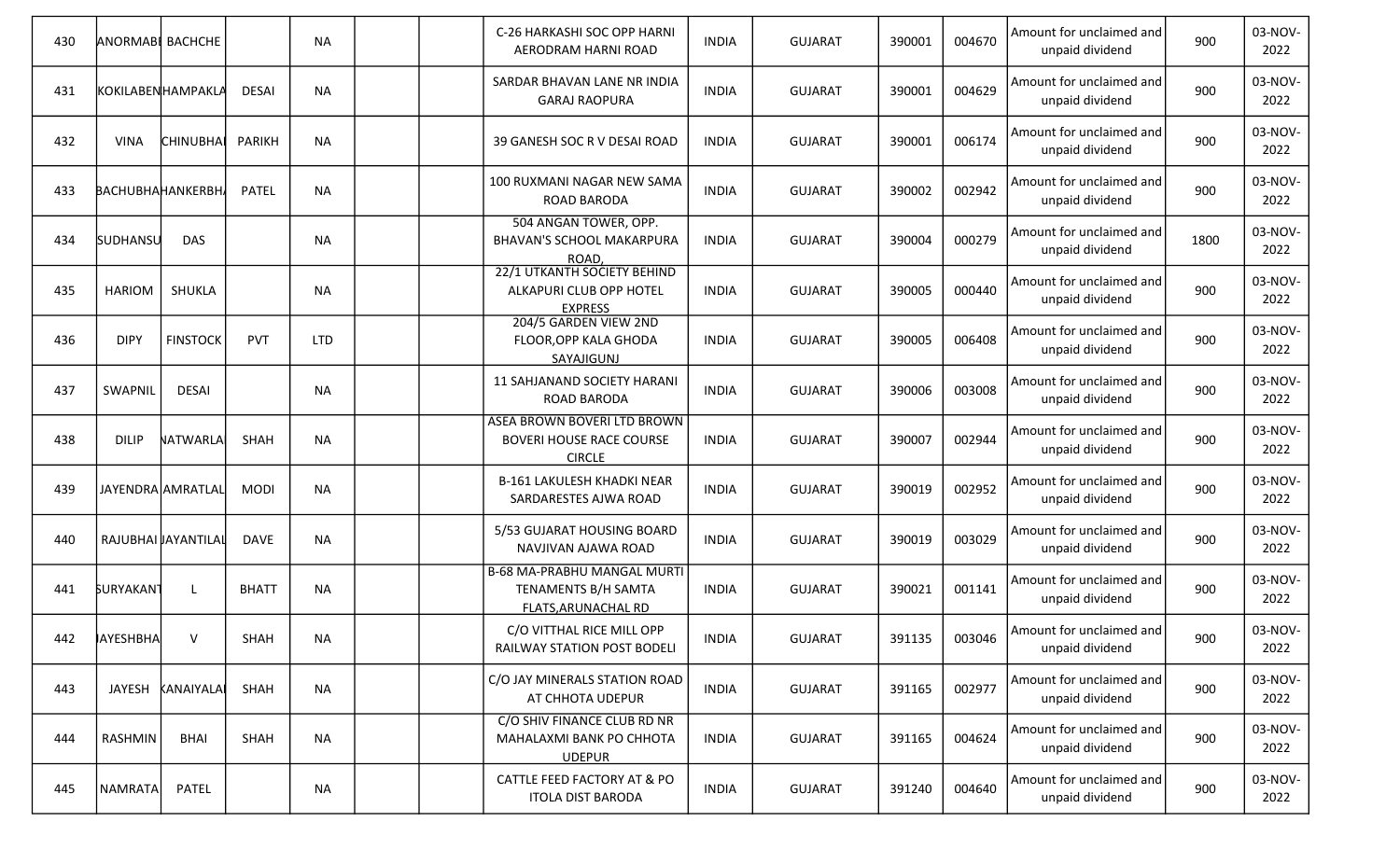| 430 | ANORMABI | BACHCHE | | NA | | | C-26 HARKASHI SOC OPP HARNI AERODRAM HARNI ROAD | INDIA | GUJARAT | 390001 | 004670 | Amount for unclaimed and unpaid dividend | 900 | 03-NOV-2022 |
|---|---|---|---|---|---|---|---|---|---|---|---|---|---|---|
| 431 | KOKILABEN | HAMPAKLA | DESAI | NA | | | SARDAR BHAVAN LANE NR INDIA GARAJ RAOPURA | INDIA | GUJARAT | 390001 | 004629 | Amount for unclaimed and unpaid dividend | 900 | 03-NOV-2022 |
| 432 | VINA | CHINUBHAI | PARIKH | NA | | | 39 GANESH SOC R V DESAI ROAD | INDIA | GUJARAT | 390001 | 006174 | Amount for unclaimed and unpaid dividend | 900 | 03-NOV-2022 |
| 433 | BACHUBHA | HANKERBH | PATEL | NA | | | 100 RUXMANI NAGAR NEW SAMA ROAD BARODA | INDIA | GUJARAT | 390002 | 002942 | Amount for unclaimed and unpaid dividend | 900 | 03-NOV-2022 |
| 434 | SUDHANSU | DAS | | NA | | | 504 ANGAN TOWER, OPP. BHAVAN'S SCHOOL MAKARPURA ROAD, | INDIA | GUJARAT | 390004 | 000279 | Amount for unclaimed and unpaid dividend | 1800 | 03-NOV-2022 |
| 435 | HARIOM | SHUKLA | | NA | | | 22/1 UTKANTH SOCIETY BEHIND ALKAPURI CLUB OPP HOTEL EXPRESS | INDIA | GUJARAT | 390005 | 000440 | Amount for unclaimed and unpaid dividend | 900 | 03-NOV-2022 |
| 436 | DIPY | FINSTOCK | PVT | LTD | | | 204/5 GARDEN VIEW 2ND FLOOR,OPP KALA GHODA SAYAJIGUNJ | INDIA | GUJARAT | 390005 | 006408 | Amount for unclaimed and unpaid dividend | 900 | 03-NOV-2022 |
| 437 | SWAPNIL | DESAI | | NA | | | 11 SAHJANAND SOCIETY HARANI ROAD BARODA | INDIA | GUJARAT | 390006 | 003008 | Amount for unclaimed and unpaid dividend | 900 | 03-NOV-2022 |
| 438 | DILIP | NATWARLA | SHAH | NA | | | ASEA BROWN BOVERI LTD BROWN BOVERI HOUSE RACE COURSE CIRCLE | INDIA | GUJARAT | 390007 | 002944 | Amount for unclaimed and unpaid dividend | 900 | 03-NOV-2022 |
| 439 | JAYENDRA | AMRATLAL | MODI | NA | | | B-161 LAKULESH KHADKI NEAR SARDARESTES AJWA ROAD | INDIA | GUJARAT | 390019 | 002952 | Amount for unclaimed and unpaid dividend | 900 | 03-NOV-2022 |
| 440 | RAJUBHAI | JAYANTILAL | DAVE | NA | | | 5/53 GUJARAT HOUSING BOARD NAVJIVAN AJAWA ROAD | INDIA | GUJARAT | 390019 | 003029 | Amount for unclaimed and unpaid dividend | 900 | 03-NOV-2022 |
| 441 | SURYAKANT | L | BHATT | NA | | | B-68 MA-PRABHU MANGAL MURTI TENAMENTS B/H SAMTA FLATS,ARUNACHAL RD | INDIA | GUJARAT | 390021 | 001141 | Amount for unclaimed and unpaid dividend | 900 | 03-NOV-2022 |
| 442 | JAYESHBHA | V | SHAH | NA | | | C/O VITTHAL RICE MILL OPP RAILWAY STATION POST BODELI | INDIA | GUJARAT | 391135 | 003046 | Amount for unclaimed and unpaid dividend | 900 | 03-NOV-2022 |
| 443 | JAYESH | KANAIYALA | SHAH | NA | | | C/O JAY MINERALS STATION ROAD AT CHHOTA UDEPUR | INDIA | GUJARAT | 391165 | 002977 | Amount for unclaimed and unpaid dividend | 900 | 03-NOV-2022 |
| 444 | RASHMIN | BHAI | SHAH | NA | | | C/O SHIV FINANCE CLUB RD NR MAHALAXMI BANK PO CHHOTA UDEPUR | INDIA | GUJARAT | 391165 | 004624 | Amount for unclaimed and unpaid dividend | 900 | 03-NOV-2022 |
| 445 | NAMRATA | PATEL | | NA | | | CATTLE FEED FACTORY AT & PO ITOLA DIST BARODA | INDIA | GUJARAT | 391240 | 004640 | Amount for unclaimed and unpaid dividend | 900 | 03-NOV-2022 |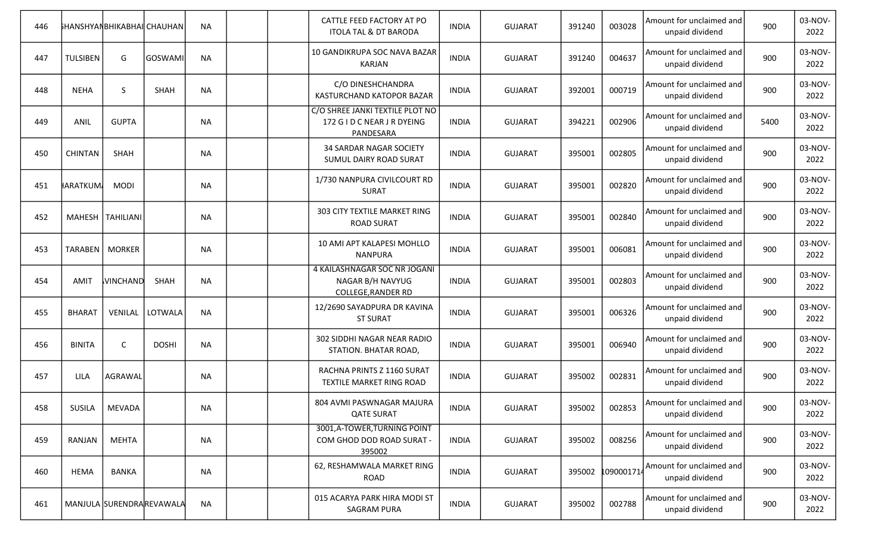| 446 | GHANSHYAM | BHIKABHAI | CHAUHAN | NA | | | CATTLE FEED FACTORY AT PO ITOLA TAL & DT BARODA | INDIA | GUJARAT | 391240 | 003028 | Amount for unclaimed and unpaid dividend | 900 | 03-NOV-2022 |
|---|---|---|---|---|---|---|---|---|---|---|---|---|---|---|
| 447 | TULSIBEN | G | GOSWAMI | NA | | | 10 GANDIKRUPA SOC NAVA BAZAR KARJAN | INDIA | GUJARAT | 391240 | 004637 | Amount for unclaimed and unpaid dividend | 900 | 03-NOV-2022 |
| 448 | NEHA | S | SHAH | NA | | | C/O DINESHCHANDRA KASTURCHAND KATOPOR BAZAR | INDIA | GUJARAT | 392001 | 000719 | Amount for unclaimed and unpaid dividend | 900 | 03-NOV-2022 |
| 449 | ANIL | GUPTA | | NA | | | C/O SHREE JANKI TEXTILE PLOT NO 172 G I D C NEAR J R DYEING PANDESARA | INDIA | GUJARAT | 394221 | 002906 | Amount for unclaimed and unpaid dividend | 5400 | 03-NOV-2022 |
| 450 | CHINTAN | SHAH | | NA | | | 34 SARDAR NAGAR SOCIETY SUMUL DAIRY ROAD SURAT | INDIA | GUJARAT | 395001 | 002805 | Amount for unclaimed and unpaid dividend | 900 | 03-NOV-2022 |
| 451 | HARATKUMA | MODI | | NA | | | 1/730 NANPURA CIVILCOURT RD SURAT | INDIA | GUJARAT | 395001 | 002820 | Amount for unclaimed and unpaid dividend | 900 | 03-NOV-2022 |
| 452 | MAHESH | TAHILIANI | | NA | | | 303 CITY TEXTILE MARKET RING ROAD SURAT | INDIA | GUJARAT | 395001 | 002840 | Amount for unclaimed and unpaid dividend | 900 | 03-NOV-2022 |
| 453 | TARABEN | MORKER | | NA | | | 10 AMI APT KALAPESI MOHLLO NANPURA | INDIA | GUJARAT | 395001 | 006081 | Amount for unclaimed and unpaid dividend | 900 | 03-NOV-2022 |
| 454 | AMIT | AVINCHAND | SHAH | NA | | | 4 KAILASHNAGAR SOC NR JOGANI NAGAR B/H NAVYUG COLLEGE,RANDER RD | INDIA | GUJARAT | 395001 | 002803 | Amount for unclaimed and unpaid dividend | 900 | 03-NOV-2022 |
| 455 | BHARAT | VENILAL | LOTWALA | NA | | | 12/2690 SAYADPURA DR KAVINA ST SURAT | INDIA | GUJARAT | 395001 | 006326 | Amount for unclaimed and unpaid dividend | 900 | 03-NOV-2022 |
| 456 | BINITA | C | DOSHI | NA | | | 302 SIDDHI NAGAR NEAR RADIO STATION. BHATAR ROAD, | INDIA | GUJARAT | 395001 | 006940 | Amount for unclaimed and unpaid dividend | 900 | 03-NOV-2022 |
| 457 | LILA | AGRAWAL | | NA | | | RACHNA PRINTS Z 1160 SURAT TEXTILE MARKET RING ROAD | INDIA | GUJARAT | 395002 | 002831 | Amount for unclaimed and unpaid dividend | 900 | 03-NOV-2022 |
| 458 | SUSILA | MEVADA | | NA | | | 804 AVMI PASWNAGAR MAJURA QATE SURAT | INDIA | GUJARAT | 395002 | 002853 | Amount for unclaimed and unpaid dividend | 900 | 03-NOV-2022 |
| 459 | RANJAN | MEHTA | | NA | | | 3001,A-TOWER,TURNING POINT COM GHOD DOD ROAD SURAT - 395002 | INDIA | GUJARAT | 395002 | 008256 | Amount for unclaimed and unpaid dividend | 900 | 03-NOV-2022 |
| 460 | HEMA | BANKA | | NA | | | 62, RESHAMWALA MARKET RING ROAD | INDIA | GUJARAT | 395002 | 1090001714 | Amount for unclaimed and unpaid dividend | 900 | 03-NOV-2022 |
| 461 | MANJULA | SURENDRA | REVAWALA | NA | | | 015 ACARYA PARK HIRA MODI ST SAGRAM PURA | INDIA | GUJARAT | 395002 | 002788 | Amount for unclaimed and unpaid dividend | 900 | 03-NOV-2022 |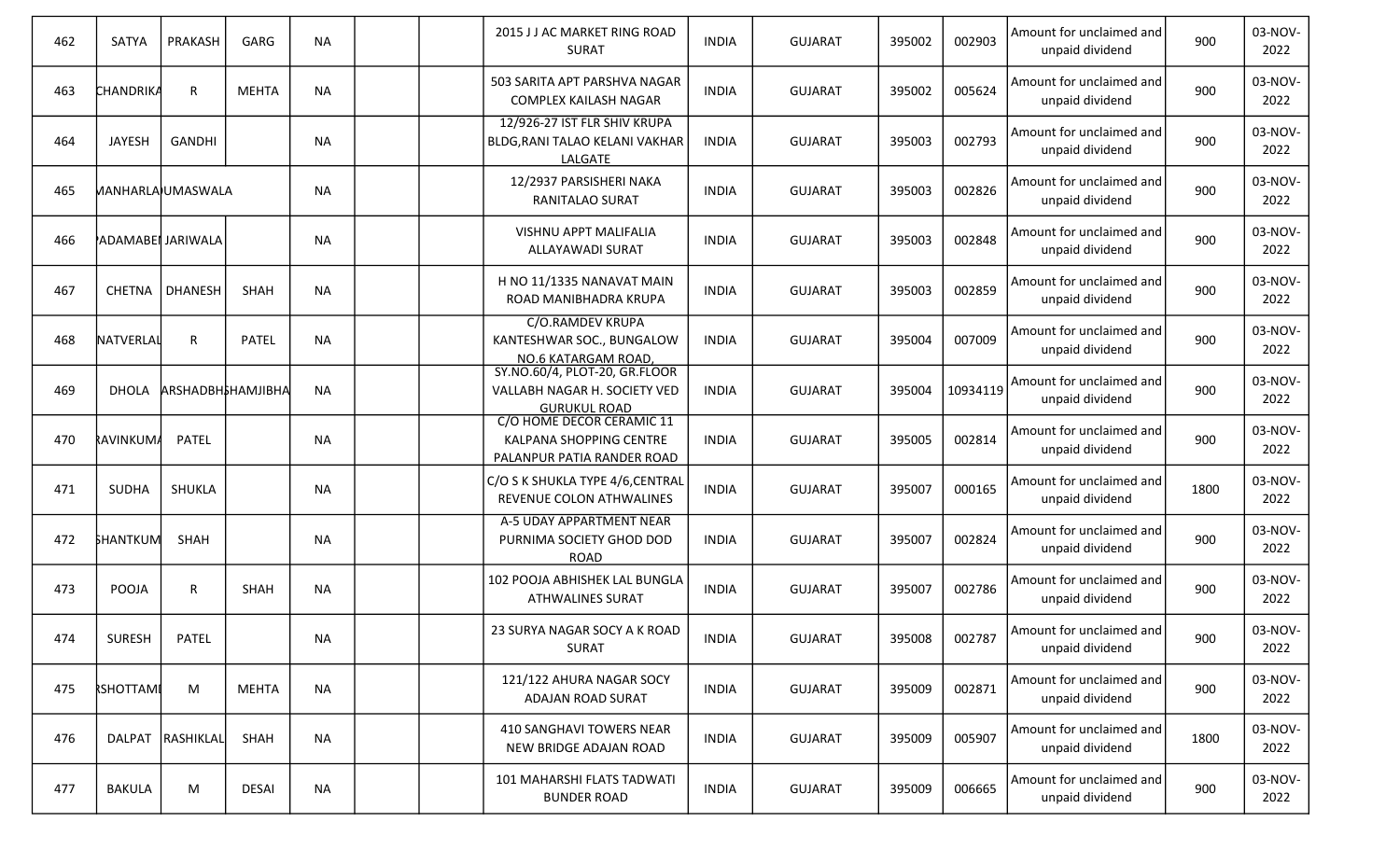| 462 | SATYA | PRAKASH | GARG | NA | | | 2015 J J AC MARKET RING ROAD SURAT | INDIA | GUJARAT | 395002 | 002903 | Amount for unclaimed and unpaid dividend | 900 | 03-NOV-2022 |
|---|---|---|---|---|---|---|---|---|---|---|---|---|---|---|
| 463 | CHANDRIKA | R | MEHTA | NA | | | 503 SARITA APT PARSHVA NAGAR COMPLEX KAILASH NAGAR | INDIA | GUJARAT | 395002 | 005624 | Amount for unclaimed and unpaid dividend | 900 | 03-NOV-2022 |
| 464 | JAYESH | GANDHI | | NA | | | 12/926-27 IST FLR SHIV KRUPA BLDG,RANI TALAO KELANI VAKHAR LALGATE | INDIA | GUJARAT | 395003 | 002793 | Amount for unclaimed and unpaid dividend | 900 | 03-NOV-2022 |
| 465 | MANHARLAL | UMASWALA | | NA | | | 12/2937 PARSISHERI NAKA RANITALAO SURAT | INDIA | GUJARAT | 395003 | 002826 | Amount for unclaimed and unpaid dividend | 900 | 03-NOV-2022 |
| 466 | PADAMABEN | JARIWALA | | NA | | | VISHNU APPT MALIFALIA ALLAYAWADI SURAT | INDIA | GUJARAT | 395003 | 002848 | Amount for unclaimed and unpaid dividend | 900 | 03-NOV-2022 |
| 467 | CHETNA | DHANESH | SHAH | NA | | | H NO 11/1335 NANAVAT MAIN ROAD MANIBHADRA KRUPA | INDIA | GUJARAT | 395003 | 002859 | Amount for unclaimed and unpaid dividend | 900 | 03-NOV-2022 |
| 468 | NATVERLAL | R | PATEL | NA | | | C/O.RAMDEV KRUPA KANTESHWAR SOC., BUNGALOW NO.6 KATARGAM ROAD, | INDIA | GUJARAT | 395004 | 007009 | Amount for unclaimed and unpaid dividend | 900 | 03-NOV-2022 |
| 469 | DHOLA | ARSHADBHAI | SHAMJIBHA | NA | | | SY.NO.60/4, PLOT-20, GR.FLOOR VALLABH NAGAR H. SOCIETY VED GURUKUL ROAD | INDIA | GUJARAT | 395004 | 10934119 | Amount for unclaimed and unpaid dividend | 900 | 03-NOV-2022 |
| 470 | RAVINKUMA | PATEL | | NA | | | C/O HOME DECOR CERAMIC 11 KALPANA SHOPPING CENTRE PALANPUR PATIA RANDER ROAD | INDIA | GUJARAT | 395005 | 002814 | Amount for unclaimed and unpaid dividend | 900 | 03-NOV-2022 |
| 471 | SUDHA | SHUKLA | | NA | | | C/O S K SHUKLA TYPE 4/6,CENTRAL REVENUE COLON ATHWALINES | INDIA | GUJARAT | 395007 | 000165 | Amount for unclaimed and unpaid dividend | 1800 | 03-NOV-2022 |
| 472 | SHANTKUM | SHAH | | NA | | | A-5 UDAY APPARTMENT NEAR PURNIMA SOCIETY GHOD DOD ROAD | INDIA | GUJARAT | 395007 | 002824 | Amount for unclaimed and unpaid dividend | 900 | 03-NOV-2022 |
| 473 | POOJA | R | SHAH | NA | | | 102 POOJA ABHISHEK LAL BUNGLA ATHWALINES SURAT | INDIA | GUJARAT | 395007 | 002786 | Amount for unclaimed and unpaid dividend | 900 | 03-NOV-2022 |
| 474 | SURESH | PATEL | | NA | | | 23 SURYA NAGAR SOCY A K ROAD SURAT | INDIA | GUJARAT | 395008 | 002787 | Amount for unclaimed and unpaid dividend | 900 | 03-NOV-2022 |
| 475 | RSHOTTAMI | M | MEHTA | NA | | | 121/122 AHURA NAGAR SOCY ADAJAN ROAD SURAT | INDIA | GUJARAT | 395009 | 002871 | Amount for unclaimed and unpaid dividend | 900 | 03-NOV-2022 |
| 476 | DALPAT | RASHIKLAL | SHAH | NA | | | 410 SANGHAVI TOWERS NEAR NEW BRIDGE ADAJAN ROAD | INDIA | GUJARAT | 395009 | 005907 | Amount for unclaimed and unpaid dividend | 1800 | 03-NOV-2022 |
| 477 | BAKULA | M | DESAI | NA | | | 101 MAHARSHI FLATS TADWATI BUNDER ROAD | INDIA | GUJARAT | 395009 | 006665 | Amount for unclaimed and unpaid dividend | 900 | 03-NOV-2022 |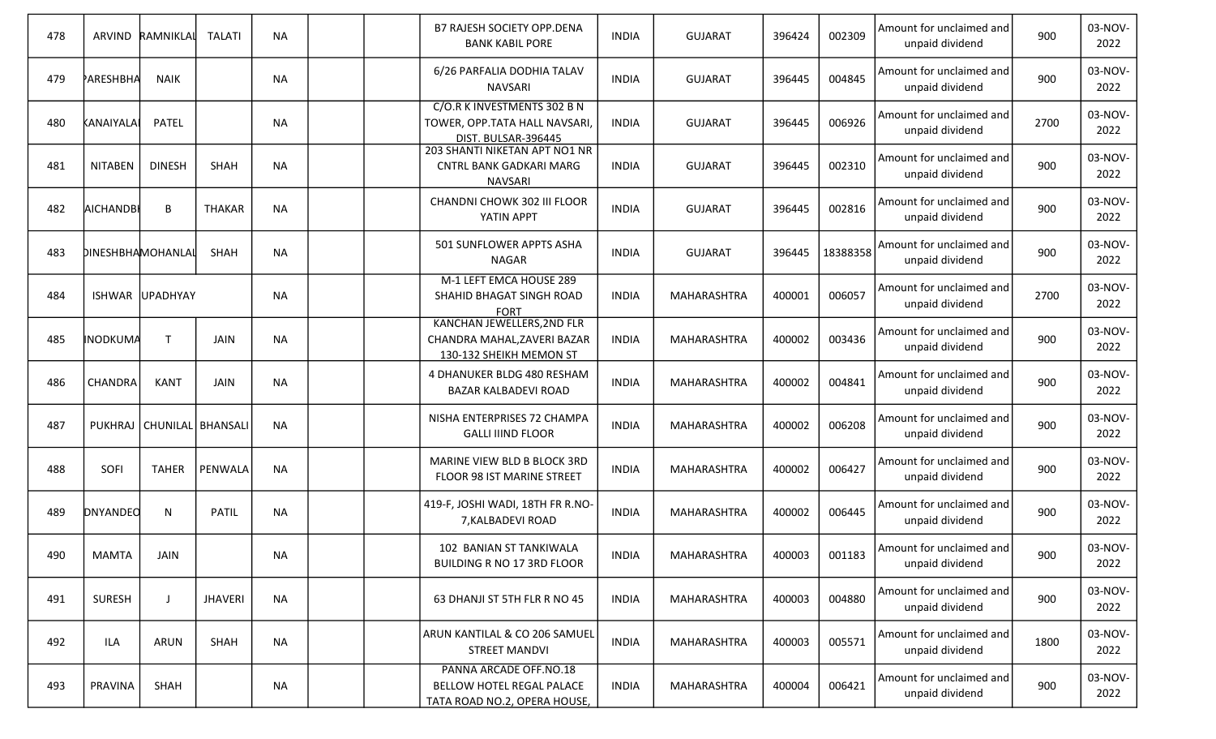| 478 | ARVIND | RAMNIKLAL | TALATI | NA | | | B7 RAJESH SOCIETY OPP.DENA BANK KABIL PORE | INDIA | GUJARAT | 396424 | 002309 | Amount for unclaimed and unpaid dividend | 900 | 03-NOV-2022 |
|---|---|---|---|---|---|---|---|---|---|---|---|---|---|---|
| 479 | PARESHBHA | NAIK | | NA | | | 6/26 PARFALIA DODHIA TALAV NAVSARI | INDIA | GUJARAT | 396445 | 004845 | Amount for unclaimed and unpaid dividend | 900 | 03-NOV-2022 |
| 480 | KANAIYALAL | PATEL | | NA | | | C/O.R K INVESTMENTS 302 B N TOWER, OPP.TATA HALL NAVSARI, DIST. BULSAR-396445 | INDIA | GUJARAT | 396445 | 006926 | Amount for unclaimed and unpaid dividend | 2700 | 03-NOV-2022 |
| 481 | NITABEN | DINESH | SHAH | NA | | | 203 SHANTI NIKETAN APT NO1 NR CNTRL BANK GADKARI MARG NAVSARI | INDIA | GUJARAT | 396445 | 002310 | Amount for unclaimed and unpaid dividend | 900 | 03-NOV-2022 |
| 482 | AICHANDBI | B | THAKAR | NA | | | CHANDNI CHOWK 302 III FLOOR YATIN APPT | INDIA | GUJARAT | 396445 | 002816 | Amount for unclaimed and unpaid dividend | 900 | 03-NOV-2022 |
| 483 | DINESHBHA | MOHANLAL | SHAH | NA | | | 501 SUNFLOWER APPTS ASHA NAGAR | INDIA | GUJARAT | 396445 | 18388358 | Amount for unclaimed and unpaid dividend | 900 | 03-NOV-2022 |
| 484 | ISHWAR | UPADHYAY | | NA | | | M-1 LEFT EMCA HOUSE 289 SHAHID BHAGAT SINGH ROAD FORT | INDIA | MAHARASHTRA | 400001 | 006057 | Amount for unclaimed and unpaid dividend | 2700 | 03-NOV-2022 |
| 485 | INODKUMA | T | JAIN | NA | | | KANCHAN JEWELLERS,2ND FLR CHANDRA MAHAL,ZAVERI BAZAR 130-132 SHEIKH MEMON ST | INDIA | MAHARASHTRA | 400002 | 003436 | Amount for unclaimed and unpaid dividend | 900 | 03-NOV-2022 |
| 486 | CHANDRA | KANT | JAIN | NA | | | 4 DHANUKER BLDG 480 RESHAM BAZAR KALBADEVI ROAD | INDIA | MAHARASHTRA | 400002 | 004841 | Amount for unclaimed and unpaid dividend | 900 | 03-NOV-2022 |
| 487 | PUKHRAJ | CHUNILAL | BHANSALI | NA | | | NISHA ENTERPRISES 72 CHAMPA GALLI IIIND FLOOR | INDIA | MAHARASHTRA | 400002 | 006208 | Amount for unclaimed and unpaid dividend | 900 | 03-NOV-2022 |
| 488 | SOFI | TAHER | PENWALA | NA | | | MARINE VIEW BLD B BLOCK 3RD FLOOR 98 IST MARINE STREET | INDIA | MAHARASHTRA | 400002 | 006427 | Amount for unclaimed and unpaid dividend | 900 | 03-NOV-2022 |
| 489 | DNYANDEO | N | PATIL | NA | | | 419-F, JOSHI WADI, 18TH FR R.NO-7,KALBADEVI ROAD | INDIA | MAHARASHTRA | 400002 | 006445 | Amount for unclaimed and unpaid dividend | 900 | 03-NOV-2022 |
| 490 | MAMTA | JAIN | | NA | | | 102 BANIAN ST TANKIWALA BUILDING R NO 17 3RD FLOOR | INDIA | MAHARASHTRA | 400003 | 001183 | Amount for unclaimed and unpaid dividend | 900 | 03-NOV-2022 |
| 491 | SURESH | J | JHAVERI | NA | | | 63 DHANJI ST 5TH FLR R NO 45 | INDIA | MAHARASHTRA | 400003 | 004880 | Amount for unclaimed and unpaid dividend | 900 | 03-NOV-2022 |
| 492 | ILA | ARUN | SHAH | NA | | | ARUN KANTILAL & CO 206 SAMUEL STREET MANDVI | INDIA | MAHARASHTRA | 400003 | 005571 | Amount for unclaimed and unpaid dividend | 1800 | 03-NOV-2022 |
| 493 | PRAVINA | SHAH | | NA | | | PANNA ARCADE OFF.NO.18 BELLOW HOTEL REGAL PALACE TATA ROAD NO.2, OPERA HOUSE, | INDIA | MAHARASHTRA | 400004 | 006421 | Amount for unclaimed and unpaid dividend | 900 | 03-NOV-2022 |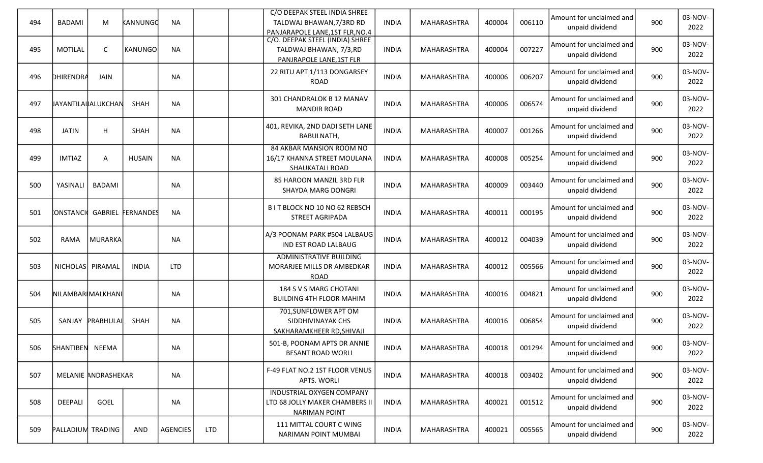| 494 | BADAMI | M | KANNUNGO | NA | | | C/O DEEPAK STEEL INDIA SHREE TALDWAJ BHAWAN,7/3RD RD PANJARAPOLE LANE,1ST FLR,NO.4 | INDIA | MAHARASHTRA | 400004 | 006110 | Amount for unclaimed and unpaid dividend | 900 | 03-NOV-2022 |
|---|---|---|---|---|---|---|---|---|---|---|---|---|---|---|
| 495 | MOTILAL | C | KANUNGO | NA | | | C/O. DEEPAK STEEL (INDIA) SHREE TALDWAJ BHAWAN, 7/3,RD PANJRAPOLE LANE,1ST FLR | INDIA | MAHARASHTRA | 400004 | 007227 | Amount for unclaimed and unpaid dividend | 900 | 03-NOV-2022 |
| 496 | DHIRENDRA | JAIN | | NA | | | 22 RITU APT 1/113 DONGARSEY ROAD | INDIA | MAHARASHTRA | 400006 | 006207 | Amount for unclaimed and unpaid dividend | 900 | 03-NOV-2022 |
| 497 | JAYANTILAL | LALUKCHAN | SHAH | NA | | | 301 CHANDRALOK B 12 MANAV MANDIR ROAD | INDIA | MAHARASHTRA | 400006 | 006574 | Amount for unclaimed and unpaid dividend | 900 | 03-NOV-2022 |
| 498 | JATIN | H | SHAH | NA | | | 401, REVIKA, 2ND DADI SETH LANE BABULNATH, | INDIA | MAHARASHTRA | 400007 | 001266 | Amount for unclaimed and unpaid dividend | 900 | 03-NOV-2022 |
| 499 | IMTIAZ | A | HUSAIN | NA | | | 84 AKBAR MANSION ROOM NO 16/17 KHANNA STREET MOULANA SHAUKATALI ROAD | INDIA | MAHARASHTRA | 400008 | 005254 | Amount for unclaimed and unpaid dividend | 900 | 03-NOV-2022 |
| 500 | YASINALI | BADAMI | | NA | | | 85 HAROON MANZIL 3RD FLR SHAYDA MARG DONGRI | INDIA | MAHARASHTRA | 400009 | 003440 | Amount for unclaimed and unpaid dividend | 900 | 03-NOV-2022 |
| 501 | CONSTANCIO | GABRIEL | FERNANDES | NA | | | B I T BLOCK NO 10 NO 62 REBSCH STREET AGRIPADA | INDIA | MAHARASHTRA | 400011 | 000195 | Amount for unclaimed and unpaid dividend | 900 | 03-NOV-2022 |
| 502 | RAMA | MURARKA | | NA | | | A/3 POONAM PARK #504 LALBAUG IND EST ROAD LALBAUG | INDIA | MAHARASHTRA | 400012 | 004039 | Amount for unclaimed and unpaid dividend | 900 | 03-NOV-2022 |
| 503 | NICHOLAS | PIRAMAL | INDIA | LTD | | | ADMINISTRATIVE BUILDING MORARJEE MILLS DR AMBEDKAR ROAD | INDIA | MAHARASHTRA | 400012 | 005566 | Amount for unclaimed and unpaid dividend | 900 | 03-NOV-2022 |
| 504 | NILAMBARI | MALKHANI | | NA | | | 184 S V S MARG CHOTANI BUILDING 4TH FLOOR MAHIM | INDIA | MAHARASHTRA | 400016 | 004821 | Amount for unclaimed and unpaid dividend | 900 | 03-NOV-2022 |
| 505 | SANJAY | PRABHULAL | SHAH | NA | | | 701,SUNFLOWER APT OM SIDDHIVINAYAK CHS SAKHARAMKHEER RD,SHIVAJI | INDIA | MAHARASHTRA | 400016 | 006854 | Amount for unclaimed and unpaid dividend | 900 | 03-NOV-2022 |
| 506 | SHANTIBEN | NEEMA | | NA | | | 501-B, POONAM APTS DR ANNIE BESANT ROAD WORLI | INDIA | MAHARASHTRA | 400018 | 001294 | Amount for unclaimed and unpaid dividend | 900 | 03-NOV-2022 |
| 507 | MELANIE | ANDRASHEKAR | | NA | | | F-49 FLAT NO.2 1ST FLOOR VENUS APTS. WORLI | INDIA | MAHARASHTRA | 400018 | 003402 | Amount for unclaimed and unpaid dividend | 900 | 03-NOV-2022 |
| 508 | DEEPALI | GOEL | | NA | | | INDUSTRIAL OXYGEN COMPANY LTD 68 JOLLY MAKER CHAMBERS II NARIMAN POINT | INDIA | MAHARASHTRA | 400021 | 001512 | Amount for unclaimed and unpaid dividend | 900 | 03-NOV-2022 |
| 509 | PALLADIUM | TRADING | AND | AGENCIES | LTD | | 111 MITTAL COURT C WING NARIMAN POINT MUMBAI | INDIA | MAHARASHTRA | 400021 | 005565 | Amount for unclaimed and unpaid dividend | 900 | 03-NOV-2022 |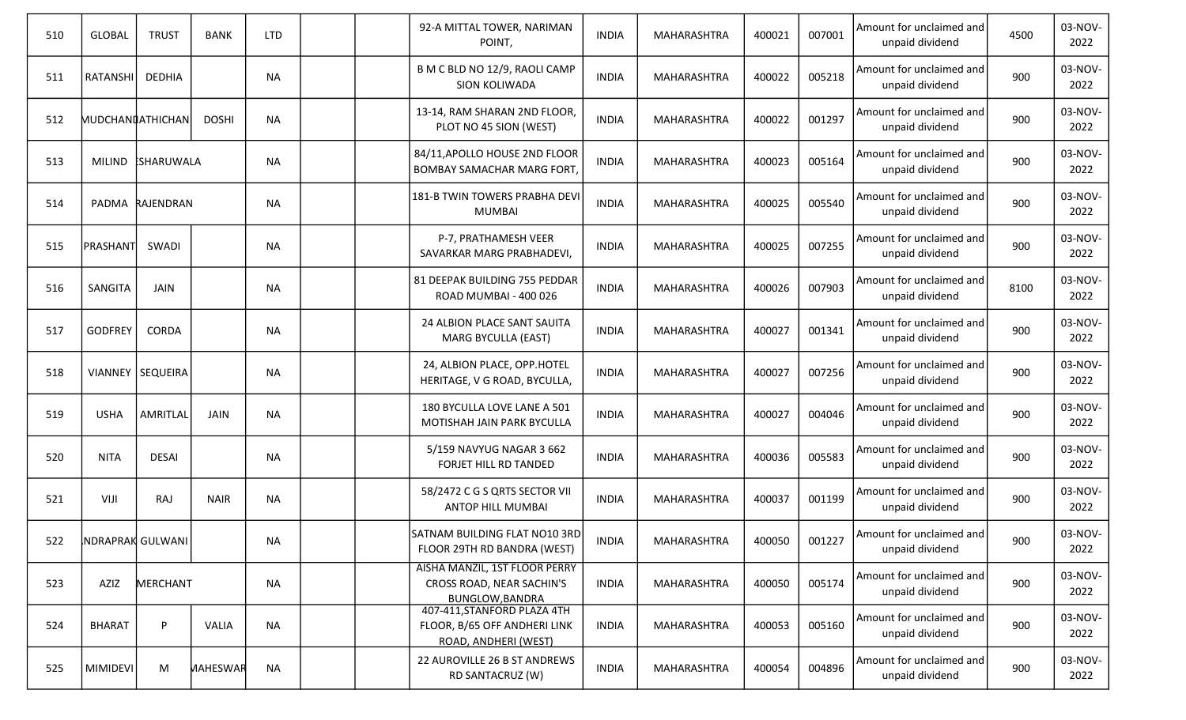| 510 | GLOBAL | TRUST | BANK | LTD | | | 92-A MITTAL TOWER, NARIMAN POINT, | INDIA | MAHARASHTRA | 400021 | 007001 | Amount for unclaimed and unpaid dividend | 4500 | 03-NOV-2022 |
|---|---|---|---|---|---|---|---|---|---|---|---|---|---|---|
| 511 | RATANSHI | DEDHIA | | NA | | | B M C BLD NO 12/9, RAOLI CAMP SION KOLIWADA | INDIA | MAHARASHTRA | 400022 | 005218 | Amount for unclaimed and unpaid dividend | 900 | 03-NOV-2022 |
| 512 | MUDCHAND | ATHICHAN | DOSHI | NA | | | 13-14, RAM SHARAN 2ND FLOOR, PLOT NO 45 SION (WEST) | INDIA | MAHARASHTRA | 400022 | 001297 | Amount for unclaimed and unpaid dividend | 900 | 03-NOV-2022 |
| 513 | MILIND | ESHARUWALA | | NA | | | 84/11,APOLLO HOUSE 2ND FLOOR BOMBAY SAMACHAR MARG FORT, | INDIA | MAHARASHTRA | 400023 | 005164 | Amount for unclaimed and unpaid dividend | 900 | 03-NOV-2022 |
| 514 | PADMA | RAJENDRAN | | NA | | | 181-B TWIN TOWERS PRABHA DEVI MUMBAI | INDIA | MAHARASHTRA | 400025 | 005540 | Amount for unclaimed and unpaid dividend | 900 | 03-NOV-2022 |
| 515 | PRASHANT | SWADI | | NA | | | P-7, PRATHAMESH VEER SAVARKAR MARG PRABHADEVI, | INDIA | MAHARASHTRA | 400025 | 007255 | Amount for unclaimed and unpaid dividend | 900 | 03-NOV-2022 |
| 516 | SANGITA | JAIN | | NA | | | 81 DEEPAK BUILDING 755 PEDDAR ROAD MUMBAI - 400 026 | INDIA | MAHARASHTRA | 400026 | 007903 | Amount for unclaimed and unpaid dividend | 8100 | 03-NOV-2022 |
| 517 | GODFREY | CORDA | | NA | | | 24 ALBION PLACE SANT SAUITA MARG BYCULLA (EAST) | INDIA | MAHARASHTRA | 400027 | 001341 | Amount for unclaimed and unpaid dividend | 900 | 03-NOV-2022 |
| 518 | VIANNEY | SEQUEIRA | | NA | | | 24, ALBION PLACE, OPP.HOTEL HERITAGE, V G ROAD, BYCULLA, | INDIA | MAHARASHTRA | 400027 | 007256 | Amount for unclaimed and unpaid dividend | 900 | 03-NOV-2022 |
| 519 | USHA | AMRITLAL | JAIN | NA | | | 180 BYCULLA LOVE LANE A 501 MOTISHAH JAIN PARK BYCULLA | INDIA | MAHARASHTRA | 400027 | 004046 | Amount for unclaimed and unpaid dividend | 900 | 03-NOV-2022 |
| 520 | NITA | DESAI | | NA | | | 5/159 NAVYUG NAGAR 3 662 FORJET HILL RD TANDED | INDIA | MAHARASHTRA | 400036 | 005583 | Amount for unclaimed and unpaid dividend | 900 | 03-NOV-2022 |
| 521 | VIJI | RAJ | NAIR | NA | | | 58/2472 C G S QRTS SECTOR VII ANTOP HILL MUMBAI | INDIA | MAHARASHTRA | 400037 | 001199 | Amount for unclaimed and unpaid dividend | 900 | 03-NOV-2022 |
| 522 | NDRAPRAK | GULWANI | | NA | | | SATNAM BUILDING FLAT NO10 3RD FLOOR 29TH RD BANDRA (WEST) | INDIA | MAHARASHTRA | 400050 | 001227 | Amount for unclaimed and unpaid dividend | 900 | 03-NOV-2022 |
| 523 | AZIZ | MERCHANT | | NA | | | AISHA MANZIL, 1ST FLOOR PERRY CROSS ROAD, NEAR SACHIN'S BUNGLOW,BANDRA | INDIA | MAHARASHTRA | 400050 | 005174 | Amount for unclaimed and unpaid dividend | 900 | 03-NOV-2022 |
| 524 | BHARAT | P | VALIA | NA | | | 407-411,STANFORD PLAZA 4TH FLOOR, B/65 OFF ANDHERI LINK ROAD, ANDHERI (WEST) | INDIA | MAHARASHTRA | 400053 | 005160 | Amount for unclaimed and unpaid dividend | 900 | 03-NOV-2022 |
| 525 | MIMIDEVI | M | MAHESWAR | NA | | | 22 AUROVILLE 26 B ST ANDREWS RD SANTACRUZ (W) | INDIA | MAHARASHTRA | 400054 | 004896 | Amount for unclaimed and unpaid dividend | 900 | 03-NOV-2022 |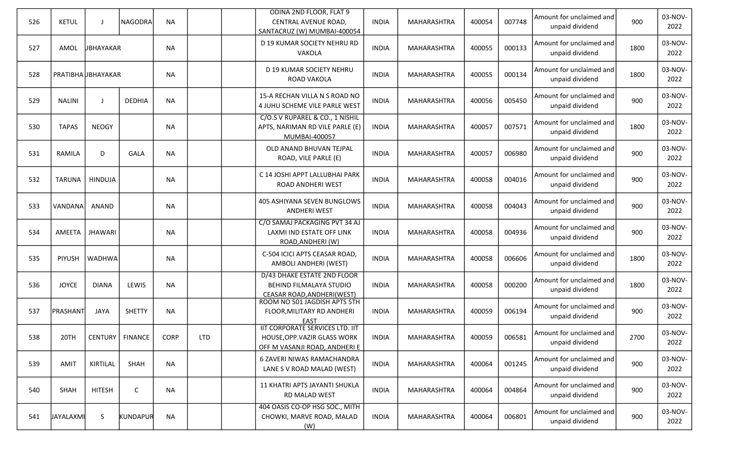| 526 | KETUL | J | NAGODRA | NA | | | ODINA 2ND FLOOR, FLAT 9 CENTRAL AVENUE ROAD, SANTACRUZ (W) MUMBAI-400054 | INDIA | MAHARASHTRA | 400054 | 007748 | Amount for unclaimed and unpaid dividend | 900 | 03-NOV-2022 |
|---|---|---|---|---|---|---|---|---|---|---|---|---|---|---|
| 527 | AMOL | UBHAYAKAR | | NA | | | D 19 KUMAR SOCIETY NEHRU RD VAKOLA | INDIA | MAHARASHTRA | 400055 | 000133 | Amount for unclaimed and unpaid dividend | 1800 | 03-NOV-2022 |
| 528 | PRATIBHA | UBHAYAKAR | | NA | | | D 19 KUMAR SOCIETY NEHRU ROAD VAKOLA | INDIA | MAHARASHTRA | 400055 | 000134 | Amount for unclaimed and unpaid dividend | 1800 | 03-NOV-2022 |
| 529 | NALINI | J | DEDHIA | NA | | | 15-A RECHAN VILLA N S ROAD NO 4 JUHU SCHEME VILE PARLE WEST | INDIA | MAHARASHTRA | 400056 | 005450 | Amount for unclaimed and unpaid dividend | 900 | 03-NOV-2022 |
| 530 | TAPAS | NEOGY | | NA | | | C/O.S V RUPAREL & CO., 1 NISHIL APTS, NARIMAN RD VILE PARLE (E) MUMBAI-400057 | INDIA | MAHARASHTRA | 400057 | 007571 | Amount for unclaimed and unpaid dividend | 1800 | 03-NOV-2022 |
| 531 | RAMILA | D | GALA | NA | | | OLD ANAND BHUVAN TEJPAL ROAD, VILE PARLE (E) | INDIA | MAHARASHTRA | 400057 | 006980 | Amount for unclaimed and unpaid dividend | 900 | 03-NOV-2022 |
| 532 | TARUNA | HINDUJA | | NA | | | C 14 JOSHI APPT LALLUBHAI PARK ROAD ANDHERI WEST | INDIA | MAHARASHTRA | 400058 | 004016 | Amount for unclaimed and unpaid dividend | 900 | 03-NOV-2022 |
| 533 | VANDANA | ANAND | | NA | | | 405 ASHIYANA SEVEN BUNGLOWS ANDHERI WEST | INDIA | MAHARASHTRA | 400058 | 004043 | Amount for unclaimed and unpaid dividend | 900 | 03-NOV-2022 |
| 534 | AMEETA | JHAWARI | | NA | | | C/O SAMAJ PACKAGING PVT 34 AJ LAXMI IND ESTATE OFF LINK ROAD,ANDHERI (W) | INDIA | MAHARASHTRA | 400058 | 004936 | Amount for unclaimed and unpaid dividend | 900 | 03-NOV-2022 |
| 535 | PIYUSH | WADHWA | | NA | | | C-504 ICICI APTS CEASAR ROAD, AMBOLI ANDHERI (WEST) | INDIA | MAHARASHTRA | 400058 | 006606 | Amount for unclaimed and unpaid dividend | 1800 | 03-NOV-2022 |
| 536 | JOYCE | DIANA | LEWIS | NA | | | D/43 DHAKE ESTATE 2ND FLOOR BEHIND FILMALAYA STUDIO CEASAR ROAD,ANDHERI(WEST) | INDIA | MAHARASHTRA | 400058 | 000200 | Amount for unclaimed and unpaid dividend | 1800 | 03-NOV-2022 |
| 537 | PRASHANT | JAYA | SHETTY | NA | | | ROOM NO 501 JAGDISH APTS 5TH FLOOR,MILITARY RD ANDHERI EAST | INDIA | MAHARASHTRA | 400059 | 006194 | Amount for unclaimed and unpaid dividend | 900 | 03-NOV-2022 |
| 538 | 20TH | CENTURY | FINANCE | CORP | LTD | | IIT CORPORATE SERVICES LTD. IIT HOUSE,OPP.VAZIR GLASS WORK OFF M VASANJI ROAD, ANDHERI E | INDIA | MAHARASHTRA | 400059 | 006581 | Amount for unclaimed and unpaid dividend | 2700 | 03-NOV-2022 |
| 539 | AMIT | KIRTILAL | SHAH | NA | | | 6 ZAVERI NIWAS RAMACHANDRA LANE S V ROAD MALAD (WEST) | INDIA | MAHARASHTRA | 400064 | 001245 | Amount for unclaimed and unpaid dividend | 900 | 03-NOV-2022 |
| 540 | SHAH | HITESH | C | NA | | | 11 KHATRI APTS JAYANTI SHUKLA RD MALAD WEST | INDIA | MAHARASHTRA | 400064 | 004864 | Amount for unclaimed and unpaid dividend | 900 | 03-NOV-2022 |
| 541 | JAYALAXMI | S | KUNDAPUR | NA | | | 404 OASIS CO-OP HSG SOC., MITH CHOWKI, MARVE ROAD, MALAD (W) | INDIA | MAHARASHTRA | 400064 | 006801 | Amount for unclaimed and unpaid dividend | 900 | 03-NOV-2022 |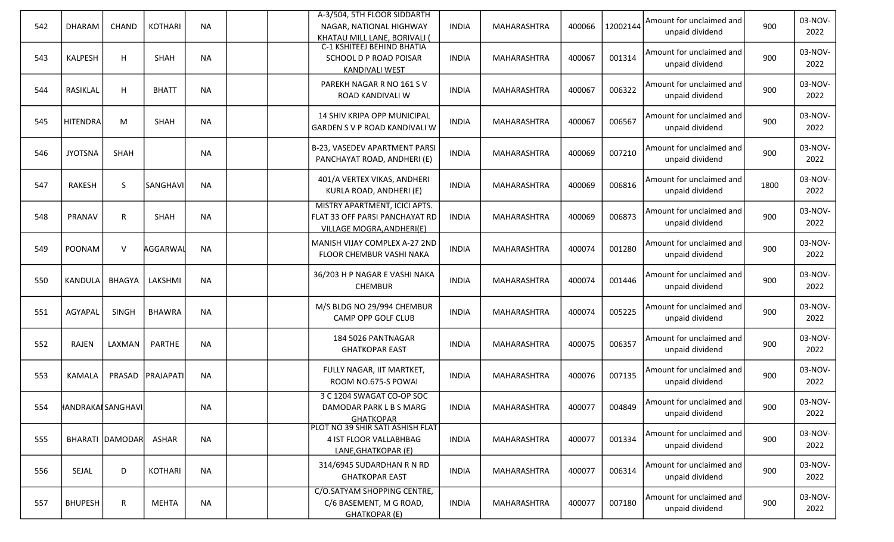| 542 | DHARAM | CHAND | KOTHARI | NA | | | A-3/504, 5TH FLOOR SIDDARTH NAGAR, NATIONAL HIGHWAY KHATAU MILL LANE, BORIVALI ( | INDIA | MAHARASHTRA | 400066 | 12002144 | Amount for unclaimed and unpaid dividend | 900 | 03-NOV-2022 |
|---|---|---|---|---|---|---|---|---|---|---|---|---|---|---|
| 543 | KALPESH | H | SHAH | NA | | | C-1 KSHITEEJ BEHIND BHATIA SCHOOL D P ROAD POISAR KANDIVALI WEST | INDIA | MAHARASHTRA | 400067 | 001314 | Amount for unclaimed and unpaid dividend | 900 | 03-NOV-2022 |
| 544 | RASIKLAL | H | BHATT | NA | | | PAREKH NAGAR R NO 161 S V ROAD KANDIVALI W | INDIA | MAHARASHTRA | 400067 | 006322 | Amount for unclaimed and unpaid dividend | 900 | 03-NOV-2022 |
| 545 | HITENDRA | M | SHAH | NA | | | 14 SHIV KRIPA OPP MUNICIPAL GARDEN S V P ROAD KANDIVALI W | INDIA | MAHARASHTRA | 400067 | 006567 | Amount for unclaimed and unpaid dividend | 900 | 03-NOV-2022 |
| 546 | JYOTSNA | SHAH | | NA | | | B-23, VASEDEV APARTMENT PARSI PANCHAYAT ROAD, ANDHERI (E) | INDIA | MAHARASHTRA | 400069 | 007210 | Amount for unclaimed and unpaid dividend | 900 | 03-NOV-2022 |
| 547 | RAKESH | S | SANGHAVI | NA | | | 401/A VERTEX VIKAS, ANDHERI KURLA ROAD, ANDHERI (E) | INDIA | MAHARASHTRA | 400069 | 006816 | Amount for unclaimed and unpaid dividend | 1800 | 03-NOV-2022 |
| 548 | PRANAV | R | SHAH | NA | | | MISTRY APARTMENT, ICICI APTS. FLAT 33 OFF PARSI PANCHAYAT RD VILLAGE MOGRA,ANDHERI(E) | INDIA | MAHARASHTRA | 400069 | 006873 | Amount for unclaimed and unpaid dividend | 900 | 03-NOV-2022 |
| 549 | POONAM | V | AGGARWAL | NA | | | MANISH VIJAY COMPLEX A-27 2ND FLOOR CHEMBUR VASHI NAKA | INDIA | MAHARASHTRA | 400074 | 001280 | Amount for unclaimed and unpaid dividend | 900 | 03-NOV-2022 |
| 550 | KANDULA | BHAGYA | LAKSHMI | NA | | | 36/203 H P NAGAR E VASHI NAKA CHEMBUR | INDIA | MAHARASHTRA | 400074 | 001446 | Amount for unclaimed and unpaid dividend | 900 | 03-NOV-2022 |
| 551 | AGYAPAL | SINGH | BHAWRA | NA | | | M/S BLDG NO 29/994 CHEMBUR CAMP OPP GOLF CLUB | INDIA | MAHARASHTRA | 400074 | 005225 | Amount for unclaimed and unpaid dividend | 900 | 03-NOV-2022 |
| 552 | RAJEN | LAXMAN | PARTHE | NA | | | 184 5026 PANTNAGAR GHATKOPAR EAST | INDIA | MAHARASHTRA | 400075 | 006357 | Amount for unclaimed and unpaid dividend | 900 | 03-NOV-2022 |
| 553 | KAMALA | PRASAD | PRAJAPATI | NA | | | FULLY NAGAR, IIT MARTKET, ROOM NO.675-S POWAI | INDIA | MAHARASHTRA | 400076 | 007135 | Amount for unclaimed and unpaid dividend | 900 | 03-NOV-2022 |
| 554 | HANDRAKANT | SANGHAVI | | NA | | | 3 C 1204 SWAGAT CO-OP SOC DAMODAR PARK L B S MARG GHATKOPAR | INDIA | MAHARASHTRA | 400077 | 004849 | Amount for unclaimed and unpaid dividend | 900 | 03-NOV-2022 |
| 555 | BHARATI | DAMODAR | ASHAR | NA | | | PLOT NO 39 SHIR SATI ASHISH FLAT 4 IST FLOOR VALLABHBAG LANE,GHATKOPAR (E) | INDIA | MAHARASHTRA | 400077 | 001334 | Amount for unclaimed and unpaid dividend | 900 | 03-NOV-2022 |
| 556 | SEJAL | D | KOTHARI | NA | | | 314/6945 SUDARDHAN R N RD GHATKOPAR EAST | INDIA | MAHARASHTRA | 400077 | 006314 | Amount for unclaimed and unpaid dividend | 900 | 03-NOV-2022 |
| 557 | BHUPESH | R | MEHTA | NA | | | C/O.SATYAM SHOPPING CENTRE, C/6 BASEMENT, M G ROAD, GHATKOPAR (E) | INDIA | MAHARASHTRA | 400077 | 007180 | Amount for unclaimed and unpaid dividend | 900 | 03-NOV-2022 |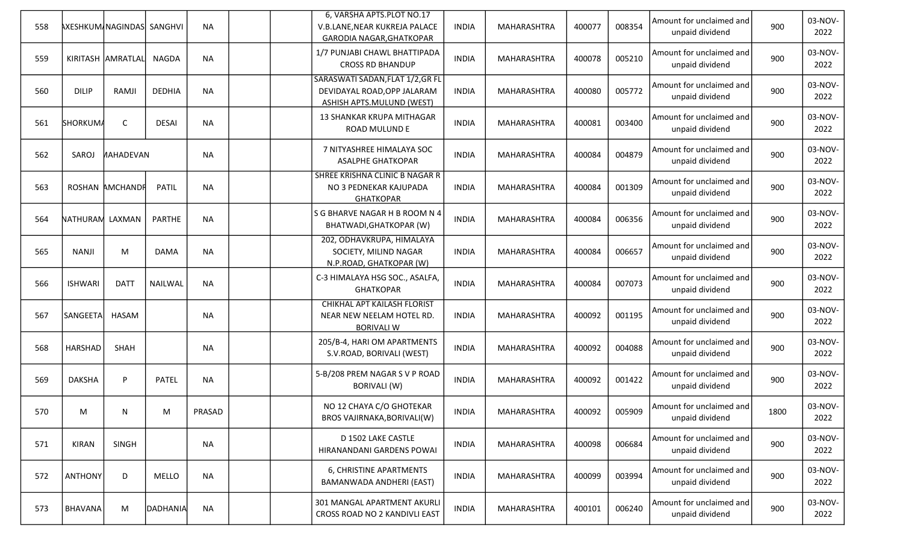| 558 | AXESHKUM | NAGINDAS | SANGHVI | NA | | | 6, VARSHA APTS.PLOT NO.17 V.B.LANE,NEAR KUKREJA PALACE GARODIA NAGAR,GHATKOPAR | INDIA | MAHARASHTRA | 400077 | 008354 | Amount for unclaimed and unpaid dividend | 900 | 03-NOV-2022 |
|---|---|---|---|---|---|---|---|---|---|---|---|---|---|---|
| 559 | KIRITASH | AMRATLAL | NAGDA | NA | | | 1/7 PUNJABI CHAWL BHATTIPADA CROSS RD BHANDUP | INDIA | MAHARASHTRA | 400078 | 005210 | Amount for unclaimed and unpaid dividend | 900 | 03-NOV-2022 |
| 560 | DILIP | RAMJI | DEDHIA | NA | | | SARASWATI SADAN,FLAT 1/2,GR FL DEVIDAYAL ROAD,OPP JALARAM ASHISH APTS.MULUND (WEST) | INDIA | MAHARASHTRA | 400080 | 005772 | Amount for unclaimed and unpaid dividend | 900 | 03-NOV-2022 |
| 561 | SHORKUMA | C | DESAI | NA | | | 13 SHANKAR KRUPA MITHAGAR ROAD MULUND E | INDIA | MAHARASHTRA | 400081 | 003400 | Amount for unclaimed and unpaid dividend | 900 | 03-NOV-2022 |
| 562 | SAROJ | MAHADEVAN | | NA | | | 7 NITYASHREE HIMALAYA SOC ASALPHE GHATKOPAR | INDIA | MAHARASHTRA | 400084 | 004879 | Amount for unclaimed and unpaid dividend | 900 | 03-NOV-2022 |
| 563 | ROSHAN | AMCHANDR | PATIL | NA | | | SHREE KRISHNA CLINIC B NAGAR R NO 3 PEDNEKAR KAJUPADA GHATKOPAR | INDIA | MAHARASHTRA | 400084 | 001309 | Amount for unclaimed and unpaid dividend | 900 | 03-NOV-2022 |
| 564 | NATHURAM | LAXMAN | PARTHE | NA | | | S G BHARVE NAGAR H B ROOM N 4 BHATWADI,GHATKOPAR (W) | INDIA | MAHARASHTRA | 400084 | 006356 | Amount for unclaimed and unpaid dividend | 900 | 03-NOV-2022 |
| 565 | NANJI | M | DAMA | NA | | | 202, ODHAVKRUPA, HIMALAYA SOCIETY, MILIND NAGAR N.P.ROAD, GHATKOPAR (W) | INDIA | MAHARASHTRA | 400084 | 006657 | Amount for unclaimed and unpaid dividend | 900 | 03-NOV-2022 |
| 566 | ISHWARI | DATT | NAILWAL | NA | | | C-3 HIMALAYA HSG SOC., ASALFA, GHATKOPAR | INDIA | MAHARASHTRA | 400084 | 007073 | Amount for unclaimed and unpaid dividend | 900 | 03-NOV-2022 |
| 567 | SANGEETA | HASAM | | NA | | | CHIKHAL APT KAILASH FLORIST NEAR NEW NEELAM HOTEL RD. BORIVALI W | INDIA | MAHARASHTRA | 400092 | 001195 | Amount for unclaimed and unpaid dividend | 900 | 03-NOV-2022 |
| 568 | HARSHAD | SHAH | | NA | | | 205/B-4, HARI OM APARTMENTS S.V.ROAD, BORIVALI (WEST) | INDIA | MAHARASHTRA | 400092 | 004088 | Amount for unclaimed and unpaid dividend | 900 | 03-NOV-2022 |
| 569 | DAKSHA | P | PATEL | NA | | | 5-B/208 PREM NAGAR S V P ROAD BORIVALI (W) | INDIA | MAHARASHTRA | 400092 | 001422 | Amount for unclaimed and unpaid dividend | 900 | 03-NOV-2022 |
| 570 | M | N | M | PRASAD | | | NO 12 CHAYA C/O GHOTEKAR BROS VAJIRNAKA,BORIVALI(W) | INDIA | MAHARASHTRA | 400092 | 005909 | Amount for unclaimed and unpaid dividend | 1800 | 03-NOV-2022 |
| 571 | KIRAN | SINGH | | NA | | | D 1502 LAKE CASTLE HIRANANDANI GARDENS POWAI | INDIA | MAHARASHTRA | 400098 | 006684 | Amount for unclaimed and unpaid dividend | 900 | 03-NOV-2022 |
| 572 | ANTHONY | D | MELLO | NA | | | 6, CHRISTINE APARTMENTS BAMANWADA ANDHERI (EAST) | INDIA | MAHARASHTRA | 400099 | 003994 | Amount for unclaimed and unpaid dividend | 900 | 03-NOV-2022 |
| 573 | BHAVANA | M | DADHANIA | NA | | | 301 MANGAL APARTMENT AKURLI CROSS ROAD NO 2 KANDIVLI EAST | INDIA | MAHARASHTRA | 400101 | 006240 | Amount for unclaimed and unpaid dividend | 900 | 03-NOV-2022 |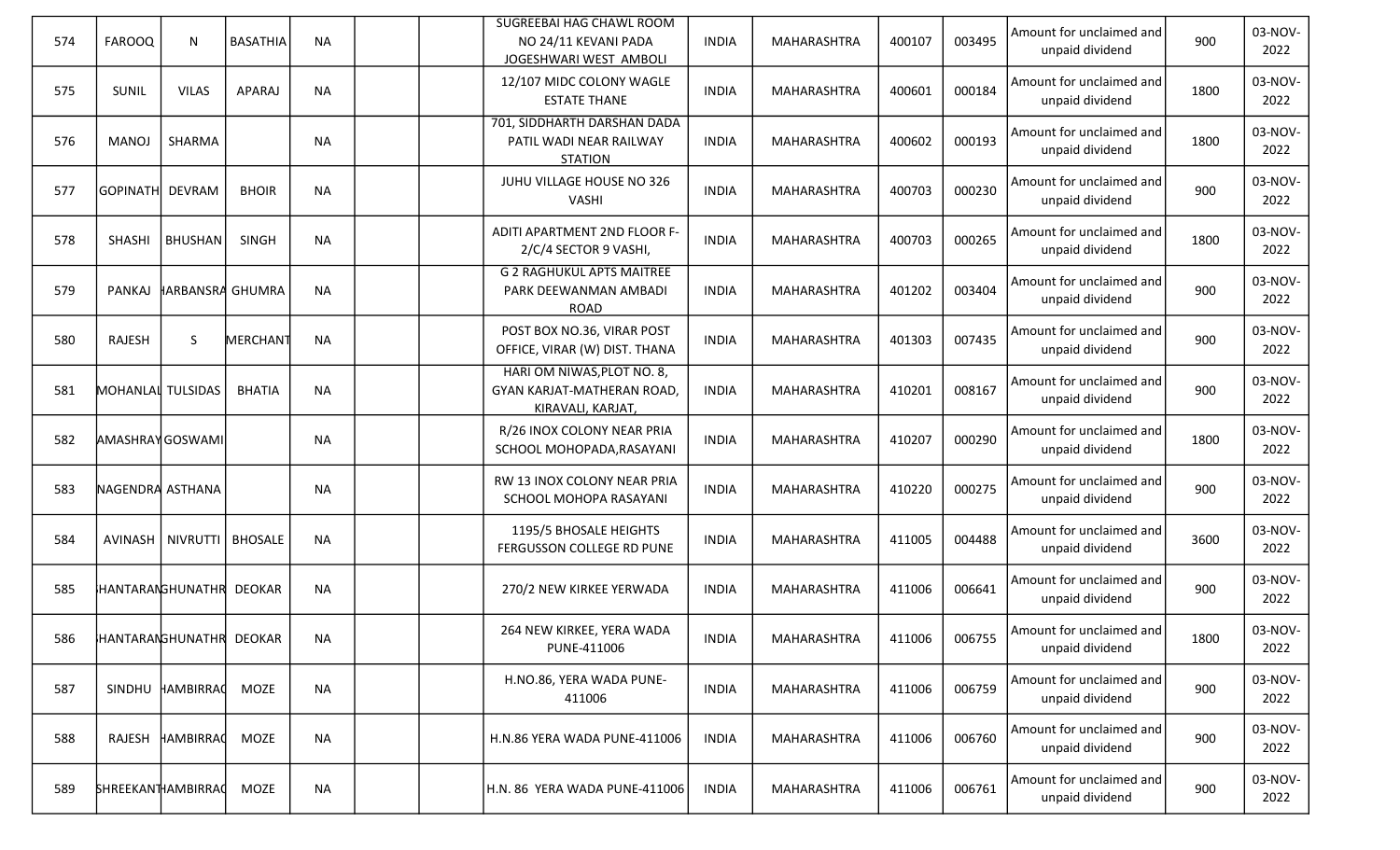| 574 | FAROOQ | N | BASATHIA | NA | | | SUGREEBAI HAG CHAWL ROOM NO 24/11 KEVANI PADA JOGESHWARI WEST AMBOLI | INDIA | MAHARASHTRA | 400107 | 003495 | Amount for unclaimed and unpaid dividend | 900 | 03-NOV-2022 |
|---|---|---|---|---|---|---|---|---|---|---|---|---|---|---|
| 575 | SUNIL | VILAS | APARAJ | NA | | | 12/107 MIDC COLONY WAGLE ESTATE THANE | INDIA | MAHARASHTRA | 400601 | 000184 | Amount for unclaimed and unpaid dividend | 1800 | 03-NOV-2022 |
| 576 | MANOJ | SHARMA | | NA | | | 701, SIDDHARTH DARSHAN DADA PATIL WADI NEAR RAILWAY STATION | INDIA | MAHARASHTRA | 400602 | 000193 | Amount for unclaimed and unpaid dividend | 1800 | 03-NOV-2022 |
| 577 | GOPINATH | DEVRAM | BHOIR | NA | | | JUHU VILLAGE HOUSE NO 326 VASHI | INDIA | MAHARASHTRA | 400703 | 000230 | Amount for unclaimed and unpaid dividend | 900 | 03-NOV-2022 |
| 578 | SHASHI | BHUSHAN | SINGH | NA | | | ADITI APARTMENT 2ND FLOOR F-2/C/4 SECTOR 9 VASHI, | INDIA | MAHARASHTRA | 400703 | 000265 | Amount for unclaimed and unpaid dividend | 1800 | 03-NOV-2022 |
| 579 | PANKAJ | HARBANSRA | GHUMRA | NA | | | G 2 RAGHUKUL APTS MAITREE PARK DEEWANMAN AMBADI ROAD | INDIA | MAHARASHTRA | 401202 | 003404 | Amount for unclaimed and unpaid dividend | 900 | 03-NOV-2022 |
| 580 | RAJESH | S | MERCHANT | NA | | | POST BOX NO.36, VIRAR POST OFFICE, VIRAR (W) DIST. THANA | INDIA | MAHARASHTRA | 401303 | 007435 | Amount for unclaimed and unpaid dividend | 900 | 03-NOV-2022 |
| 581 | MOHANLAL | TULSIDAS | BHATIA | NA | | | HARI OM NIWAS,PLOT NO. 8, GYAN KARJAT-MATHERAN ROAD, KIRAVALI, KARJAT, | INDIA | MAHARASHTRA | 410201 | 008167 | Amount for unclaimed and unpaid dividend | 900 | 03-NOV-2022 |
| 582 | AMASHRAY | GOSWAMI | | NA | | | R/26 INOX COLONY NEAR PRIA SCHOOL MOHOPADA,RASAYANI | INDIA | MAHARASHTRA | 410207 | 000290 | Amount for unclaimed and unpaid dividend | 1800 | 03-NOV-2022 |
| 583 | NAGENDRA | ASTHANA | | NA | | | RW 13 INOX COLONY NEAR PRIA SCHOOL MOHOPA RASAYANI | INDIA | MAHARASHTRA | 410220 | 000275 | Amount for unclaimed and unpaid dividend | 900 | 03-NOV-2022 |
| 584 | AVINASH | NIVRUTTI | BHOSALE | NA | | | 1195/5 BHOSALE HEIGHTS FERGUSSON COLLEGE RD PUNE | INDIA | MAHARASHTRA | 411005 | 004488 | Amount for unclaimed and unpaid dividend | 3600 | 03-NOV-2022 |
| 585 | HANTARAN | GHUNATHR | DEOKAR | NA | | | 270/2 NEW KIRKEE YERWADA | INDIA | MAHARASHTRA | 411006 | 006641 | Amount for unclaimed and unpaid dividend | 900 | 03-NOV-2022 |
| 586 | HANTARAN | GHUNATHR | DEOKAR | NA | | | 264 NEW KIRKEE, YERA WADA PUNE-411006 | INDIA | MAHARASHTRA | 411006 | 006755 | Amount for unclaimed and unpaid dividend | 1800 | 03-NOV-2022 |
| 587 | SINDHU | HAMBIRRAO | MOZE | NA | | | H.NO.86, YERA WADA PUNE-411006 | INDIA | MAHARASHTRA | 411006 | 006759 | Amount for unclaimed and unpaid dividend | 900 | 03-NOV-2022 |
| 588 | RAJESH | HAMBIRRAO | MOZE | NA | | | H.N.86 YERA WADA PUNE-411006 | INDIA | MAHARASHTRA | 411006 | 006760 | Amount for unclaimed and unpaid dividend | 900 | 03-NOV-2022 |
| 589 | SHREEKANT | HAMBIRRAO | MOZE | NA | | | H.N. 86 YERA WADA PUNE-411006 | INDIA | MAHARASHTRA | 411006 | 006761 | Amount for unclaimed and unpaid dividend | 900 | 03-NOV-2022 |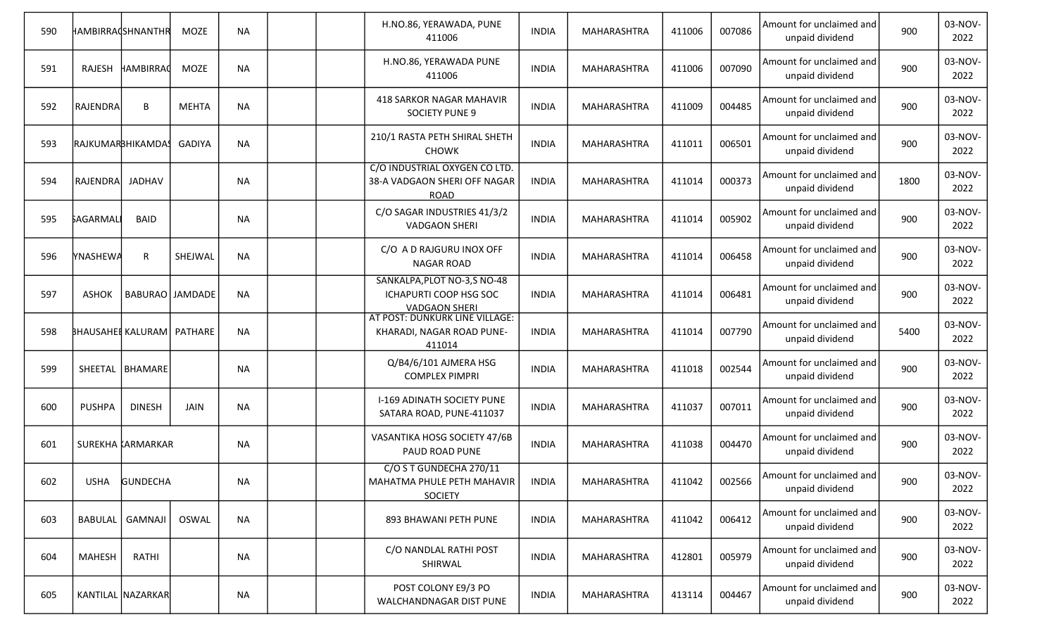| 590 | HAMBIRRAO | SHNANTHR | MOZE | NA | | | H.NO.86, YERAWADA, PUNE 411006 | INDIA | MAHARASHTRA | 411006 | 007086 | Amount for unclaimed and unpaid dividend | 900 | 03-NOV-2022 |
|---|---|---|---|---|---|---|---|---|---|---|---|---|---|---|
| 591 | RAJESH | HAMBIRRAO | MOZE | NA | | | H.NO.86, YERAWADA PUNE 411006 | INDIA | MAHARASHTRA | 411006 | 007090 | Amount for unclaimed and unpaid dividend | 900 | 03-NOV-2022 |
| 592 | RAJENDRA | B | MEHTA | NA | | | 418 SARKOR NAGAR MAHAVIR SOCIETY PUNE 9 | INDIA | MAHARASHTRA | 411009 | 004485 | Amount for unclaimed and unpaid dividend | 900 | 03-NOV-2022 |
| 593 | RAJKUMAR | BHIKAMDAS | GADIYA | NA | | | 210/1 RASTA PETH SHIRAL SHETH CHOWK | INDIA | MAHARASHTRA | 411011 | 006501 | Amount for unclaimed and unpaid dividend | 900 | 03-NOV-2022 |
| 594 | RAJENDRA | JADHAV | | NA | | | C/O INDUSTRIAL OXYGEN CO LTD. 38-A VADGAON SHERI OFF NAGAR ROAD | INDIA | MAHARASHTRA | 411014 | 000373 | Amount for unclaimed and unpaid dividend | 1800 | 03-NOV-2022 |
| 595 | SAGARMAL | BAID | | NA | | | C/O SAGAR INDUSTRIES 41/3/2 VADGAON SHERI | INDIA | MAHARASHTRA | 411014 | 005902 | Amount for unclaimed and unpaid dividend | 900 | 03-NOV-2022 |
| 596 | DNYANESHWAR | R | SHEJWAL | NA | | | C/O A D RAJGURU INOX OFF NAGAR ROAD | INDIA | MAHARASHTRA | 411014 | 006458 | Amount for unclaimed and unpaid dividend | 900 | 03-NOV-2022 |
| 597 | ASHOK | BABURAO | JAMDADE | NA | | | SANKALPA,PLOT NO-3,S NO-48 ICHAPURTI COOP HSG SOC VADGAON SHERI | INDIA | MAHARASHTRA | 411014 | 006481 | Amount for unclaimed and unpaid dividend | 900 | 03-NOV-2022 |
| 598 | BHAUSAHEB | KALURAM | PATHARE | NA | | | AT POST: DUNKURK LINE VILLAGE: KHARADI, NAGAR ROAD PUNE-411014 | INDIA | MAHARASHTRA | 411014 | 007790 | Amount for unclaimed and unpaid dividend | 5400 | 03-NOV-2022 |
| 599 | SHEETAL | BHAMARE | | NA | | | Q/B4/6/101 AJMERA HSG COMPLEX PIMPRI | INDIA | MAHARASHTRA | 411018 | 002544 | Amount for unclaimed and unpaid dividend | 900 | 03-NOV-2022 |
| 600 | PUSHPA | DINESH | JAIN | NA | | | I-169 ADINATH SOCIETY PUNE SATARA ROAD, PUNE-411037 | INDIA | MAHARASHTRA | 411037 | 007011 | Amount for unclaimed and unpaid dividend | 900 | 03-NOV-2022 |
| 601 | SUREKHA | KARMARKAR | | NA | | | VASANTIKA HOSG SOCIETY 47/6B PAUD ROAD PUNE | INDIA | MAHARASHTRA | 411038 | 004470 | Amount for unclaimed and unpaid dividend | 900 | 03-NOV-2022 |
| 602 | USHA | GUNDECHA | | NA | | | C/O S T GUNDECHA 270/11 MAHATMA PHULE PETH MAHAVIR SOCIETY | INDIA | MAHARASHTRA | 411042 | 002566 | Amount for unclaimed and unpaid dividend | 900 | 03-NOV-2022 |
| 603 | BABULAL | GAMNAJI | OSWAL | NA | | | 893 BHAWANI PETH PUNE | INDIA | MAHARASHTRA | 411042 | 006412 | Amount for unclaimed and unpaid dividend | 900 | 03-NOV-2022 |
| 604 | MAHESH | RATHI | | NA | | | C/O NANDLAL RATHI POST SHIRWAL | INDIA | MAHARASHTRA | 412801 | 005979 | Amount for unclaimed and unpaid dividend | 900 | 03-NOV-2022 |
| 605 | KANTILAL | NAZARKAR | | NA | | | POST COLONY E9/3 PO WALCHANDNAGAR DIST PUNE | INDIA | MAHARASHTRA | 413114 | 004467 | Amount for unclaimed and unpaid dividend | 900 | 03-NOV-2022 |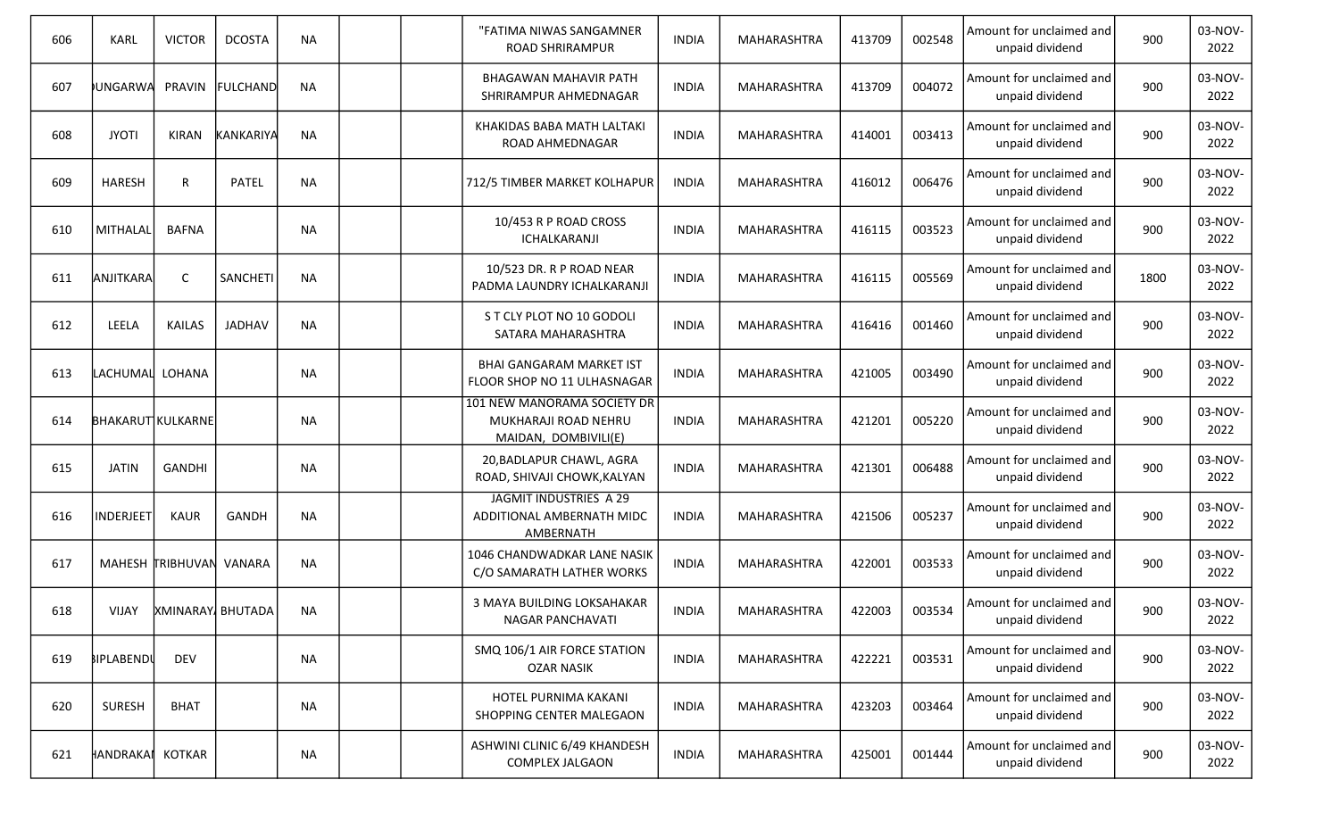| 606 | KARL | VICTOR | DCOSTA | NA | | | "FATIMA NIWAS SANGAMNER ROAD SHRIRAMPUR | INDIA | MAHARASHTRA | 413709 | 002548 | Amount for unclaimed and unpaid dividend | 900 | 03-NOV-2022 |
|---|---|---|---|---|---|---|---|---|---|---|---|---|---|---|
| 607 | DUNGARWA | PRAVIN | FULCHAND | NA | | | BHAGAWAN MAHAVIR PATH SHRIRAMPUR AHMEDNAGAR | INDIA | MAHARASHTRA | 413709 | 004072 | Amount for unclaimed and unpaid dividend | 900 | 03-NOV-2022 |
| 608 | JYOTI | KIRAN | KANKARIYA | NA | | | KHAKIDAS BABA MATH LALTAKI ROAD AHMEDNAGAR | INDIA | MAHARASHTRA | 414001 | 003413 | Amount for unclaimed and unpaid dividend | 900 | 03-NOV-2022 |
| 609 | HARESH | R | PATEL | NA | | | 712/5 TIMBER MARKET KOLHAPUR | INDIA | MAHARASHTRA | 416012 | 006476 | Amount for unclaimed and unpaid dividend | 900 | 03-NOV-2022 |
| 610 | MITHALAL | BAFNA | | NA | | | 10/453 R P ROAD CROSS ICHALKARANJI | INDIA | MAHARASHTRA | 416115 | 003523 | Amount for unclaimed and unpaid dividend | 900 | 03-NOV-2022 |
| 611 | ANJITKARA | C | SANCHETI | NA | | | 10/523 DR. R P ROAD NEAR PADMA LAUNDRY ICHALKARANJI | INDIA | MAHARASHTRA | 416115 | 005569 | Amount for unclaimed and unpaid dividend | 1800 | 03-NOV-2022 |
| 612 | LEELA | KAILAS | JADHAV | NA | | | S T CLY PLOT NO 10 GODOLI SATARA MAHARASHTRA | INDIA | MAHARASHTRA | 416416 | 001460 | Amount for unclaimed and unpaid dividend | 900 | 03-NOV-2022 |
| 613 | LACHUMAL | LOHANA | | NA | | | BHAI GANGARAM MARKET IST FLOOR SHOP NO 11 ULHASNAGAR | INDIA | MAHARASHTRA | 421005 | 003490 | Amount for unclaimed and unpaid dividend | 900 | 03-NOV-2022 |
| 614 | BHAKARUT | KULKARNE | | NA | | | 101 NEW MANORAMA SOCIETY DR MUKHARAJI ROAD NEHRU MAIDAN, DOMBIVILI(E) | INDIA | MAHARASHTRA | 421201 | 005220 | Amount for unclaimed and unpaid dividend | 900 | 03-NOV-2022 |
| 615 | JATIN | GANDHI | | NA | | | 20,BADLAPUR CHAWL, AGRA ROAD, SHIVAJI CHOWK,KALYAN | INDIA | MAHARASHTRA | 421301 | 006488 | Amount for unclaimed and unpaid dividend | 900 | 03-NOV-2022 |
| 616 | INDERJEET | KAUR | GANDH | NA | | | JAGMIT INDUSTRIES A 29 ADDITIONAL AMBERNATH MIDC AMBERNATH | INDIA | MAHARASHTRA | 421506 | 005237 | Amount for unclaimed and unpaid dividend | 900 | 03-NOV-2022 |
| 617 | MAHESH | TRIBHUVAN | VANARA | NA | | | 1046 CHANDWADKAR LANE NASIK C/O SAMARATH LATHER WORKS | INDIA | MAHARASHTRA | 422001 | 003533 | Amount for unclaimed and unpaid dividend | 900 | 03-NOV-2022 |
| 618 | VIJAY | XMINARAYA | BHUTADA | NA | | | 3 MAYA BUILDING LOKSAHAKAR NAGAR PANCHAVATI | INDIA | MAHARASHTRA | 422003 | 003534 | Amount for unclaimed and unpaid dividend | 900 | 03-NOV-2022 |
| 619 | BIPLABENDU | DEV | | NA | | | SMQ 106/1 AIR FORCE STATION OZAR NASIK | INDIA | MAHARASHTRA | 422221 | 003531 | Amount for unclaimed and unpaid dividend | 900 | 03-NOV-2022 |
| 620 | SURESH | BHAT | | NA | | | HOTEL PURNIMA KAKANI SHOPPING CENTER MALEGAON | INDIA | MAHARASHTRA | 423203 | 003464 | Amount for unclaimed and unpaid dividend | 900 | 03-NOV-2022 |
| 621 | HANDRAKAN | KOTKAR | | NA | | | ASHWINI CLINIC 6/49 KHANDESH COMPLEX JALGAON | INDIA | MAHARASHTRA | 425001 | 001444 | Amount for unclaimed and unpaid dividend | 900 | 03-NOV-2022 |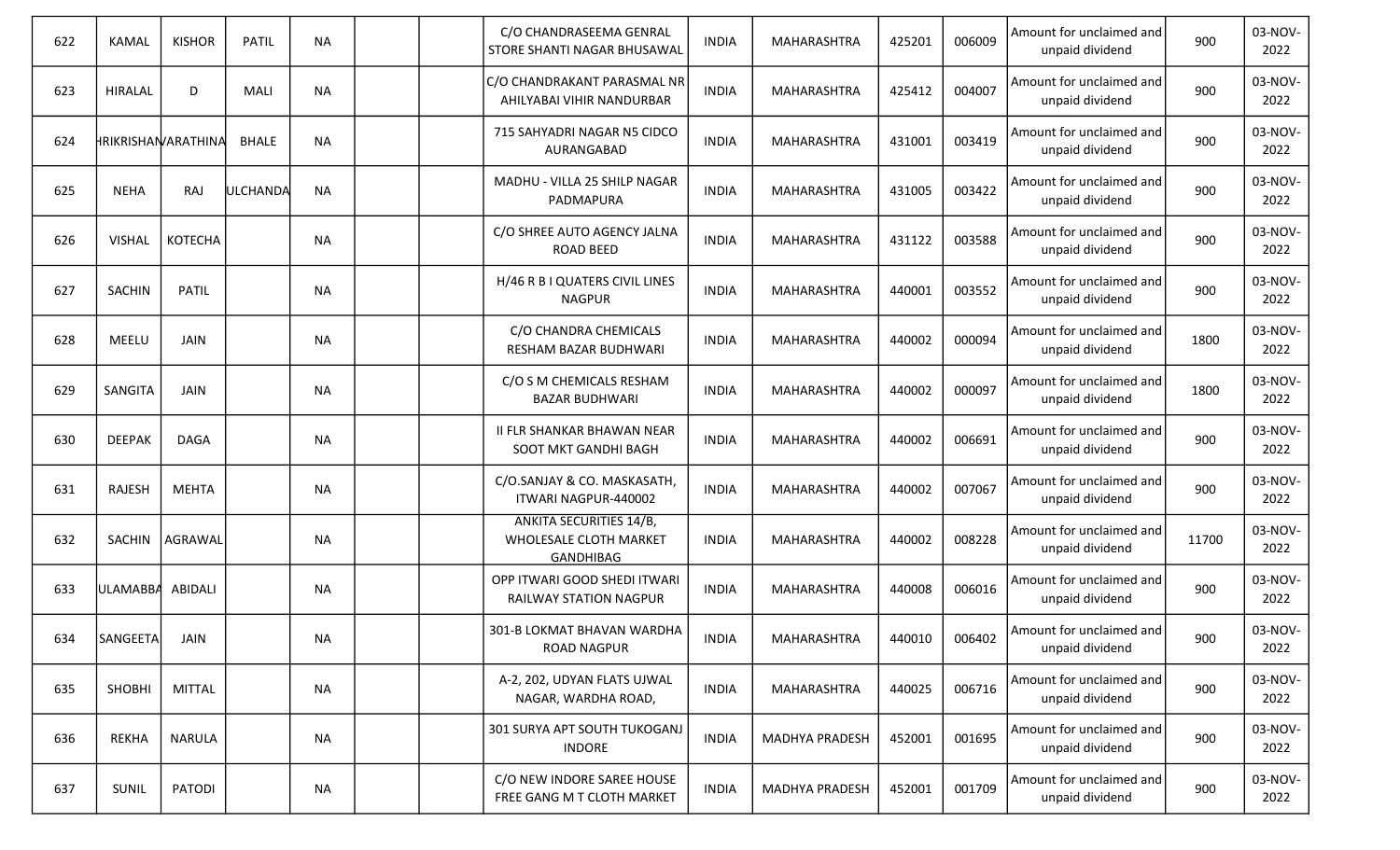| | | | | | | | | | | | | | | |
|---|---|---|---|---|---|---|---|---|---|---|---|---|---|---|
| 622 | KAMAL | KISHOR | PATIL | NA | | | C/O CHANDRASEEMA GENRAL STORE SHANTI NAGAR BHUSAWAL | INDIA | MAHARASHTRA | 425201 | 006009 | Amount for unclaimed and unpaid dividend | 900 | 03-NOV-2022 |
| 623 | HIRALAL | D | MALI | NA | | | C/O CHANDRAKANT PARASMAL NR AHILYABAI VIHIR NANDURBAR | INDIA | MAHARASHTRA | 425412 | 004007 | Amount for unclaimed and unpaid dividend | 900 | 03-NOV-2022 |
| 624 | HRIKRISHAN | VARATHINA | BHALE | NA | | | 715 SAHYADRI NAGAR N5 CIDCO AURANGABAD | INDIA | MAHARASHTRA | 431001 | 003419 | Amount for unclaimed and unpaid dividend | 900 | 03-NOV-2022 |
| 625 | NEHA | RAJ | ULCHANDA | NA | | | MADHU - VILLA 25 SHILP NAGAR PADMAPURA | INDIA | MAHARASHTRA | 431005 | 003422 | Amount for unclaimed and unpaid dividend | 900 | 03-NOV-2022 |
| 626 | VISHAL | KOTECHA | | NA | | | C/O SHREE AUTO AGENCY JALNA ROAD BEED | INDIA | MAHARASHTRA | 431122 | 003588 | Amount for unclaimed and unpaid dividend | 900 | 03-NOV-2022 |
| 627 | SACHIN | PATIL | | NA | | | H/46 R B I QUATERS CIVIL LINES NAGPUR | INDIA | MAHARASHTRA | 440001 | 003552 | Amount for unclaimed and unpaid dividend | 900 | 03-NOV-2022 |
| 628 | MEELU | JAIN | | NA | | | C/O CHANDRA CHEMICALS RESHAM BAZAR BUDHWARI | INDIA | MAHARASHTRA | 440002 | 000094 | Amount for unclaimed and unpaid dividend | 1800 | 03-NOV-2022 |
| 629 | SANGITA | JAIN | | NA | | | C/O S M CHEMICALS RESHAM BAZAR BUDHWARI | INDIA | MAHARASHTRA | 440002 | 000097 | Amount for unclaimed and unpaid dividend | 1800 | 03-NOV-2022 |
| 630 | DEEPAK | DAGA | | NA | | | II FLR SHANKAR BHAWAN NEAR SOOT MKT GANDHI BAGH | INDIA | MAHARASHTRA | 440002 | 006691 | Amount for unclaimed and unpaid dividend | 900 | 03-NOV-2022 |
| 631 | RAJESH | MEHTA | | NA | | | C/O.SANJAY & CO. MASKASATH, ITWARI NAGPUR-440002 | INDIA | MAHARASHTRA | 440002 | 007067 | Amount for unclaimed and unpaid dividend | 900 | 03-NOV-2022 |
| 632 | SACHIN | AGRAWAL | | NA | | | ANKITA SECURITIES 14/B, WHOLESALE CLOTH MARKET GANDHIBAG | INDIA | MAHARASHTRA | 440002 | 008228 | Amount for unclaimed and unpaid dividend | 11700 | 03-NOV-2022 |
| 633 | ULAMABBA | ABIDALI | | NA | | | OPP ITWARI GOOD SHEDI ITWARI RAILWAY STATION NAGPUR | INDIA | MAHARASHTRA | 440008 | 006016 | Amount for unclaimed and unpaid dividend | 900 | 03-NOV-2022 |
| 634 | SANGEETA | JAIN | | NA | | | 301-B LOKMAT BHAVAN WARDHA ROAD NAGPUR | INDIA | MAHARASHTRA | 440010 | 006402 | Amount for unclaimed and unpaid dividend | 900 | 03-NOV-2022 |
| 635 | SHOBHI | MITTAL | | NA | | | A-2, 202, UDYAN FLATS UJWAL NAGAR, WARDHA ROAD, | INDIA | MAHARASHTRA | 440025 | 006716 | Amount for unclaimed and unpaid dividend | 900 | 03-NOV-2022 |
| 636 | REKHA | NARULA | | NA | | | 301 SURYA APT SOUTH TUKOGANJ INDORE | INDIA | MADHYA PRADESH | 452001 | 001695 | Amount for unclaimed and unpaid dividend | 900 | 03-NOV-2022 |
| 637 | SUNIL | PATODI | | NA | | | C/O NEW INDORE SAREE HOUSE FREE GANG M T CLOTH MARKET | INDIA | MADHYA PRADESH | 452001 | 001709 | Amount for unclaimed and unpaid dividend | 900 | 03-NOV-2022 |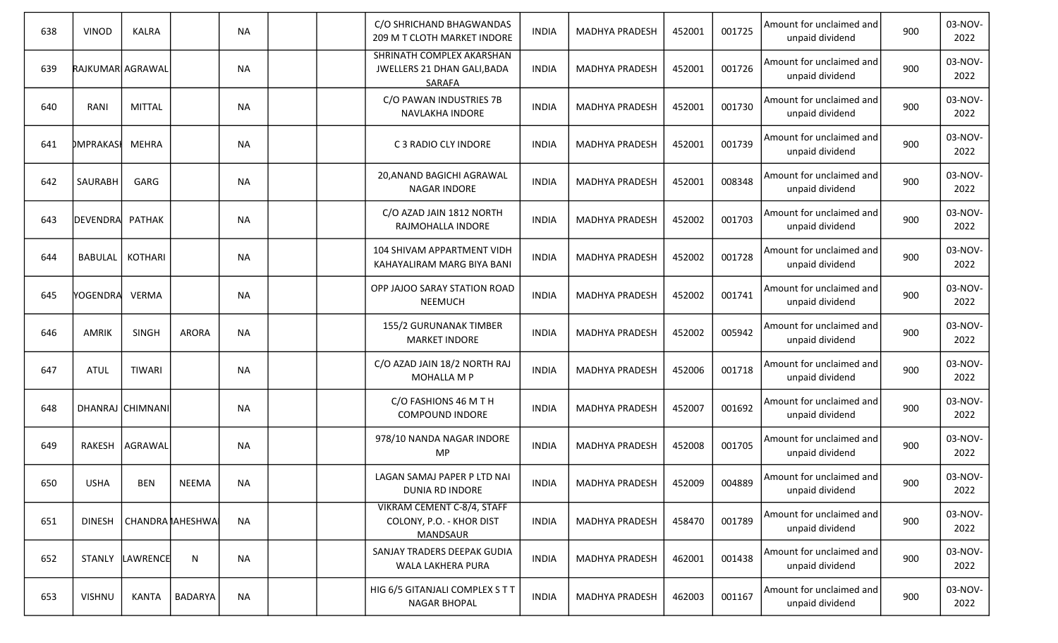| 638 | VINOD | KALRA | | NA | | | C/O SHRICHAND BHAGWANDAS 209 M T CLOTH MARKET INDORE | INDIA | MADHYA PRADESH | 452001 | 001725 | Amount for unclaimed and unpaid dividend | 900 | 03-NOV-2022 |
|---|---|---|---|---|---|---|---|---|---|---|---|---|---|---|
| 639 | RAJKUMAR | AGRAWAL | | NA | | | SHRINATH COMPLEX AKARSHAN JWELLERS 21 DHAN GALI,BADA SARAFA | INDIA | MADHYA PRADESH | 452001 | 001726 | Amount for unclaimed and unpaid dividend | 900 | 03-NOV-2022 |
| 640 | RANI | MITTAL | | NA | | | C/O PAWAN INDUSTRIES 7B NAVLAKHA INDORE | INDIA | MADHYA PRADESH | 452001 | 001730 | Amount for unclaimed and unpaid dividend | 900 | 03-NOV-2022 |
| 641 | OMPRAKASH | MEHRA | | NA | | | C 3 RADIO CLY INDORE | INDIA | MADHYA PRADESH | 452001 | 001739 | Amount for unclaimed and unpaid dividend | 900 | 03-NOV-2022 |
| 642 | SAURABH | GARG | | NA | | | 20,ANAND BAGICHI AGRAWAL NAGAR INDORE | INDIA | MADHYA PRADESH | 452001 | 008348 | Amount for unclaimed and unpaid dividend | 900 | 03-NOV-2022 |
| 643 | DEVENDRA | PATHAK | | NA | | | C/O AZAD JAIN 1812 NORTH RAJMOHALLA INDORE | INDIA | MADHYA PRADESH | 452002 | 001703 | Amount for unclaimed and unpaid dividend | 900 | 03-NOV-2022 |
| 644 | BABULAL | KOTHARI | | NA | | | 104 SHIVAM APPARTMENT VIDH KAHAYALIRAM MARG BIYA BANI | INDIA | MADHYA PRADESH | 452002 | 001728 | Amount for unclaimed and unpaid dividend | 900 | 03-NOV-2022 |
| 645 | YOGENDRA | VERMA | | NA | | | OPP JAJOO SARAY STATION ROAD NEEMUCH | INDIA | MADHYA PRADESH | 452002 | 001741 | Amount for unclaimed and unpaid dividend | 900 | 03-NOV-2022 |
| 646 | AMRIK | SINGH | ARORA | NA | | | 155/2 GURUNANAK TIMBER MARKET INDORE | INDIA | MADHYA PRADESH | 452002 | 005942 | Amount for unclaimed and unpaid dividend | 900 | 03-NOV-2022 |
| 647 | ATUL | TIWARI | | NA | | | C/O AZAD JAIN 18/2 NORTH RAJ MOHALLA M P | INDIA | MADHYA PRADESH | 452006 | 001718 | Amount for unclaimed and unpaid dividend | 900 | 03-NOV-2022 |
| 648 | DHANRAJ | CHIMNANI | | NA | | | C/O FASHIONS 46 M T H COMPOUND INDORE | INDIA | MADHYA PRADESH | 452007 | 001692 | Amount for unclaimed and unpaid dividend | 900 | 03-NOV-2022 |
| 649 | RAKESH | AGRAWAL | | NA | | | 978/10 NANDA NAGAR INDORE MP | INDIA | MADHYA PRADESH | 452008 | 001705 | Amount for unclaimed and unpaid dividend | 900 | 03-NOV-2022 |
| 650 | USHA | BEN | NEEMA | NA | | | LAGAN SAMAJ PAPER P LTD NAI DUNIA RD INDORE | INDIA | MADHYA PRADESH | 452009 | 004889 | Amount for unclaimed and unpaid dividend | 900 | 03-NOV-2022 |
| 651 | DINESH | CHANDRA | MAHESHWARI | NA | | | VIKRAM CEMENT C-8/4, STAFF COLONY, P.O. - KHOR DIST MANDSAUR | INDIA | MADHYA PRADESH | 458470 | 001789 | Amount for unclaimed and unpaid dividend | 900 | 03-NOV-2022 |
| 652 | STANLY | LAWRENCE | N | NA | | | SANJAY TRADERS DEEPAK GUDIA WALA LAKHERA PURA | INDIA | MADHYA PRADESH | 462001 | 001438 | Amount for unclaimed and unpaid dividend | 900 | 03-NOV-2022 |
| 653 | VISHNU | KANTA | BADARYA | NA | | | HIG 6/5 GITANJALI COMPLEX S T T NAGAR BHOPAL | INDIA | MADHYA PRADESH | 462003 | 001167 | Amount for unclaimed and unpaid dividend | 900 | 03-NOV-2022 |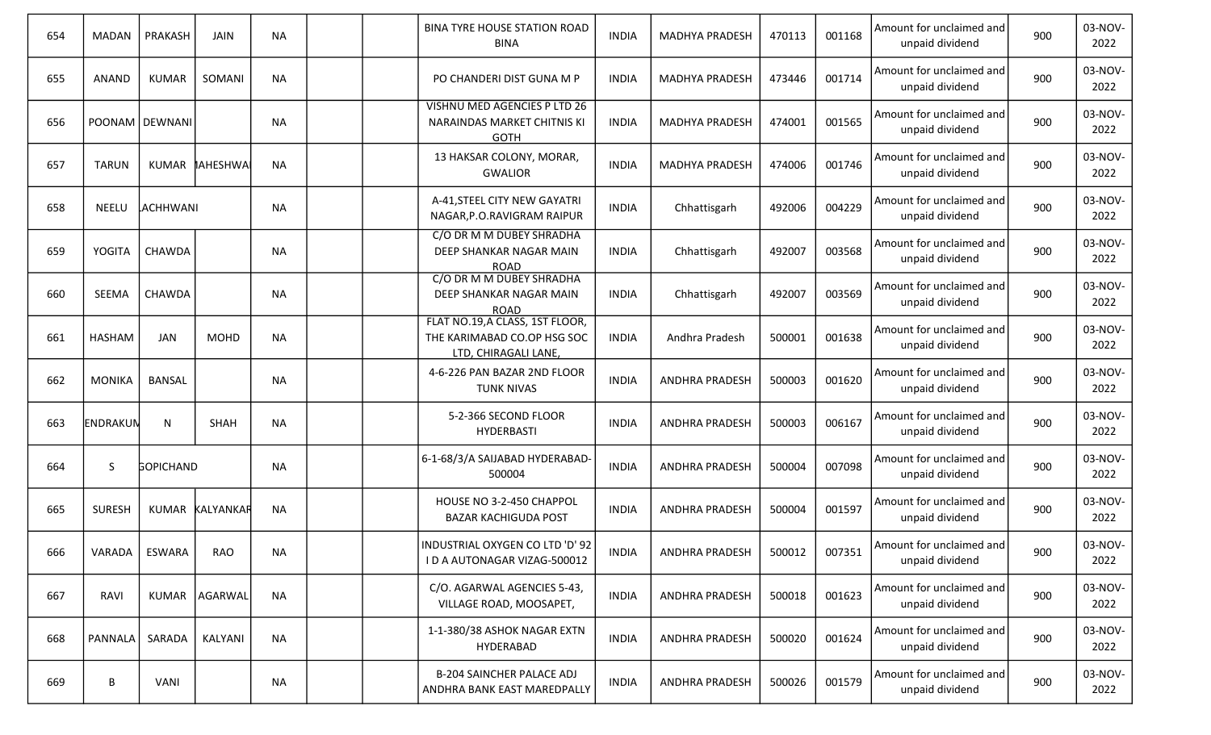| 654 | MADAN | PRAKASH | JAIN | NA | | | BINA TYRE HOUSE STATION ROAD BINA | INDIA | MADHYA PRADESH | 470113 | 001168 | Amount for unclaimed and unpaid dividend | 900 | 03-NOV-2022 |
|---|---|---|---|---|---|---|---|---|---|---|---|---|---|---|
| 655 | ANAND | KUMAR | SOMANI | NA | | | PO CHANDERI DIST GUNA M P | INDIA | MADHYA PRADESH | 473446 | 001714 | Amount for unclaimed and unpaid dividend | 900 | 03-NOV-2022 |
| 656 | POONAM | DEWNANI | | NA | | | VISHNU MED AGENCIES P LTD 26 NARAINDAS MARKET CHITNIS KI GOTH | INDIA | MADHYA PRADESH | 474001 | 001565 | Amount for unclaimed and unpaid dividend | 900 | 03-NOV-2022 |
| 657 | TARUN | KUMAR | MAHESHWA | NA | | | 13 HAKSAR COLONY, MORAR, GWALIOR | INDIA | MADHYA PRADESH | 474006 | 001746 | Amount for unclaimed and unpaid dividend | 900 | 03-NOV-2022 |
| 658 | NEELU | LACHHWANI | | NA | | | A-41,STEEL CITY NEW GAYATRI NAGAR,P.O.RAVIGRAM RAIPUR | INDIA | Chhattisgarh | 492006 | 004229 | Amount for unclaimed and unpaid dividend | 900 | 03-NOV-2022 |
| 659 | YOGITA | CHAWDA | | NA | | | C/O DR M M DUBEY SHRADHA DEEP SHANKAR NAGAR MAIN ROAD | INDIA | Chhattisgarh | 492007 | 003568 | Amount for unclaimed and unpaid dividend | 900 | 03-NOV-2022 |
| 660 | SEEMA | CHAWDA | | NA | | | C/O DR M M DUBEY SHRADHA DEEP SHANKAR NAGAR MAIN ROAD | INDIA | Chhattisgarh | 492007 | 003569 | Amount for unclaimed and unpaid dividend | 900 | 03-NOV-2022 |
| 661 | HASHAM | JAN | MOHD | NA | | | FLAT NO.19,A CLASS, 1ST FLOOR, THE KARIMABAD CO.OP HSG SOC LTD, CHIRAGALI LANE, | INDIA | Andhra Pradesh | 500001 | 001638 | Amount for unclaimed and unpaid dividend | 900 | 03-NOV-2022 |
| 662 | MONIKA | BANSAL | | NA | | | 4-6-226 PAN BAZAR 2ND FLOOR TUNK NIVAS | INDIA | ANDHRA PRADESH | 500003 | 001620 | Amount for unclaimed and unpaid dividend | 900 | 03-NOV-2022 |
| 663 | ENDRAKUM | N | SHAH | NA | | | 5-2-366 SECOND FLOOR HYDERBASTI | INDIA | ANDHRA PRADESH | 500003 | 006167 | Amount for unclaimed and unpaid dividend | 900 | 03-NOV-2022 |
| 664 | S | GOPICHAND | | NA | | | 6-1-68/3/A SAIJABAD HYDERABAD-500004 | INDIA | ANDHRA PRADESH | 500004 | 007098 | Amount for unclaimed and unpaid dividend | 900 | 03-NOV-2022 |
| 665 | SURESH | KUMAR | KALYANKAR | NA | | | HOUSE NO 3-2-450 CHAPPOL BAZAR KACHIGUDA POST | INDIA | ANDHRA PRADESH | 500004 | 001597 | Amount for unclaimed and unpaid dividend | 900 | 03-NOV-2022 |
| 666 | VARADA | ESWARA | RAO | NA | | | INDUSTRIAL OXYGEN CO LTD 'D' 92 I D A AUTONAGAR VIZAG-500012 | INDIA | ANDHRA PRADESH | 500012 | 007351 | Amount for unclaimed and unpaid dividend | 900 | 03-NOV-2022 |
| 667 | RAVI | KUMAR | AGARWAL | NA | | | C/O. AGARWAL AGENCIES 5-43, VILLAGE ROAD, MOOSAPET, | INDIA | ANDHRA PRADESH | 500018 | 001623 | Amount for unclaimed and unpaid dividend | 900 | 03-NOV-2022 |
| 668 | PANNALA | SARADA | KALYANI | NA | | | 1-1-380/38 ASHOK NAGAR EXTN HYDERABAD | INDIA | ANDHRA PRADESH | 500020 | 001624 | Amount for unclaimed and unpaid dividend | 900 | 03-NOV-2022 |
| 669 | B | VANI | | NA | | | B-204 SAINCHER PALACE ADJ ANDHRA BANK EAST MAREDPALLY | INDIA | ANDHRA PRADESH | 500026 | 001579 | Amount for unclaimed and unpaid dividend | 900 | 03-NOV-2022 |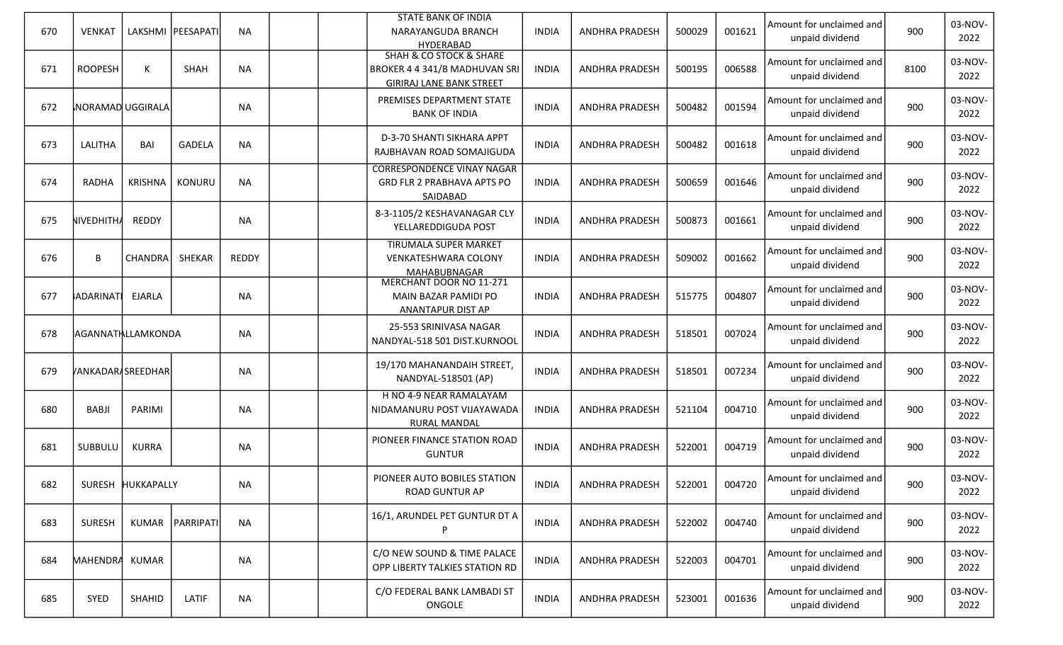| 670 | VENKAT | LAKSHMI | PEESAPATI | NA | | | STATE BANK OF INDIA NARAYANGUDA BRANCH HYDERABAD | INDIA | ANDHRA PRADESH | 500029 | 001621 | Amount for unclaimed and unpaid dividend | 900 | 03-NOV-2022 |
|---|---|---|---|---|---|---|---|---|---|---|---|---|---|---|
| 671 | ROOPESH | K | SHAH | NA | | | SHAH & CO STOCK & SHARE BROKER 4 4 341/B MADHUVAN SRI GIRIRAJ LANE BANK STREET | INDIA | ANDHRA PRADESH | 500195 | 006588 | Amount for unclaimed and unpaid dividend | 8100 | 03-NOV-2022 |
| 672 | NORAMAD | UGGIRALA | | NA | | | PREMISES DEPARTMENT STATE BANK OF INDIA | INDIA | ANDHRA PRADESH | 500482 | 001594 | Amount for unclaimed and unpaid dividend | 900 | 03-NOV-2022 |
| 673 | LALITHA | BAI | GADELA | NA | | | D-3-70 SHANTI SIKHARA APPT RAJBHAVAN ROAD SOMAJIGUDA | INDIA | ANDHRA PRADESH | 500482 | 001618 | Amount for unclaimed and unpaid dividend | 900 | 03-NOV-2022 |
| 674 | RADHA | KRISHNA | KONURU | NA | | | CORRESPONDENCE VINAY NAGAR GRD FLR 2 PRABHAVA APTS PO SAIDABAD | INDIA | ANDHRA PRADESH | 500659 | 001646 | Amount for unclaimed and unpaid dividend | 900 | 03-NOV-2022 |
| 675 | NIVEDHITHA | REDDY | | NA | | | 8-3-1105/2 KESHAVANAGAR CLY YELLAREDDIGUDA POST | INDIA | ANDHRA PRADESH | 500873 | 001661 | Amount for unclaimed and unpaid dividend | 900 | 03-NOV-2022 |
| 676 | B | CHANDRA | SHEKAR | REDDY | | | TIRUMALA SUPER MARKET VENKATESHWARA COLONY MAHABUBNAGAR | INDIA | ANDHRA PRADESH | 509002 | 001662 | Amount for unclaimed and unpaid dividend | 900 | 03-NOV-2022 |
| 677 | BADARINATH | EJARLA | | NA | | | MERCHANT DOOR NO 11-271 MAIN BAZAR PAMIDI PO ANANTAPUR DIST AP | INDIA | ANDHRA PRADESH | 515775 | 004807 | Amount for unclaimed and unpaid dividend | 900 | 03-NOV-2022 |
| 678 | JAGANNATH | ALLAMKONDA | | NA | | | 25-553 SRINIVASA NAGAR NANDYAL-518 501 DIST.KURNOOL | INDIA | ANDHRA PRADESH | 518501 | 007024 | Amount for unclaimed and unpaid dividend | 900 | 03-NOV-2022 |
| 679 | VANKADARA | SREEDHAR | | NA | | | 19/170 MAHANANDAIH STREET, NANDYAL-518501 (AP) | INDIA | ANDHRA PRADESH | 518501 | 007234 | Amount for unclaimed and unpaid dividend | 900 | 03-NOV-2022 |
| 680 | BABJI | PARIMI | | NA | | | H NO 4-9 NEAR RAMALAYAM NIDAMANURU POST VIJAYAWADA RURAL MANDAL | INDIA | ANDHRA PRADESH | 521104 | 004710 | Amount for unclaimed and unpaid dividend | 900 | 03-NOV-2022 |
| 681 | SUBBULU | KURRA | | NA | | | PIONEER FINANCE STATION ROAD GUNTUR | INDIA | ANDHRA PRADESH | 522001 | 004719 | Amount for unclaimed and unpaid dividend | 900 | 03-NOV-2022 |
| 682 | SURESH | HUKKAPALLY | | NA | | | PIONEER AUTO BOBILES STATION ROAD GUNTUR AP | INDIA | ANDHRA PRADESH | 522001 | 004720 | Amount for unclaimed and unpaid dividend | 900 | 03-NOV-2022 |
| 683 | SURESH | KUMAR | PARRIPATI | NA | | | 16/1, ARUNDEL PET GUNTUR DT A P | INDIA | ANDHRA PRADESH | 522002 | 004740 | Amount for unclaimed and unpaid dividend | 900 | 03-NOV-2022 |
| 684 | MAHENDRA | KUMAR | | NA | | | C/O NEW SOUND & TIME PALACE OPP LIBERTY TALKIES STATION RD | INDIA | ANDHRA PRADESH | 522003 | 004701 | Amount for unclaimed and unpaid dividend | 900 | 03-NOV-2022 |
| 685 | SYED | SHAHID | LATIF | NA | | | C/O FEDERAL BANK LAMBADI ST ONGOLE | INDIA | ANDHRA PRADESH | 523001 | 001636 | Amount for unclaimed and unpaid dividend | 900 | 03-NOV-2022 |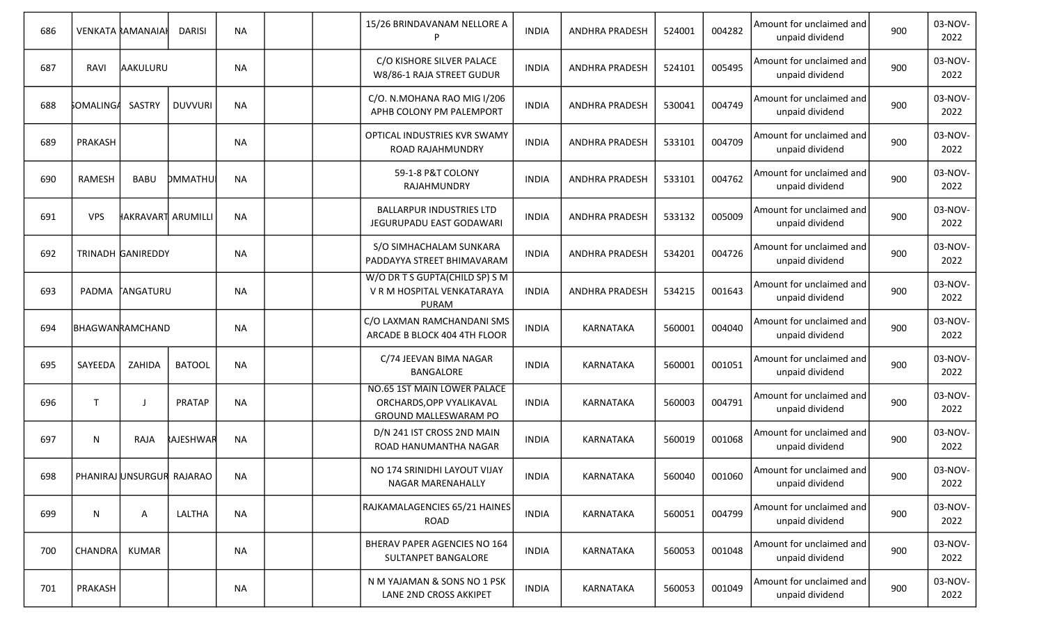| 686 | VENKATA | RAMANAIAH | DARISI | NA | | | 15/26 BRINDAVANAM NELLORE A P | INDIA | ANDHRA PRADESH | 524001 | 004282 | Amount for unclaimed and unpaid dividend | 900 | 03-NOV-2022 |
|---|---|---|---|---|---|---|---|---|---|---|---|---|---|---|
| 687 | RAVI | AAKULURU | | NA | | | C/O KISHORE SILVER PALACE W8/86-1 RAJA STREET GUDUR | INDIA | ANDHRA PRADESH | 524101 | 005495 | Amount for unclaimed and unpaid dividend | 900 | 03-NOV-2022 |
| 688 | SOMALINGA | SASTRY | DUVVURI | NA | | | C/O. N.MOHANA RAO MIG I/206 APHB COLONY PM PALEMPORT | INDIA | ANDHRA PRADESH | 530041 | 004749 | Amount for unclaimed and unpaid dividend | 900 | 03-NOV-2022 |
| 689 | PRAKASH | | | NA | | | OPTICAL INDUSTRIES KVR SWAMY ROAD RAJAHMUNDRY | INDIA | ANDHRA PRADESH | 533101 | 004709 | Amount for unclaimed and unpaid dividend | 900 | 03-NOV-2022 |
| 690 | RAMESH | BABU | OMMATHU | NA | | | 59-1-8 P&T COLONY RAJAHMUNDRY | INDIA | ANDHRA PRADESH | 533101 | 004762 | Amount for unclaimed and unpaid dividend | 900 | 03-NOV-2022 |
| 691 | VPS | HAKRAVART | ARUMILLI | NA | | | BALLARPUR INDUSTRIES LTD JEGURUPADU EAST GODAWARI | INDIA | ANDHRA PRADESH | 533132 | 005009 | Amount for unclaimed and unpaid dividend | 900 | 03-NOV-2022 |
| 692 | TRINADH | GANIREDDY | | NA | | | S/O SIMHACHALAM SUNKARA PADDAYYA STREET BHIMAVARAM | INDIA | ANDHRA PRADESH | 534201 | 004726 | Amount for unclaimed and unpaid dividend | 900 | 03-NOV-2022 |
| 693 | PADMA | TANGATURU | | NA | | | W/O DR T S GUPTA(CHILD SP) S M V R M HOSPITAL VENKATARAYA PURAM | INDIA | ANDHRA PRADESH | 534215 | 001643 | Amount for unclaimed and unpaid dividend | 900 | 03-NOV-2022 |
| 694 | BHAGWAN | RAMCHAND | | NA | | | C/O LAXMAN RAMCHANDANI SMS ARCADE B BLOCK 404 4TH FLOOR | INDIA | KARNATAKA | 560001 | 004040 | Amount for unclaimed and unpaid dividend | 900 | 03-NOV-2022 |
| 695 | SAYEEDA | ZAHIDA | BATOOL | NA | | | C/74 JEEVAN BIMA NAGAR BANGALORE | INDIA | KARNATAKA | 560001 | 001051 | Amount for unclaimed and unpaid dividend | 900 | 03-NOV-2022 |
| 696 | T | J | PRATAP | NA | | | NO.65 1ST MAIN LOWER PALACE ORCHARDS,OPP VYALIKAVAL GROUND MALLESWARAM PO | INDIA | KARNATAKA | 560003 | 004791 | Amount for unclaimed and unpaid dividend | 900 | 03-NOV-2022 |
| 697 | N | RAJA | RAJESHWAR | NA | | | D/N 241 IST CROSS 2ND MAIN ROAD HANUMANTHA NAGAR | INDIA | KARNATAKA | 560019 | 001068 | Amount for unclaimed and unpaid dividend | 900 | 03-NOV-2022 |
| 698 | PHANIRAJ | UNSURGUR | RAJARAO | NA | | | NO 174 SRINIDHI LAYOUT VIJAY NAGAR MARENAHALLY | INDIA | KARNATAKA | 560040 | 001060 | Amount for unclaimed and unpaid dividend | 900 | 03-NOV-2022 |
| 699 | N | A | LALTHA | NA | | | RAJKAMALAGENCIES 65/21 HAINES ROAD | INDIA | KARNATAKA | 560051 | 004799 | Amount for unclaimed and unpaid dividend | 900 | 03-NOV-2022 |
| 700 | CHANDRA | KUMAR | | NA | | | BHERAV PAPER AGENCIES NO 164 SULTANPET BANGALORE | INDIA | KARNATAKA | 560053 | 001048 | Amount for unclaimed and unpaid dividend | 900 | 03-NOV-2022 |
| 701 | PRAKASH | | | NA | | | N M YAJAMAN & SONS NO 1 PSK LANE 2ND CROSS AKKIPET | INDIA | KARNATAKA | 560053 | 001049 | Amount for unclaimed and unpaid dividend | 900 | 03-NOV-2022 |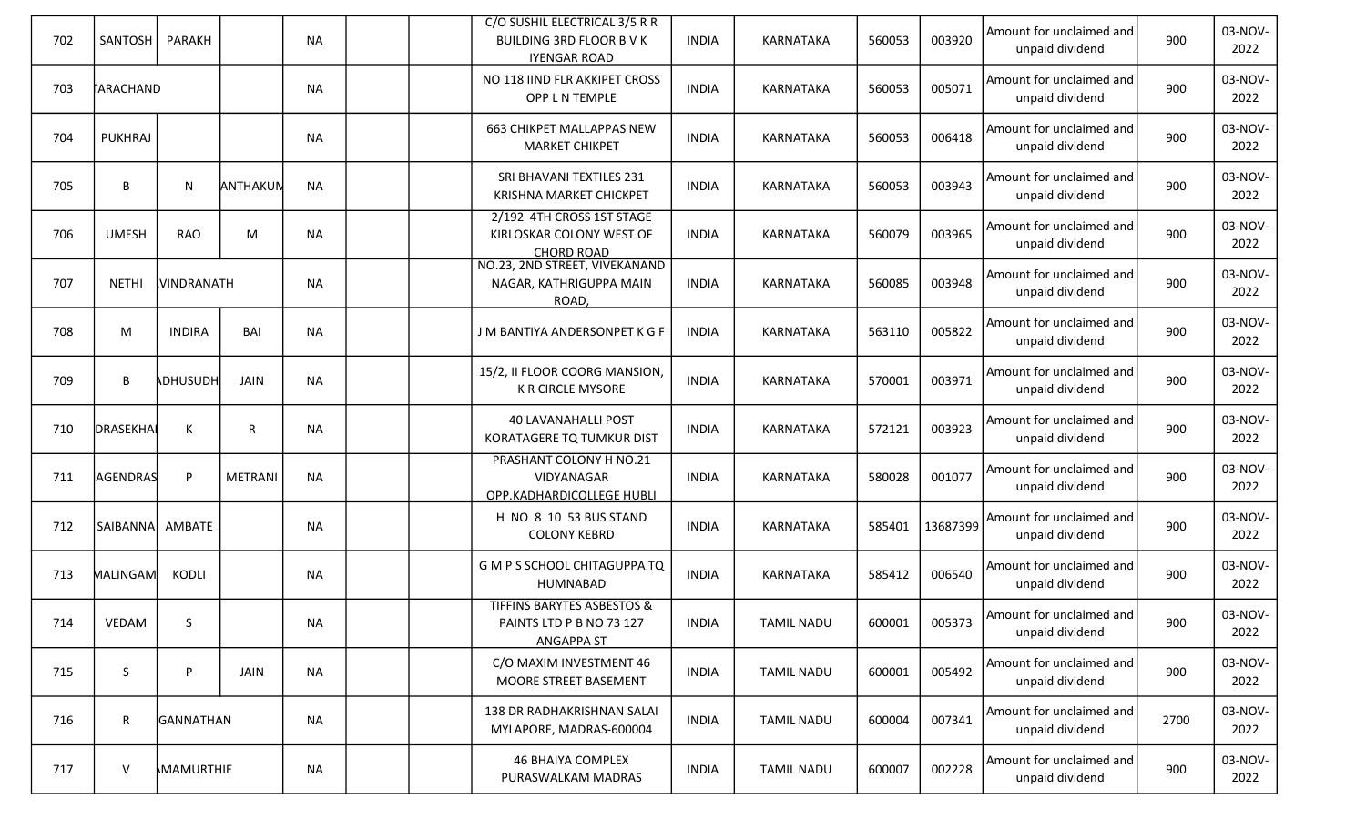| 702 | SANTOSH | PARAKH | | NA | | | C/O SUSHIL ELECTRICAL 3/5 R R BUILDING 3RD FLOOR B V K IYENGAR ROAD | INDIA | KARNATAKA | 560053 | 003920 | Amount for unclaimed and unpaid dividend | 900 | 03-NOV-2022 |
|---|---|---|---|---|---|---|---|---|---|---|---|---|---|---|
| 703 | TARACHAND | | | NA | | | NO 118 IIND FLR AKKIPET CROSS OPP L N TEMPLE | INDIA | KARNATAKA | 560053 | 005071 | Amount for unclaimed and unpaid dividend | 900 | 03-NOV-2022 |
| 704 | PUKHRAJ | | | NA | | | 663 CHIKPET MALLAPPAS NEW MARKET CHIKPET | INDIA | KARNATAKA | 560053 | 006418 | Amount for unclaimed and unpaid dividend | 900 | 03-NOV-2022 |
| 705 | B | N | ANTHAKUM | NA | | | SRI BHAVANI TEXTILES 231 KRISHNA MARKET CHICKPET | INDIA | KARNATAKA | 560053 | 003943 | Amount for unclaimed and unpaid dividend | 900 | 03-NOV-2022 |
| 706 | UMESH | RAO | M | NA | | | 2/192 4TH CROSS 1ST STAGE KIRLOSKAR COLONY WEST OF CHORD ROAD | INDIA | KARNATAKA | 560079 | 003965 | Amount for unclaimed and unpaid dividend | 900 | 03-NOV-2022 |
| 707 | NETHI | AVINDRANATH | | NA | | | NO.23, 2ND STREET, VIVEKANAND NAGAR, KATHRIGUPPA MAIN ROAD, | INDIA | KARNATAKA | 560085 | 003948 | Amount for unclaimed and unpaid dividend | 900 | 03-NOV-2022 |
| 708 | M | INDIRA | BAI | NA | | | J M BANTIYA ANDERSONPET K G F | INDIA | KARNATAKA | 563110 | 005822 | Amount for unclaimed and unpaid dividend | 900 | 03-NOV-2022 |
| 709 | B | ADHUSUDH | JAIN | NA | | | 15/2, II FLOOR COORG MANSION, K R CIRCLE MYSORE | INDIA | KARNATAKA | 570001 | 003971 | Amount for unclaimed and unpaid dividend | 900 | 03-NOV-2022 |
| 710 | DRASEKHA | K | R | NA | | | 40 LAVANAHALLI POST KORATAGERE TQ TUMKUR DIST | INDIA | KARNATAKA | 572121 | 003923 | Amount for unclaimed and unpaid dividend | 900 | 03-NOV-2022 |
| 711 | AGENDRAS | P | METRANI | NA | | | PRASHANT COLONY H NO.21 VIDYANAGAR OPP.KADHARDICOLLEGE HUBLI | INDIA | KARNATAKA | 580028 | 001077 | Amount for unclaimed and unpaid dividend | 900 | 03-NOV-2022 |
| 712 | SAIBANNA | AMBATE | | NA | | | H NO 8 10 53 BUS STAND COLONY KEBRD | INDIA | KARNATAKA | 585401 | 13687399 | Amount for unclaimed and unpaid dividend | 900 | 03-NOV-2022 |
| 713 | MALINGAM | KODLI | | NA | | | G M P S SCHOOL CHITAGUPPA TQ HUMNABAD | INDIA | KARNATAKA | 585412 | 006540 | Amount for unclaimed and unpaid dividend | 900 | 03-NOV-2022 |
| 714 | VEDAM | S | | NA | | | TIFFINS BARYTES ASBESTOS & PAINTS LTD P B NO 73 127 ANGAPPA ST | INDIA | TAMIL NADU | 600001 | 005373 | Amount for unclaimed and unpaid dividend | 900 | 03-NOV-2022 |
| 715 | S | P | JAIN | NA | | | C/O MAXIM INVESTMENT 46 MOORE STREET BASEMENT | INDIA | TAMIL NADU | 600001 | 005492 | Amount for unclaimed and unpaid dividend | 900 | 03-NOV-2022 |
| 716 | R | GANNATHAN | | NA | | | 138 DR RADHAKRISHNAN SALAI MYLAPORE, MADRAS-600004 | INDIA | TAMIL NADU | 600004 | 007341 | Amount for unclaimed and unpaid dividend | 2700 | 03-NOV-2022 |
| 717 | V | AMAMURTHIE | | NA | | | 46 BHAIYA COMPLEX PURASWALKAM MADRAS | INDIA | TAMIL NADU | 600007 | 002228 | Amount for unclaimed and unpaid dividend | 900 | 03-NOV-2022 |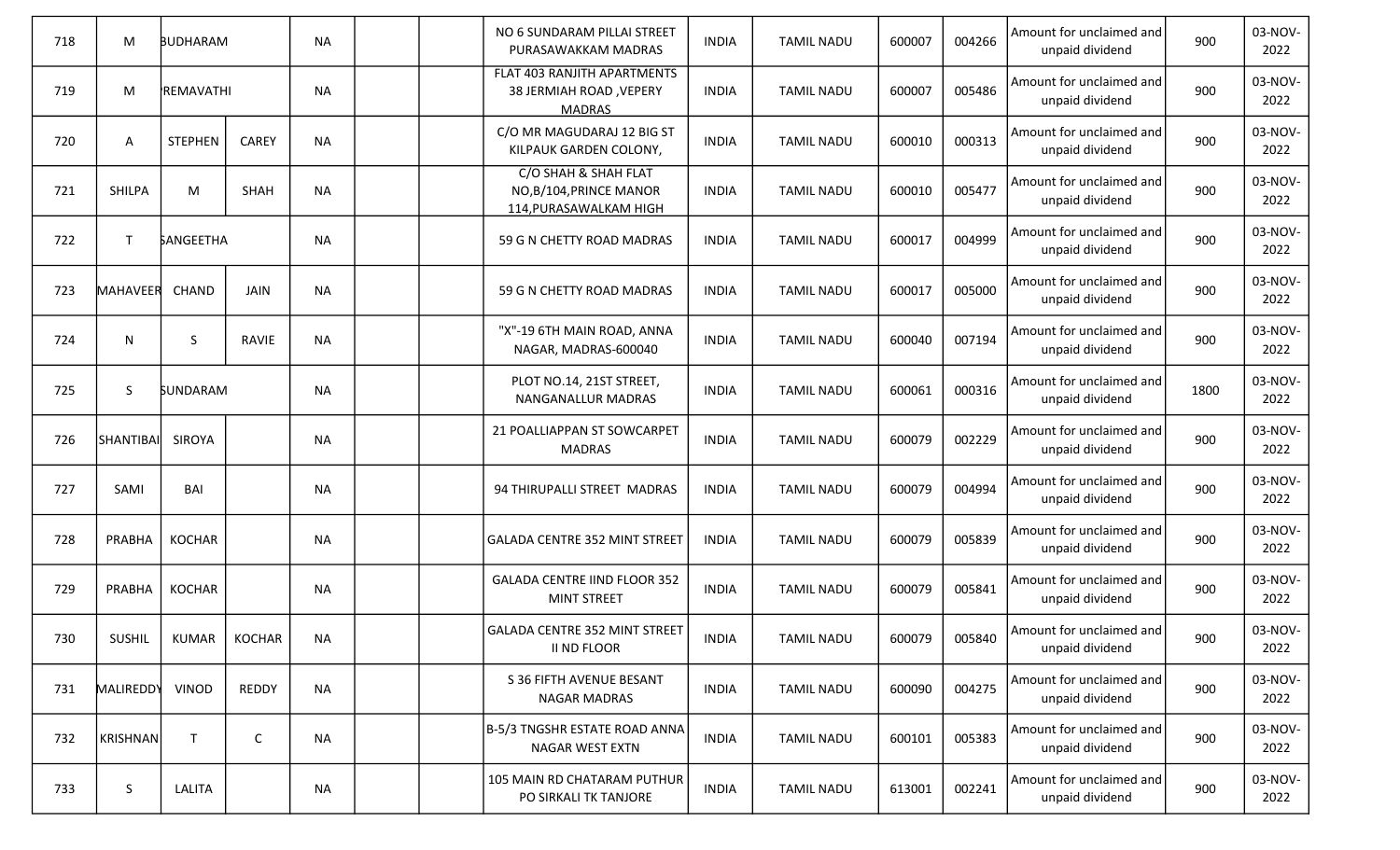| 718 | M | BUDHARAM | | NA | | | NO 6 SUNDARAM PILLAI STREET PURASAWAKKAM MADRAS | INDIA | TAMIL NADU | 600007 | 004266 | Amount for unclaimed and unpaid dividend | 900 | 03-NOV-2022 |
|---|---|---|---|---|---|---|---|---|---|---|---|---|---|---|
| 719 | M | PREMAVATHI | | NA | | | FLAT 403 RANJITH APARTMENTS 38 JERMIAH ROAD ,VEPERY MADRAS | INDIA | TAMIL NADU | 600007 | 005486 | Amount for unclaimed and unpaid dividend | 900 | 03-NOV-2022 |
| 720 | A | STEPHEN | CAREY | NA | | | C/O MR MAGUDARAJ 12 BIG ST KILPAUK GARDEN COLONY, | INDIA | TAMIL NADU | 600010 | 000313 | Amount for unclaimed and unpaid dividend | 900 | 03-NOV-2022 |
| 721 | SHILPA | M | SHAH | NA | | | C/O SHAH & SHAH FLAT NO,B/104,PRINCE MANOR 114,PURASAWALKAM HIGH | INDIA | TAMIL NADU | 600010 | 005477 | Amount for unclaimed and unpaid dividend | 900 | 03-NOV-2022 |
| 722 | T | SANGEETHA | | NA | | | 59 G N CHETTY ROAD MADRAS | INDIA | TAMIL NADU | 600017 | 004999 | Amount for unclaimed and unpaid dividend | 900 | 03-NOV-2022 |
| 723 | MAHAVEER | CHAND | JAIN | NA | | | 59 G N CHETTY ROAD MADRAS | INDIA | TAMIL NADU | 600017 | 005000 | Amount for unclaimed and unpaid dividend | 900 | 03-NOV-2022 |
| 724 | N | S | RAVIE | NA | | | "X"-19 6TH MAIN ROAD, ANNA NAGAR, MADRAS-600040 | INDIA | TAMIL NADU | 600040 | 007194 | Amount for unclaimed and unpaid dividend | 900 | 03-NOV-2022 |
| 725 | S | SUNDARAM | | NA | | | PLOT NO.14, 21ST STREET, NANGANALLUR MADRAS | INDIA | TAMIL NADU | 600061 | 000316 | Amount for unclaimed and unpaid dividend | 1800 | 03-NOV-2022 |
| 726 | SHANTIBAI | SIROYA | | NA | | | 21 POALLIAPPAN ST SOWCARPET MADRAS | INDIA | TAMIL NADU | 600079 | 002229 | Amount for unclaimed and unpaid dividend | 900 | 03-NOV-2022 |
| 727 | SAMI | BAI | | NA | | | 94 THIRUPALLI STREET MADRAS | INDIA | TAMIL NADU | 600079 | 004994 | Amount for unclaimed and unpaid dividend | 900 | 03-NOV-2022 |
| 728 | PRABHA | KOCHAR | | NA | | | GALADA CENTRE 352 MINT STREET | INDIA | TAMIL NADU | 600079 | 005839 | Amount for unclaimed and unpaid dividend | 900 | 03-NOV-2022 |
| 729 | PRABHA | KOCHAR | | NA | | | GALADA CENTRE IIND FLOOR 352 MINT STREET | INDIA | TAMIL NADU | 600079 | 005841 | Amount for unclaimed and unpaid dividend | 900 | 03-NOV-2022 |
| 730 | SUSHIL | KUMAR | KOCHAR | NA | | | GALADA CENTRE 352 MINT STREET II ND FLOOR | INDIA | TAMIL NADU | 600079 | 005840 | Amount for unclaimed and unpaid dividend | 900 | 03-NOV-2022 |
| 731 | MALIREDDY | VINOD | REDDY | NA | | | S 36 FIFTH AVENUE BESANT NAGAR MADRAS | INDIA | TAMIL NADU | 600090 | 004275 | Amount for unclaimed and unpaid dividend | 900 | 03-NOV-2022 |
| 732 | KRISHNAN | T | C | NA | | | B-5/3 TNGSHR ESTATE ROAD ANNA NAGAR WEST EXTN | INDIA | TAMIL NADU | 600101 | 005383 | Amount for unclaimed and unpaid dividend | 900 | 03-NOV-2022 |
| 733 | S | LALITA | | NA | | | 105 MAIN RD CHATARAM PUTHUR PO SIRKALI TK TANJORE | INDIA | TAMIL NADU | 613001 | 002241 | Amount for unclaimed and unpaid dividend | 900 | 03-NOV-2022 |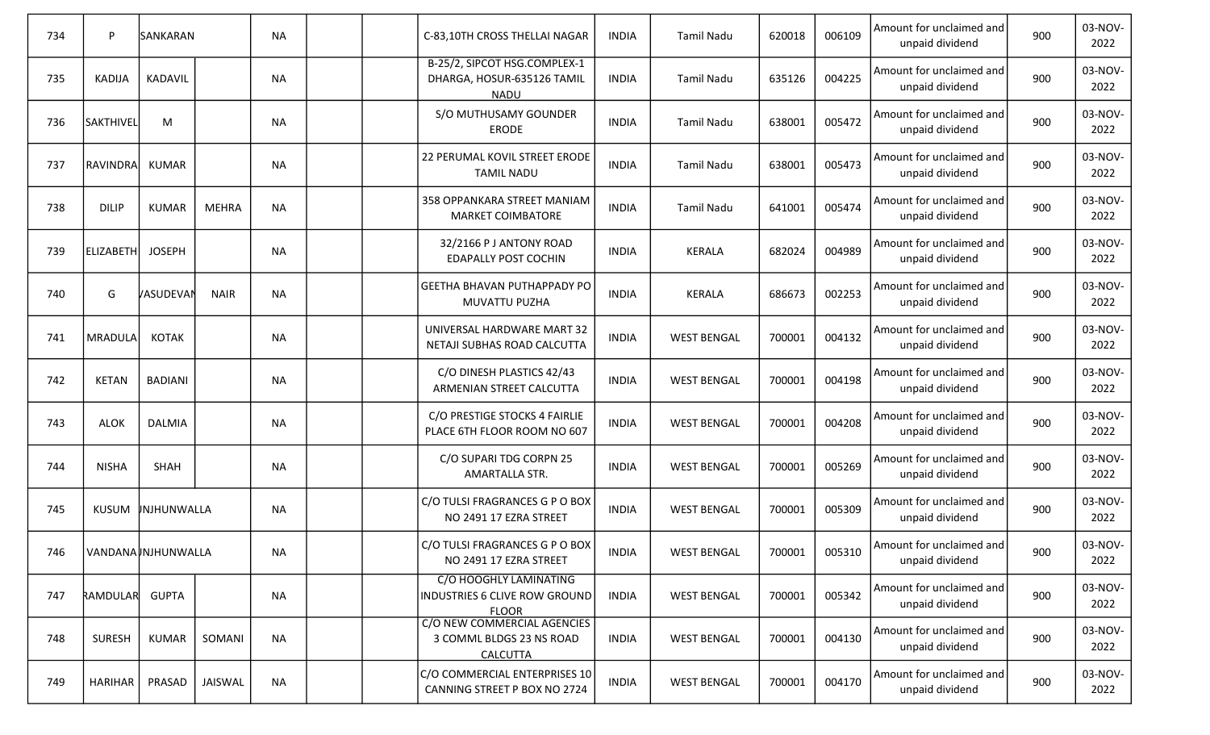| 734 | P | SANKARAN | | NA | | | C-83,10TH CROSS THELLAI NAGAR | INDIA | Tamil Nadu | 620018 | 006109 | Amount for unclaimed and unpaid dividend | 900 | 03-NOV-2022 |
|---|---|---|---|---|---|---|---|---|---|---|---|---|---|---|
| 735 | KADIJA | KADAVIL | | NA | | | B-25/2, SIPCOT HSG.COMPLEX-1 DHARGA, HOSUR-635126 TAMIL NADU | INDIA | Tamil Nadu | 635126 | 004225 | Amount for unclaimed and unpaid dividend | 900 | 03-NOV-2022 |
| 736 | SAKTHIVEL | M | | NA | | | S/O MUTHUSAMY GOUNDER ERODE | INDIA | Tamil Nadu | 638001 | 005472 | Amount for unclaimed and unpaid dividend | 900 | 03-NOV-2022 |
| 737 | RAVINDRA | KUMAR | | NA | | | 22 PERUMAL KOVIL STREET ERODE TAMIL NADU | INDIA | Tamil Nadu | 638001 | 005473 | Amount for unclaimed and unpaid dividend | 900 | 03-NOV-2022 |
| 738 | DILIP | KUMAR | MEHRA | NA | | | 358 OPPANKARA STREET MANIAM MARKET COIMBATORE | INDIA | Tamil Nadu | 641001 | 005474 | Amount for unclaimed and unpaid dividend | 900 | 03-NOV-2022 |
| 739 | ELIZABETH | JOSEPH | | NA | | | 32/2166 P J ANTONY ROAD EDAPALLY POST COCHIN | INDIA | KERALA | 682024 | 004989 | Amount for unclaimed and unpaid dividend | 900 | 03-NOV-2022 |
| 740 | G | VASUDEVAN | NAIR | NA | | | GEETHA BHAVAN PUTHAPPADY PO MUVATTU PUZHA | INDIA | KERALA | 686673 | 002253 | Amount for unclaimed and unpaid dividend | 900 | 03-NOV-2022 |
| 741 | MRADULA | KOTAK | | NA | | | UNIVERSAL HARDWARE MART 32 NETAJI SUBHAS ROAD CALCUTTA | INDIA | WEST BENGAL | 700001 | 004132 | Amount for unclaimed and unpaid dividend | 900 | 03-NOV-2022 |
| 742 | KETAN | BADIANI | | NA | | | C/O DINESH PLASTICS 42/43 ARMENIAN STREET CALCUTTA | INDIA | WEST BENGAL | 700001 | 004198 | Amount for unclaimed and unpaid dividend | 900 | 03-NOV-2022 |
| 743 | ALOK | DALMIA | | NA | | | C/O PRESTIGE STOCKS 4 FAIRLIE PLACE 6TH FLOOR ROOM NO 607 | INDIA | WEST BENGAL | 700001 | 004208 | Amount for unclaimed and unpaid dividend | 900 | 03-NOV-2022 |
| 744 | NISHA | SHAH | | NA | | | C/O SUPARI TDG CORPN 25 AMARTALLA STR. | INDIA | WEST BENGAL | 700001 | 005269 | Amount for unclaimed and unpaid dividend | 900 | 03-NOV-2022 |
| 745 | KUSUM | JHUNJHUNWALLA | | NA | | | C/O TULSI FRAGRANCES G P O BOX NO 2491 17 EZRA STREET | INDIA | WEST BENGAL | 700001 | 005309 | Amount for unclaimed and unpaid dividend | 900 | 03-NOV-2022 |
| 746 | VANDANA | JHUNJHUNWALLA | | NA | | | C/O TULSI FRAGRANCES G P O BOX NO 2491 17 EZRA STREET | INDIA | WEST BENGAL | 700001 | 005310 | Amount for unclaimed and unpaid dividend | 900 | 03-NOV-2022 |
| 747 | RAMDULAR | GUPTA | | NA | | | C/O HOOGHLY LAMINATING INDUSTRIES 6 CLIVE ROW GROUND FLOOR | INDIA | WEST BENGAL | 700001 | 005342 | Amount for unclaimed and unpaid dividend | 900 | 03-NOV-2022 |
| 748 | SURESH | KUMAR | SOMANI | NA | | | C/O NEW COMMERCIAL AGENCIES 3 COMML BLDGS 23 NS ROAD CALCUTTA | INDIA | WEST BENGAL | 700001 | 004130 | Amount for unclaimed and unpaid dividend | 900 | 03-NOV-2022 |
| 749 | HARIHAR | PRASAD | JAISWAL | NA | | | C/O COMMERCIAL ENTERPRISES 10 CANNING STREET P BOX NO 2724 | INDIA | WEST BENGAL | 700001 | 004170 | Amount for unclaimed and unpaid dividend | 900 | 03-NOV-2022 |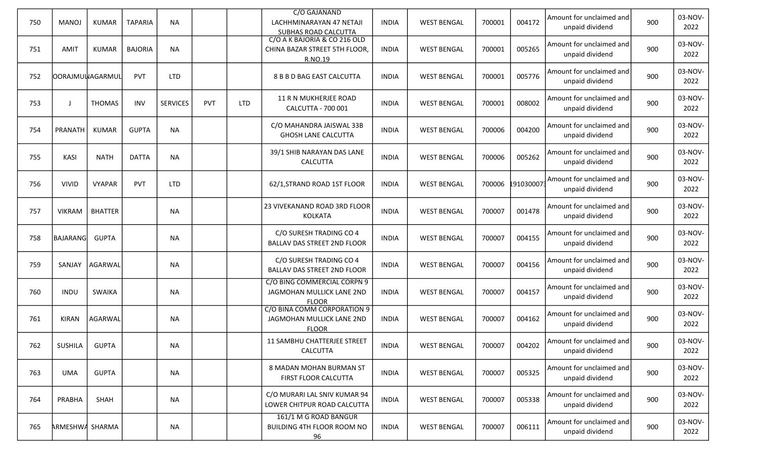| 750 | MANOJ | KUMAR | TAPARIA | NA | | | C/O GAJANAND LACHHMINARAYAN 47 NETAJI SUBHAS ROAD CALCUTTA | INDIA | WEST BENGAL | 700001 | 004172 | Amount for unclaimed and unpaid dividend | 900 | 03-NOV-2022 |
|---|---|---|---|---|---|---|---|---|---|---|---|---|---|---|
| 751 | AMIT | KUMAR | BAJORIA | NA | | | C/O A K BAJORIA & CO 216 OLD CHINA BAZAR STREET 5TH FLOOR, R.NO.19 | INDIA | WEST BENGAL | 700001 | 005265 | Amount for unclaimed and unpaid dividend | 900 | 03-NOV-2022 |
| 752 | OORAJMUL | NAGARMUL | PVT | LTD | | | 8 B B D BAG EAST CALCUTTA | INDIA | WEST BENGAL | 700001 | 005776 | Amount for unclaimed and unpaid dividend | 900 | 03-NOV-2022 |
| 753 | J | THOMAS | INV | SERVICES | PVT | LTD | 11 R N MUKHERJEE ROAD CALCUTTA - 700 001 | INDIA | WEST BENGAL | 700001 | 008002 | Amount for unclaimed and unpaid dividend | 900 | 03-NOV-2022 |
| 754 | PRANATH | KUMAR | GUPTA | NA | | | C/O MAHANDRA JAISWAL 33B GHOSH LANE CALCUTTA | INDIA | WEST BENGAL | 700006 | 004200 | Amount for unclaimed and unpaid dividend | 900 | 03-NOV-2022 |
| 755 | KASI | NATH | DATTA | NA | | | 39/1 SHIB NARAYAN DAS LANE CALCUTTA | INDIA | WEST BENGAL | 700006 | 005262 | Amount for unclaimed and unpaid dividend | 900 | 03-NOV-2022 |
| 756 | VIVID | VYAPAR | PVT | LTD | | | 62/1,STRAND ROAD 1ST FLOOR | INDIA | WEST BENGAL | 700006 | 1910300073 | Amount for unclaimed and unpaid dividend | 900 | 03-NOV-2022 |
| 757 | VIKRAM | BHATTER | | NA | | | 23 VIVEKANAND ROAD 3RD FLOOR KOLKATA | INDIA | WEST BENGAL | 700007 | 001478 | Amount for unclaimed and unpaid dividend | 900 | 03-NOV-2022 |
| 758 | BAJARANG | GUPTA | | NA | | | C/O SURESH TRADING CO 4 BALLAV DAS STREET 2ND FLOOR | INDIA | WEST BENGAL | 700007 | 004155 | Amount for unclaimed and unpaid dividend | 900 | 03-NOV-2022 |
| 759 | SANJAY | AGARWAL | | NA | | | C/O SURESH TRADING CO 4 BALLAV DAS STREET 2ND FLOOR | INDIA | WEST BENGAL | 700007 | 004156 | Amount for unclaimed and unpaid dividend | 900 | 03-NOV-2022 |
| 760 | INDU | SWAIKA | | NA | | | C/O BING COMMERCIAL CORPN 9 JAGMOHAN MULLICK LANE 2ND FLOOR | INDIA | WEST BENGAL | 700007 | 004157 | Amount for unclaimed and unpaid dividend | 900 | 03-NOV-2022 |
| 761 | KIRAN | AGARWAL | | NA | | | C/O BINA COMM CORPORATION 9 JAGMOHAN MULLICK LANE 2ND FLOOR | INDIA | WEST BENGAL | 700007 | 004162 | Amount for unclaimed and unpaid dividend | 900 | 03-NOV-2022 |
| 762 | SUSHILA | GUPTA | | NA | | | 11 SAMBHU CHATTERJEE STREET CALCUTTA | INDIA | WEST BENGAL | 700007 | 004202 | Amount for unclaimed and unpaid dividend | 900 | 03-NOV-2022 |
| 763 | UMA | GUPTA | | NA | | | 8 MADAN MOHAN BURMAN ST FIRST FLOOR CALCUTTA | INDIA | WEST BENGAL | 700007 | 005325 | Amount for unclaimed and unpaid dividend | 900 | 03-NOV-2022 |
| 764 | PRABHA | SHAH | | NA | | | C/O MURARI LAL SNIV KUMAR 94 LOWER CHITPUR ROAD CALCUTTA | INDIA | WEST BENGAL | 700007 | 005338 | Amount for unclaimed and unpaid dividend | 900 | 03-NOV-2022 |
| 765 | ARMESHWA | SHARMA | | NA | | | 161/1 M G ROAD BANGUR BUILDING 4TH FLOOR ROOM NO 96 | INDIA | WEST BENGAL | 700007 | 006111 | Amount for unclaimed and unpaid dividend | 900 | 03-NOV-2022 |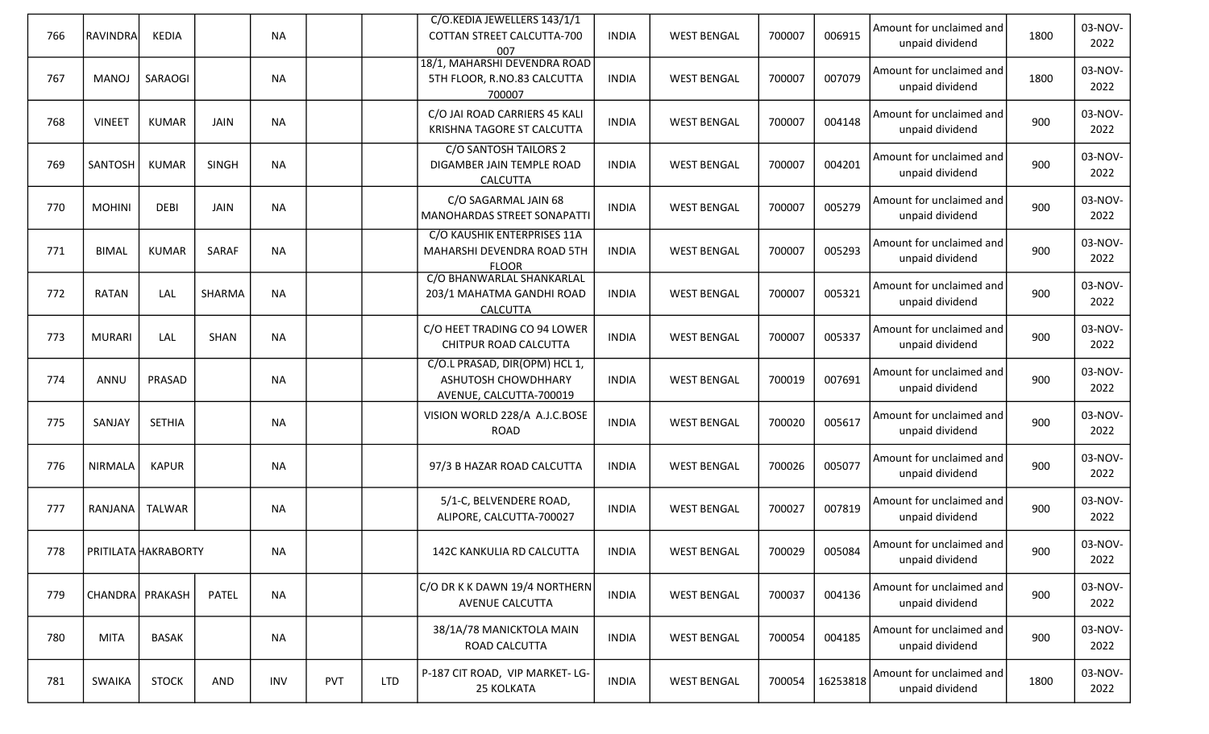| | | | | | | | | | | | | | | |
|---|---|---|---|---|---|---|---|---|---|---|---|---|---|---|
| 766 | RAVINDRA | KEDIA | | NA | | | C/O.KEDIA JEWELLERS 143/1/1 COTTAN STREET CALCUTTA-700 007 | INDIA | WEST BENGAL | 700007 | 006915 | Amount for unclaimed and unpaid dividend | 1800 | 03-NOV-2022 |
| 767 | MANOJ | SARAOGI | | NA | | | 18/1, MAHARSHI DEVENDRA ROAD 5TH FLOOR, R.NO.83 CALCUTTA 700007 | INDIA | WEST BENGAL | 700007 | 007079 | Amount for unclaimed and unpaid dividend | 1800 | 03-NOV-2022 |
| 768 | VINEET | KUMAR | JAIN | NA | | | C/O JAI ROAD CARRIERS 45 KALI KRISHNA TAGORE ST CALCUTTA | INDIA | WEST BENGAL | 700007 | 004148 | Amount for unclaimed and unpaid dividend | 900 | 03-NOV-2022 |
| 769 | SANTOSH | KUMAR | SINGH | NA | | | C/O SANTOSH TAILORS 2 DIGAMBER JAIN TEMPLE ROAD CALCUTTA | INDIA | WEST BENGAL | 700007 | 004201 | Amount for unclaimed and unpaid dividend | 900 | 03-NOV-2022 |
| 770 | MOHINI | DEBI | JAIN | NA | | | C/O SAGARMAL JAIN 68 MANOHARDAS STREET SONAPATTI | INDIA | WEST BENGAL | 700007 | 005279 | Amount for unclaimed and unpaid dividend | 900 | 03-NOV-2022 |
| 771 | BIMAL | KUMAR | SARAF | NA | | | C/O KAUSHIK ENTERPRISES 11A MAHARSHI DEVENDRA ROAD 5TH FLOOR | INDIA | WEST BENGAL | 700007 | 005293 | Amount for unclaimed and unpaid dividend | 900 | 03-NOV-2022 |
| 772 | RATAN | LAL | SHARMA | NA | | | C/O BHANWARLAL SHANKARLAL 203/1 MAHATMA GANDHI ROAD CALCUTTA | INDIA | WEST BENGAL | 700007 | 005321 | Amount for unclaimed and unpaid dividend | 900 | 03-NOV-2022 |
| 773 | MURARI | LAL | SHAN | NA | | | C/O HEET TRADING CO 94 LOWER CHITPUR ROAD CALCUTTA | INDIA | WEST BENGAL | 700007 | 005337 | Amount for unclaimed and unpaid dividend | 900 | 03-NOV-2022 |
| 774 | ANNU | PRASAD | | NA | | | C/O.L PRASAD, DIR(OPM) HCL 1, ASHUTOSH CHOWDHHARY AVENUE, CALCUTTA-700019 | INDIA | WEST BENGAL | 700019 | 007691 | Amount for unclaimed and unpaid dividend | 900 | 03-NOV-2022 |
| 775 | SANJAY | SETHIA | | NA | | | VISION WORLD 228/A A.J.C.BOSE ROAD | INDIA | WEST BENGAL | 700020 | 005617 | Amount for unclaimed and unpaid dividend | 900 | 03-NOV-2022 |
| 776 | NIRMALA | KAPUR | | NA | | | 97/3 B HAZAR ROAD CALCUTTA | INDIA | WEST BENGAL | 700026 | 005077 | Amount for unclaimed and unpaid dividend | 900 | 03-NOV-2022 |
| 777 | RANJANA | TALWAR | | NA | | | 5/1-C, BELVENDERE ROAD, ALIPORE, CALCUTTA-700027 | INDIA | WEST BENGAL | 700027 | 007819 | Amount for unclaimed and unpaid dividend | 900 | 03-NOV-2022 |
| 778 | PRITILATA | HAKRABORTY | | NA | | | 142C KANKULIA RD CALCUTTA | INDIA | WEST BENGAL | 700029 | 005084 | Amount for unclaimed and unpaid dividend | 900 | 03-NOV-2022 |
| 779 | CHANDRA | PRAKASH | PATEL | NA | | | C/O DR K K DAWN 19/4 NORTHERN AVENUE CALCUTTA | INDIA | WEST BENGAL | 700037 | 004136 | Amount for unclaimed and unpaid dividend | 900 | 03-NOV-2022 |
| 780 | MITA | BASAK | | NA | | | 38/1A/78 MANICKTOLA MAIN ROAD CALCUTTA | INDIA | WEST BENGAL | 700054 | 004185 | Amount for unclaimed and unpaid dividend | 900 | 03-NOV-2022 |
| 781 | SWAIKA | STOCK | AND | INV | PVT | LTD | P-187 CIT ROAD, VIP MARKET- LG-25 KOLKATA | INDIA | WEST BENGAL | 700054 | 16253818 | Amount for unclaimed and unpaid dividend | 1800 | 03-NOV-2022 |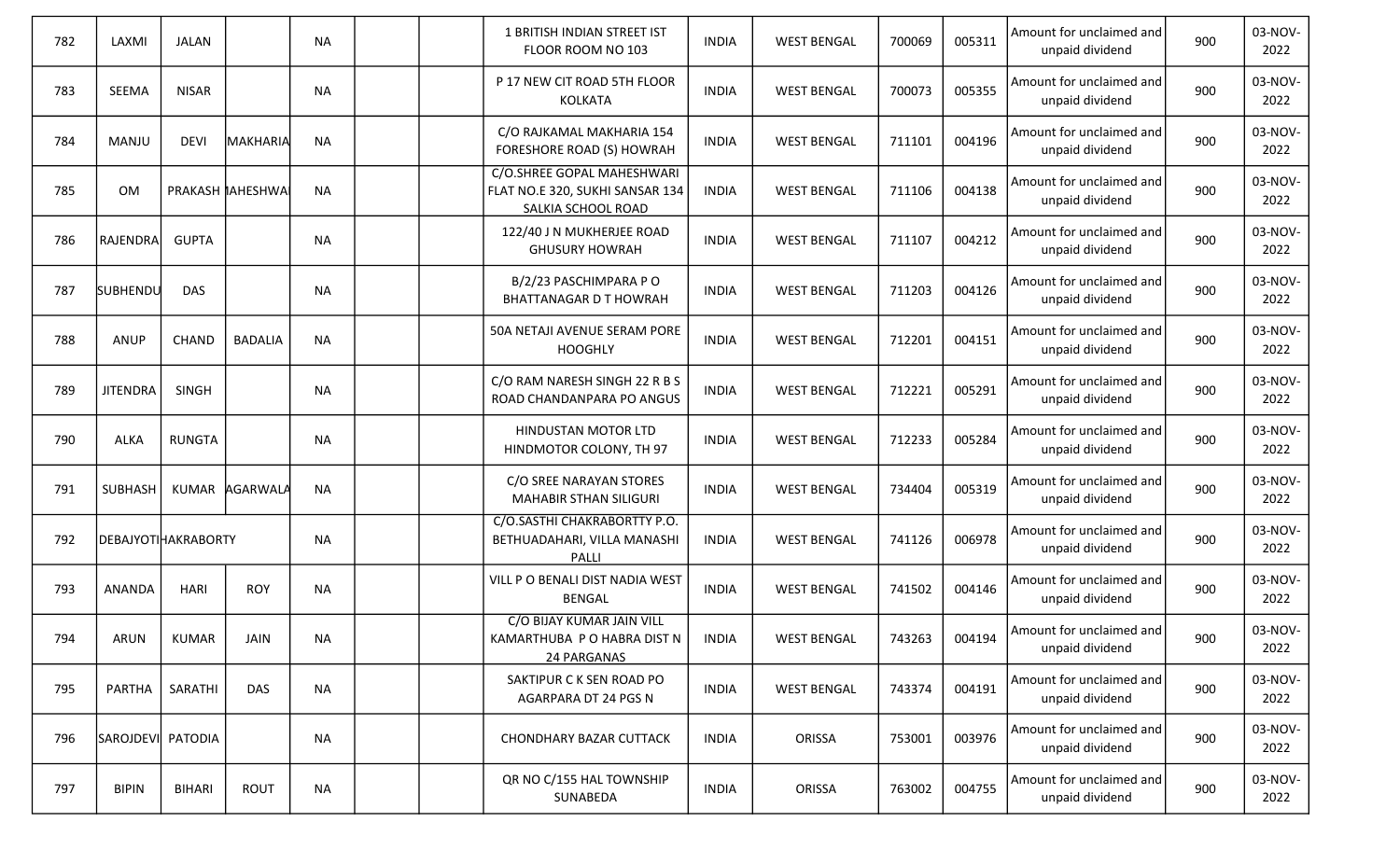| 782 | LAXMI | JALAN | | NA | | | 1 BRITISH INDIAN STREET IST FLOOR ROOM NO 103 | INDIA | WEST BENGAL | 700069 | 005311 | Amount for unclaimed and unpaid dividend | 900 | 03-NOV-2022 |
|---|---|---|---|---|---|---|---|---|---|---|---|---|---|---|
| 783 | SEEMA | NISAR | | NA | | | P 17 NEW CIT ROAD 5TH FLOOR KOLKATA | INDIA | WEST BENGAL | 700073 | 005355 | Amount for unclaimed and unpaid dividend | 900 | 03-NOV-2022 |
| 784 | MANJU | DEVI | MAKHARIA | NA | | | C/O RAJKAMAL MAKHARIA 154 FORESHORE ROAD (S) HOWRAH | INDIA | WEST BENGAL | 711101 | 004196 | Amount for unclaimed and unpaid dividend | 900 | 03-NOV-2022 |
| 785 | OM | PRAKASH | MAHESHWARI | NA | | | C/O.SHREE GOPAL MAHESHWARI FLAT NO.E 320, SUKHI SANSAR 134 SALKIA SCHOOL ROAD | INDIA | WEST BENGAL | 711106 | 004138 | Amount for unclaimed and unpaid dividend | 900 | 03-NOV-2022 |
| 786 | RAJENDRA | GUPTA | | NA | | | 122/40 J N MUKHERJEE ROAD GHUSURY HOWRAH | INDIA | WEST BENGAL | 711107 | 004212 | Amount for unclaimed and unpaid dividend | 900 | 03-NOV-2022 |
| 787 | SUBHENDU | DAS | | NA | | | B/2/23 PASCHIMPARA P O BHATTANAGAR D T HOWRAH | INDIA | WEST BENGAL | 711203 | 004126 | Amount for unclaimed and unpaid dividend | 900 | 03-NOV-2022 |
| 788 | ANUP | CHAND | BADALIA | NA | | | 50A NETAJI AVENUE SERAM PORE HOOGHLY | INDIA | WEST BENGAL | 712201 | 004151 | Amount for unclaimed and unpaid dividend | 900 | 03-NOV-2022 |
| 789 | JITENDRA | SINGH | | NA | | | C/O RAM NARESH SINGH 22 R B S ROAD CHANDANPARA PO ANGUS | INDIA | WEST BENGAL | 712221 | 005291 | Amount for unclaimed and unpaid dividend | 900 | 03-NOV-2022 |
| 790 | ALKA | RUNGTA | | NA | | | HINDUSTAN MOTOR LTD HINDMOTOR COLONY, TH 97 | INDIA | WEST BENGAL | 712233 | 005284 | Amount for unclaimed and unpaid dividend | 900 | 03-NOV-2022 |
| 791 | SUBHASH | KUMAR | AGARWALA | NA | | | C/O SREE NARAYAN STORES MAHABIR STHAN SILIGURI | INDIA | WEST BENGAL | 734404 | 005319 | Amount for unclaimed and unpaid dividend | 900 | 03-NOV-2022 |
| 792 | DEBAJYOTI | CHAKRABORTY | | NA | | | C/O.SASTHI CHAKRABORTTY P.O. BETHUADAHARI, VILLA MANASHI PALLI | INDIA | WEST BENGAL | 741126 | 006978 | Amount for unclaimed and unpaid dividend | 900 | 03-NOV-2022 |
| 793 | ANANDA | HARI | ROY | NA | | | VILL P O BENALI DIST NADIA WEST BENGAL | INDIA | WEST BENGAL | 741502 | 004146 | Amount for unclaimed and unpaid dividend | 900 | 03-NOV-2022 |
| 794 | ARUN | KUMAR | JAIN | NA | | | C/O BIJAY KUMAR JAIN VILL KAMARTHUBA P O HABRA DIST N 24 PARGANAS | INDIA | WEST BENGAL | 743263 | 004194 | Amount for unclaimed and unpaid dividend | 900 | 03-NOV-2022 |
| 795 | PARTHA | SARATHI | DAS | NA | | | SAKTIPUR C K SEN ROAD PO AGARPARA DT 24 PGS N | INDIA | WEST BENGAL | 743374 | 004191 | Amount for unclaimed and unpaid dividend | 900 | 03-NOV-2022 |
| 796 | SAROJDEVI | PATODIA | | NA | | | CHONDHARY BAZAR CUTTACK | INDIA | ORISSA | 753001 | 003976 | Amount for unclaimed and unpaid dividend | 900 | 03-NOV-2022 |
| 797 | BIPIN | BIHARI | ROUT | NA | | | QR NO C/155 HAL TOWNSHIP SUNABEDA | INDIA | ORISSA | 763002 | 004755 | Amount for unclaimed and unpaid dividend | 900 | 03-NOV-2022 |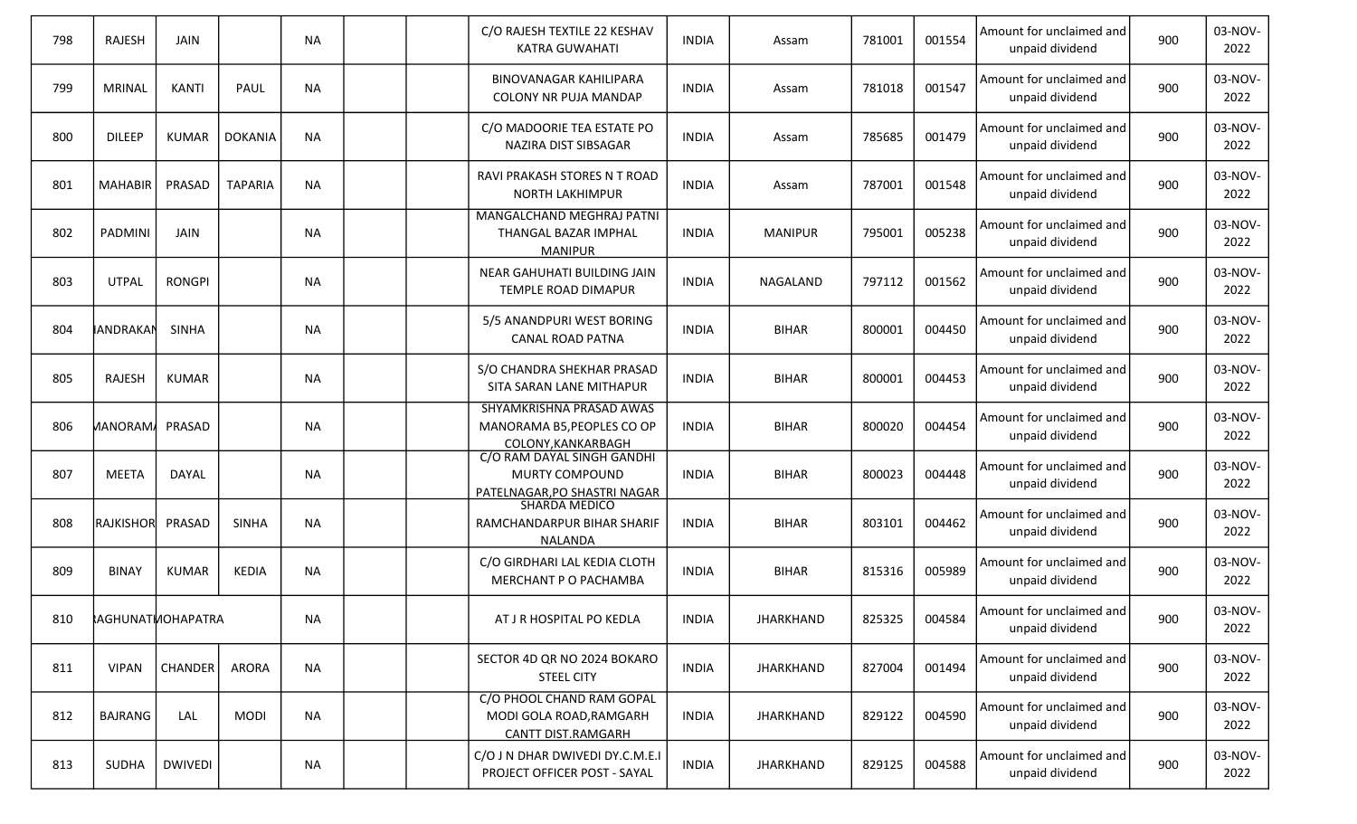| 798 | RAJESH | JAIN | | NA | | | C/O RAJESH TEXTILE 22 KESHAV KATRA GUWAHATI | INDIA | Assam | 781001 | 001554 | Amount for unclaimed and unpaid dividend | 900 | 03-NOV-2022 |
|---|---|---|---|---|---|---|---|---|---|---|---|---|---|---|
| 799 | MRINAL | KANTI | PAUL | NA | | | BINOVANAGAR KAHILIPARA COLONY NR PUJA MANDAP | INDIA | Assam | 781018 | 001547 | Amount for unclaimed and unpaid dividend | 900 | 03-NOV-2022 |
| 800 | DILEEP | KUMAR | DOKANIA | NA | | | C/O MADOORIE TEA ESTATE PO NAZIRA DIST SIBSAGAR | INDIA | Assam | 785685 | 001479 | Amount for unclaimed and unpaid dividend | 900 | 03-NOV-2022 |
| 801 | MAHABIR | PRASAD | TAPARIA | NA | | | RAVI PRAKASH STORES N T ROAD NORTH LAKHIMPUR | INDIA | Assam | 787001 | 001548 | Amount for unclaimed and unpaid dividend | 900 | 03-NOV-2022 |
| 802 | PADMINI | JAIN | | NA | | | MANGALCHAND MEGHRAJ PATNI THANGAL BAZAR IMPHAL MANIPUR | INDIA | MANIPUR | 795001 | 005238 | Amount for unclaimed and unpaid dividend | 900 | 03-NOV-2022 |
| 803 | UTPAL | RONGPI | | NA | | | NEAR GAHUHATI BUILDING JAIN TEMPLE ROAD DIMAPUR | INDIA | NAGALAND | 797112 | 001562 | Amount for unclaimed and unpaid dividend | 900 | 03-NOV-2022 |
| 804 | IANDRAKAN | SINHA | | NA | | | 5/5 ANANDPURI WEST BORING CANAL ROAD PATNA | INDIA | BIHAR | 800001 | 004450 | Amount for unclaimed and unpaid dividend | 900 | 03-NOV-2022 |
| 805 | RAJESH | KUMAR | | NA | | | S/O CHANDRA SHEKHAR PRASAD SITA SARAN LANE MITHAPUR | INDIA | BIHAR | 800001 | 004453 | Amount for unclaimed and unpaid dividend | 900 | 03-NOV-2022 |
| 806 | MANORAM/ | PRASAD | | NA | | | SHYAMKRISHNA PRASAD AWAS MANORAMA B5,PEOPLES CO OP COLONY,KANKARBAGH | INDIA | BIHAR | 800020 | 004454 | Amount for unclaimed and unpaid dividend | 900 | 03-NOV-2022 |
| 807 | MEETA | DAYAL | | NA | | | C/O RAM DAYAL SINGH GANDHI MURTY COMPOUND PATELNAGAR,PO SHASTRI NAGAR | INDIA | BIHAR | 800023 | 004448 | Amount for unclaimed and unpaid dividend | 900 | 03-NOV-2022 |
| 808 | RAJKISHOR | PRASAD | SINHA | NA | | | SHARDA MEDICO RAMCHANDARPUR BIHAR SHARIF NALANDA | INDIA | BIHAR | 803101 | 004462 | Amount for unclaimed and unpaid dividend | 900 | 03-NOV-2022 |
| 809 | BINAY | KUMAR | KEDIA | NA | | | C/O GIRDHARI LAL KEDIA CLOTH MERCHANT P O PACHAMBA | INDIA | BIHAR | 815316 | 005989 | Amount for unclaimed and unpaid dividend | 900 | 03-NOV-2022 |
| 810 | RAGHUNAT | MOHAPATRA | | NA | | | AT J R HOSPITAL PO KEDLA | INDIA | JHARKHAND | 825325 | 004584 | Amount for unclaimed and unpaid dividend | 900 | 03-NOV-2022 |
| 811 | VIPAN | CHANDER | ARORA | NA | | | SECTOR 4D QR NO 2024 BOKARO STEEL CITY | INDIA | JHARKHAND | 827004 | 001494 | Amount for unclaimed and unpaid dividend | 900 | 03-NOV-2022 |
| 812 | BAJRANG | LAL | MODI | NA | | | C/O PHOOL CHAND RAM GOPAL MODI GOLA ROAD,RAMGARH CANTT DIST.RAMGARH | INDIA | JHARKHAND | 829122 | 004590 | Amount for unclaimed and unpaid dividend | 900 | 03-NOV-2022 |
| 813 | SUDHA | DWIVEDI | | NA | | | C/O J N DHAR DWIVEDI DY.C.M.E.I PROJECT OFFICER POST - SAYAL | INDIA | JHARKHAND | 829125 | 004588 | Amount for unclaimed and unpaid dividend | 900 | 03-NOV-2022 |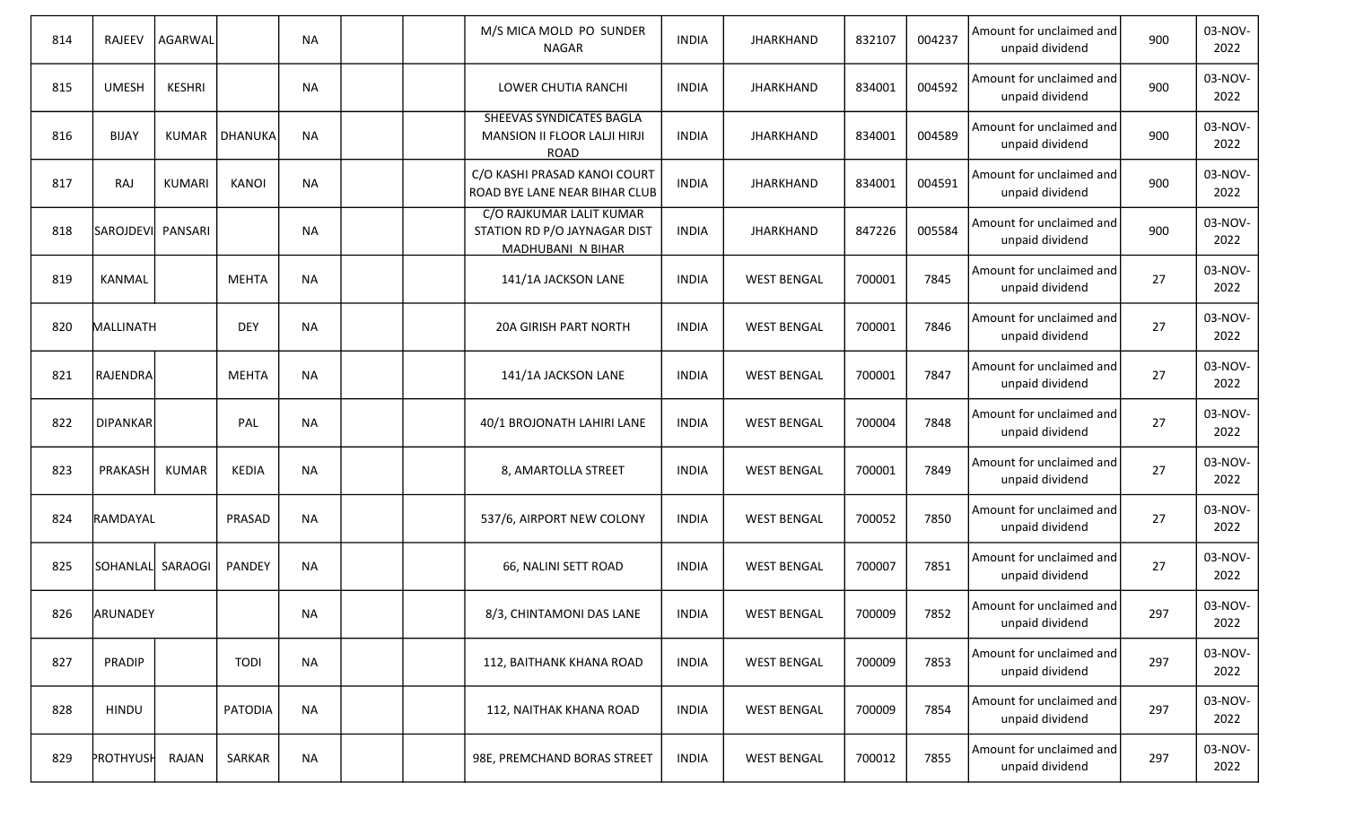| 814 | RAJEEV | AGARWAL | | NA | | | M/S MICA MOLD PO SUNDER NAGAR | INDIA | JHARKHAND | 832107 | 004237 | Amount for unclaimed and unpaid dividend | 900 | 03-NOV-2022 |
|---|---|---|---|---|---|---|---|---|---|---|---|---|---|---|
| 815 | UMESH | KESHRI | | NA | | | LOWER CHUTIA RANCHI | INDIA | JHARKHAND | 834001 | 004592 | Amount for unclaimed and unpaid dividend | 900 | 03-NOV-2022 |
| 816 | BIJAY | KUMAR | DHANUKA | NA | | | SHEEVAS SYNDICATES BAGLA MANSION II FLOOR LALJI HIRJI ROAD | INDIA | JHARKHAND | 834001 | 004589 | Amount for unclaimed and unpaid dividend | 900 | 03-NOV-2022 |
| 817 | RAJ | KUMARI | KANOI | NA | | | C/O KASHI PRASAD KANOI COURT ROAD BYE LANE NEAR BIHAR CLUB | INDIA | JHARKHAND | 834001 | 004591 | Amount for unclaimed and unpaid dividend | 900 | 03-NOV-2022 |
| 818 | SAROJDEVI | PANSARI | | NA | | | C/O RAJKUMAR LALIT KUMAR STATION RD P/O JAYNAGAR DIST MADHUBANI N BIHAR | INDIA | JHARKHAND | 847226 | 005584 | Amount for unclaimed and unpaid dividend | 900 | 03-NOV-2022 |
| 819 | KANMAL | | MEHTA | NA | | | 141/1A JACKSON LANE | INDIA | WEST BENGAL | 700001 | 7845 | Amount for unclaimed and unpaid dividend | 27 | 03-NOV-2022 |
| 820 | MALLINATH | | DEY | NA | | | 20A GIRISH PART NORTH | INDIA | WEST BENGAL | 700001 | 7846 | Amount for unclaimed and unpaid dividend | 27 | 03-NOV-2022 |
| 821 | RAJENDRA | | MEHTA | NA | | | 141/1A JACKSON LANE | INDIA | WEST BENGAL | 700001 | 7847 | Amount for unclaimed and unpaid dividend | 27 | 03-NOV-2022 |
| 822 | DIPANKAR | | PAL | NA | | | 40/1 BROJONATH LAHIRI LANE | INDIA | WEST BENGAL | 700004 | 7848 | Amount for unclaimed and unpaid dividend | 27 | 03-NOV-2022 |
| 823 | PRAKASH | KUMAR | KEDIA | NA | | | 8, AMARTOLLA STREET | INDIA | WEST BENGAL | 700001 | 7849 | Amount for unclaimed and unpaid dividend | 27 | 03-NOV-2022 |
| 824 | RAMDAYAL | | PRASAD | NA | | | 537/6, AIRPORT NEW COLONY | INDIA | WEST BENGAL | 700052 | 7850 | Amount for unclaimed and unpaid dividend | 27 | 03-NOV-2022 |
| 825 | SOHANLAL | SARAOGI | PANDEY | NA | | | 66, NALINI SETT ROAD | INDIA | WEST BENGAL | 700007 | 7851 | Amount for unclaimed and unpaid dividend | 27 | 03-NOV-2022 |
| 826 | ARUNADEY | | | NA | | | 8/3, CHINTAMONI DAS LANE | INDIA | WEST BENGAL | 700009 | 7852 | Amount for unclaimed and unpaid dividend | 297 | 03-NOV-2022 |
| 827 | PRADIP | | TODI | NA | | | 112, BAITHANK KHANA ROAD | INDIA | WEST BENGAL | 700009 | 7853 | Amount for unclaimed and unpaid dividend | 297 | 03-NOV-2022 |
| 828 | HINDU | | PATODIA | NA | | | 112, NAITHAK KHANA ROAD | INDIA | WEST BENGAL | 700009 | 7854 | Amount for unclaimed and unpaid dividend | 297 | 03-NOV-2022 |
| 829 | PROTHYUSH | RAJAN | SARKAR | NA | | | 98E, PREMCHAND BORAS STREET | INDIA | WEST BENGAL | 700012 | 7855 | Amount for unclaimed and unpaid dividend | 297 | 03-NOV-2022 |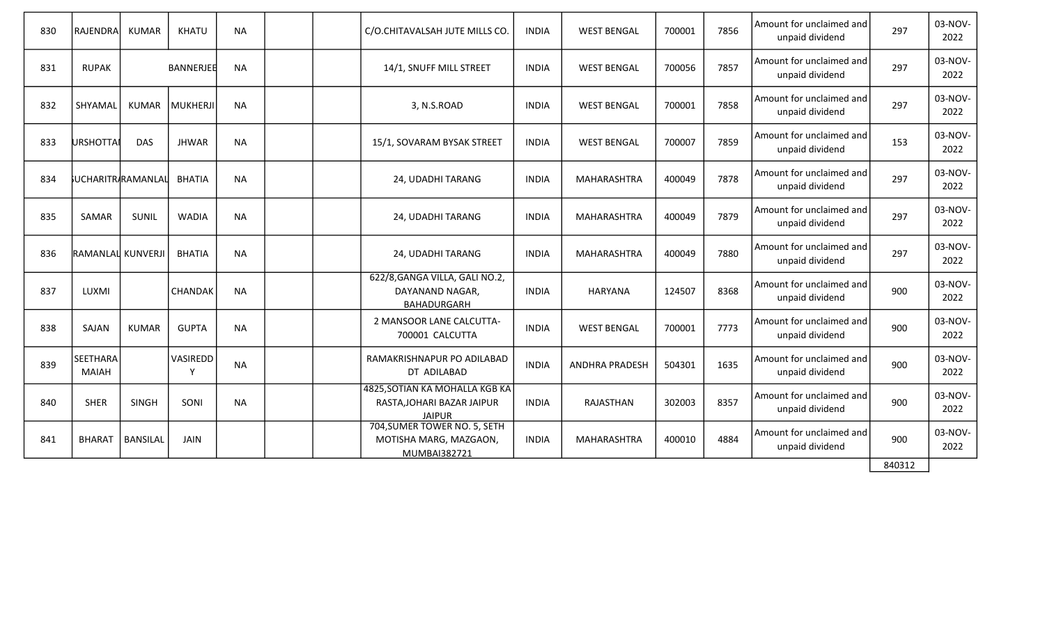| | | | | | | | | | | | | | | |
|---|---|---|---|---|---|---|---|---|---|---|---|---|---|---|
| 830 | RAJENDRA | KUMAR | KHATU | NA | | | C/O.CHITAVALSAH JUTE MILLS CO. | INDIA | WEST BENGAL | 700001 | 7856 | Amount for unclaimed and unpaid dividend | 297 | 03-NOV-2022 |
| 831 | RUPAK | | BANNERJEE | NA | | | 14/1, SNUFF MILL STREET | INDIA | WEST BENGAL | 700056 | 7857 | Amount for unclaimed and unpaid dividend | 297 | 03-NOV-2022 |
| 832 | SHYAMAL | KUMAR | MUKHERJI | NA | | | 3, N.S.ROAD | INDIA | WEST BENGAL | 700001 | 7858 | Amount for unclaimed and unpaid dividend | 297 | 03-NOV-2022 |
| 833 | URSHOTTAI | DAS | JHWAR | NA | | | 15/1, SOVARAM BYSAK STREET | INDIA | WEST BENGAL | 700007 | 7859 | Amount for unclaimed and unpaid dividend | 153 | 03-NOV-2022 |
| 834 | UCHARITR | RAMANLAL | BHATIA | NA | | | 24, UDADHI TARANG | INDIA | MAHARASHTRA | 400049 | 7878 | Amount for unclaimed and unpaid dividend | 297 | 03-NOV-2022 |
| 835 | SAMAR | SUNIL | WADIA | NA | | | 24, UDADHI TARANG | INDIA | MAHARASHTRA | 400049 | 7879 | Amount for unclaimed and unpaid dividend | 297 | 03-NOV-2022 |
| 836 | RAMANLAL | KUNVERJI | BHATIA | NA | | | 24, UDADHI TARANG | INDIA | MAHARASHTRA | 400049 | 7880 | Amount for unclaimed and unpaid dividend | 297 | 03-NOV-2022 |
| 837 | LUXMI | | CHANDAK | NA | | | 622/8,GANGA VILLA, GALI NO.2, DAYANAND NAGAR, BAHADURGARH | INDIA | HARYANA | 124507 | 8368 | Amount for unclaimed and unpaid dividend | 900 | 03-NOV-2022 |
| 838 | SAJAN | KUMAR | GUPTA | NA | | | 2 MANSOOR LANE CALCUTTA-700001 CALCUTTA | INDIA | WEST BENGAL | 700001 | 7773 | Amount for unclaimed and unpaid dividend | 900 | 03-NOV-2022 |
| 839 | SEETHARA MAIAH | | VASIREDDY | NA | | | RAMAKRISHNAPUR PO ADILABAD DT ADILABAD | INDIA | ANDHRA PRADESH | 504301 | 1635 | Amount for unclaimed and unpaid dividend | 900 | 03-NOV-2022 |
| 840 | SHER | SINGH | SONI | NA | | | 4825,SOTIAN KA MOHALLA KGB KA RASTA,JOHARI BAZAR JAIPUR JAIPUR | INDIA | RAJASTHAN | 302003 | 8357 | Amount for unclaimed and unpaid dividend | 900 | 03-NOV-2022 |
| 841 | BHARAT | BANSILAL | JAIN | | | | 704,SUMER TOWER NO. 5, SETH MOTISHA MARG, MAZGAON, MUMBAI382721 | INDIA | MAHARASHTRA | 400010 | 4884 | Amount for unclaimed and unpaid dividend | 900 | 03-NOV-2022 |
| | | | | | | | | | | | | | 840312 | |